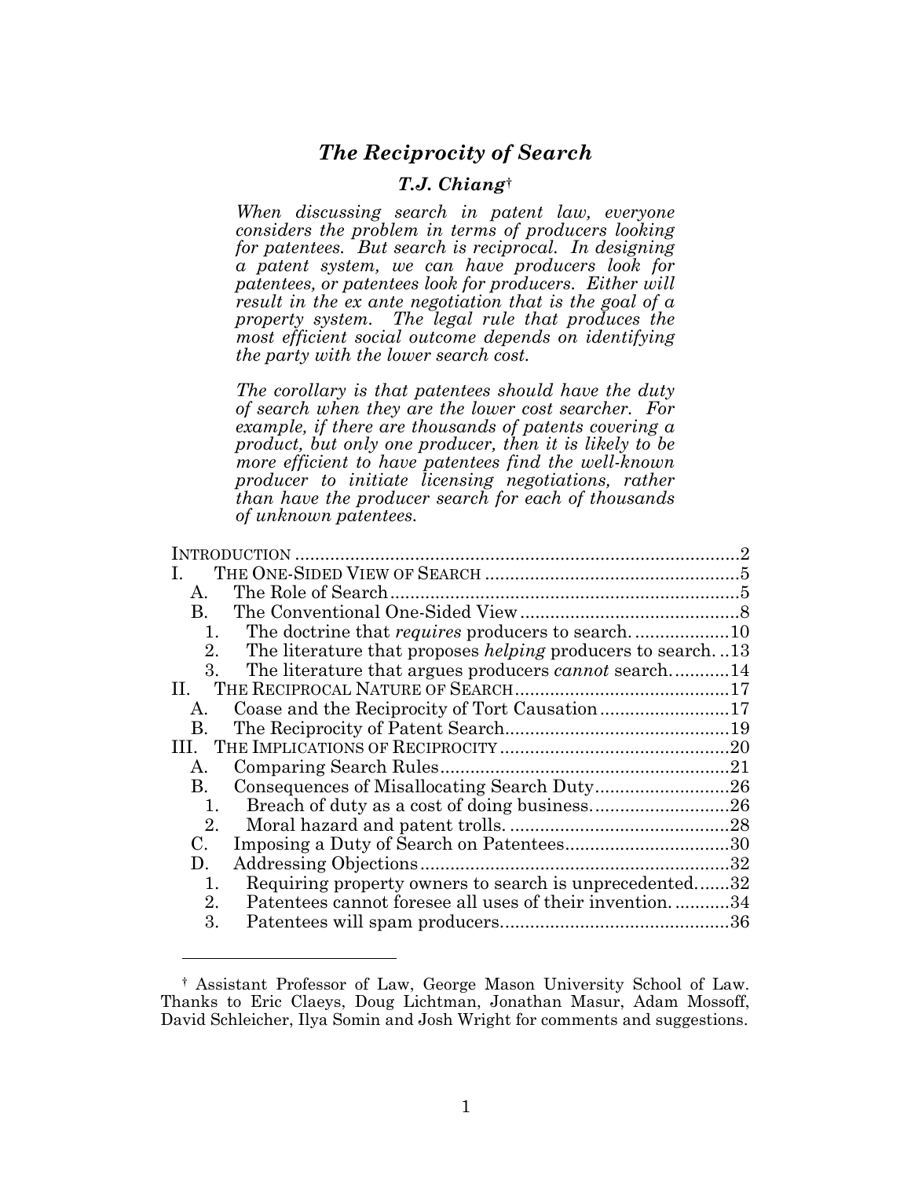# *The Reciprocity of Search*

### *T.J. Chiang*[†]

*When discussing search in patent law, everyone considers the problem in terms of producers looking for patentees. But search is reciprocal. In designing a patent system, we can have producers look for patentees, or patentees look for producers. Either will result in the ex ante negotiation that is the goal of a property system. The legal rule that produces the most efficient social outcome depends on identifying the party with the lower search cost.*

*The corollary is that patentees should have the duty of search when they are the lower cost searcher. For example, if there are thousands of patents covering a product, but only one producer, then it is likely to be more efficient to have patentees find the well-known producer to initiate licensing negotiations, rather than have the producer search for each of thousands of unknown patentees.*

INTRODUCTION ....................................................................................2
I. THE ONE-SIDED VIEW OF SEARCH ..................................................5
  A. The Role of Search .....................................................................5
  B. The Conventional One-Sided View ............................................8
    1. The doctrine that *requires* producers to search. ...................10
    2. The literature that proposes *helping* producers to search. ..13
    3. The literature that argues producers *cannot* search. ...........14
II. THE RECIPROCAL NATURE OF SEARCH ..........................................17
  A. Coase and the Reciprocity of Tort Causation ..........................17
  B. The Reciprocity of Patent Search .............................................19
III. THE IMPLICATIONS OF RECIPROCITY ..............................................20
  A. Comparing Search Rules ...........................................................21
  B. Consequences of Misallocating Search Duty ...........................26
    1. Breach of duty as a cost of doing business. ...........................26
    2. Moral hazard and patent trolls. ............................................28
  C. Imposing a Duty of Search on Patentees .................................30
  D. Addressing Objections .............................................................32
    1. Requiring property owners to search is unprecedented. ......32
    2. Patentees cannot foresee all uses of their invention. ...........34
    3. Patentees will spam producers. ............................................36

---

[†] Assistant Professor of Law, George Mason University School of Law. Thanks to Eric Claeys, Doug Lichtman, Jonathan Masur, Adam Mossoff, David Schleicher, Ilya Somin and Josh Wright for comments and suggestions.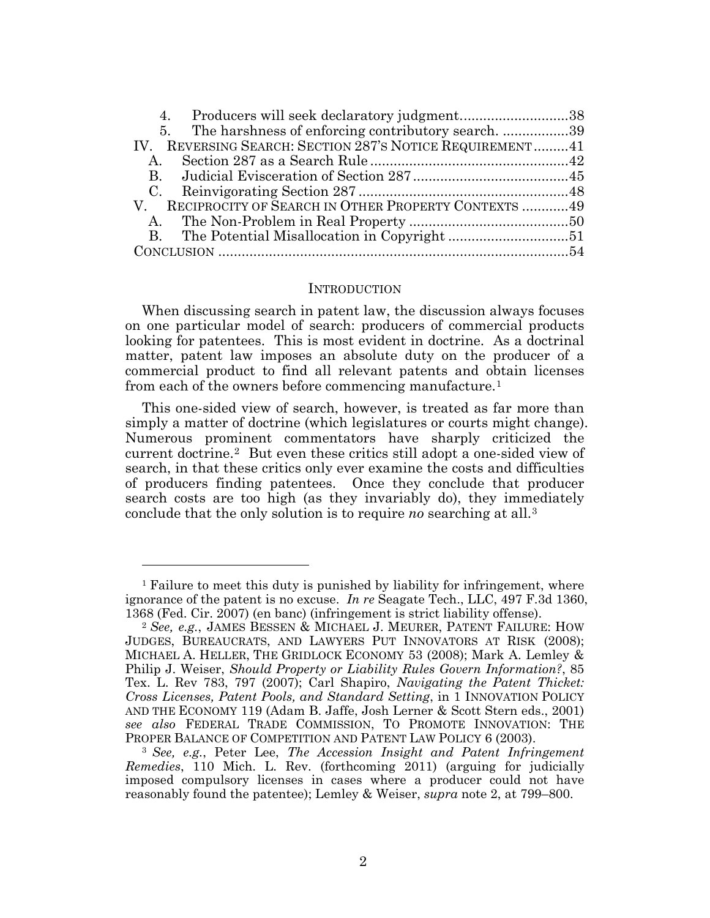4. Producers will seek declaratory judgment...........................38
5. The harshness of enforcing contributory search. .................39

IV. REVERSING SEARCH: SECTION 287'S NOTICE REQUIREMENT.........41
- A. Section 287 as a Search Rule...................................................42
- B. Judicial Evisceration of Section 287........................................45
- C. Reinvigorating Section 287......................................................48

V. RECIPROCITY OF SEARCH IN OTHER PROPERTY CONTEXTS ............49
- A. The Non-Problem in Real Property.........................................50
- B. The Potential Misallocation in Copyright ...............................51

CONCLUSION ..........................................................................................54

## INTRODUCTION

When discussing search in patent law, the discussion always focuses on one particular model of search: producers of commercial products looking for patentees. This is most evident in doctrine. As a doctrinal matter, patent law imposes an absolute duty on the producer of a commercial product to find all relevant patents and obtain licenses from each of the owners before commencing manufacture.[1]

This one-sided view of search, however, is treated as far more than simply a matter of doctrine (which legislatures or courts might change). Numerous prominent commentators have sharply criticized the current doctrine.[2] But even these critics still adopt a one-sided view of search, in that these critics only ever examine the costs and difficulties of producers finding patentees. Once they conclude that producer search costs are too high (as they invariably do), they immediately conclude that the only solution is to require *no* searching at all.[3]

---

[1] Failure to meet this duty is punished by liability for infringement, where ignorance of the patent is no excuse. *In re* Seagate Tech., LLC, 497 F.3d 1360, 1368 (Fed. Cir. 2007) (en banc) (infringement is strict liability offense).

[2] *See, e.g.*, JAMES BESSEN & MICHAEL J. MEURER, PATENT FAILURE: HOW JUDGES, BUREAUCRATS, AND LAWYERS PUT INNOVATORS AT RISK (2008); MICHAEL A. HELLER, THE GRIDLOCK ECONOMY 53 (2008); Mark A. Lemley & Philip J. Weiser, *Should Property or Liability Rules Govern Information?*, 85 Tex. L. Rev 783, 797 (2007); Carl Shapiro, *Navigating the Patent Thicket: Cross Licenses, Patent Pools, and Standard Setting*, in 1 INNOVATION POLICY AND THE ECONOMY 119 (Adam B. Jaffe, Josh Lerner & Scott Stern eds., 2001) *see also* FEDERAL TRADE COMMISSION, TO PROMOTE INNOVATION: THE PROPER BALANCE OF COMPETITION AND PATENT LAW POLICY 6 (2003).

[3] *See, e.g.*, Peter Lee, *The Accession Insight and Patent Infringement Remedies*, 110 Mich. L. Rev. (forthcoming 2011) (arguing for judicially imposed compulsory licenses in cases where a producer could not have reasonably found the patentee); Lemley & Weiser, *supra* note 2, at 799–800.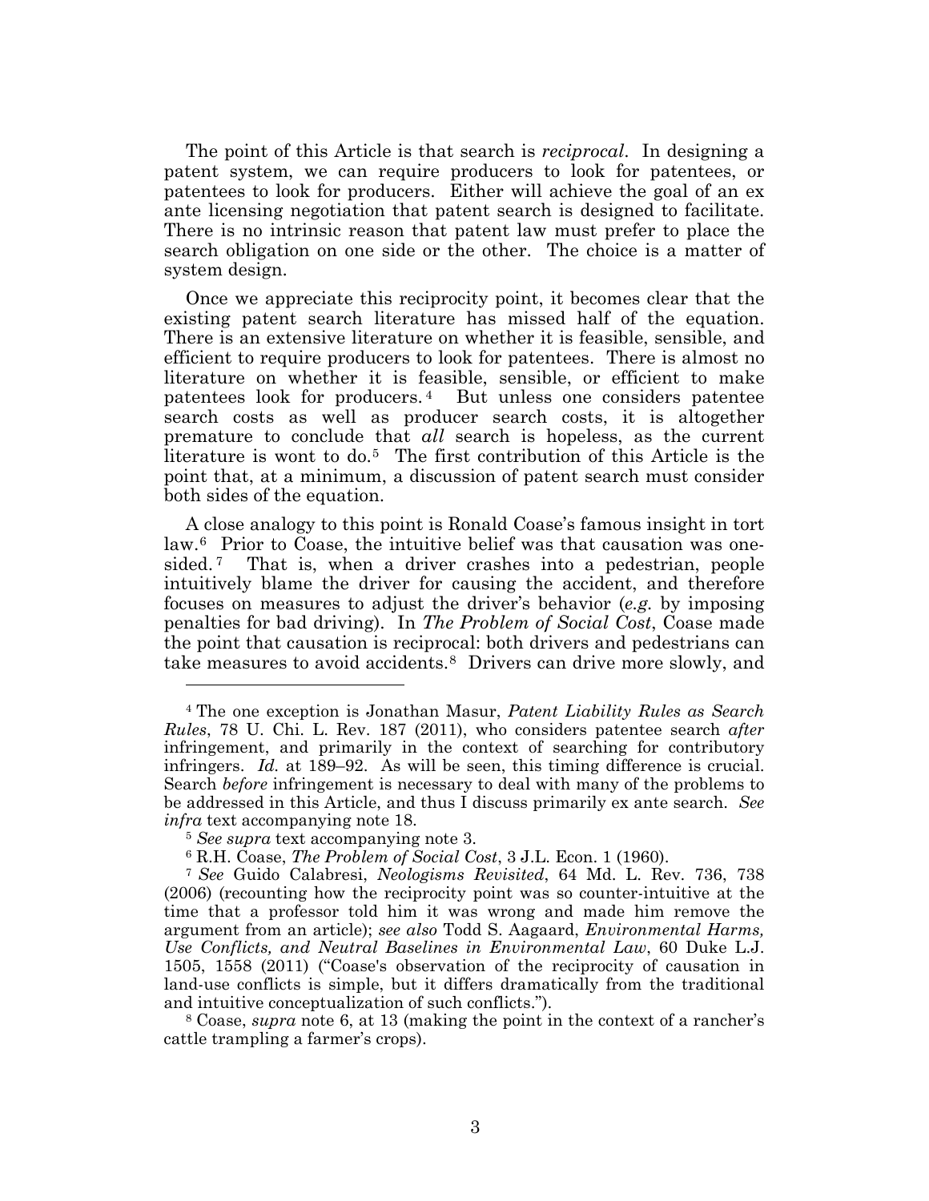The point of this Article is that search is *reciprocal*. In designing a patent system, we can require producers to look for patentees, or patentees to look for producers. Either will achieve the goal of an ex ante licensing negotiation that patent search is designed to facilitate. There is no intrinsic reason that patent law must prefer to place the search obligation on one side or the other. The choice is a matter of system design.

Once we appreciate this reciprocity point, it becomes clear that the existing patent search literature has missed half of the equation. There is an extensive literature on whether it is feasible, sensible, and efficient to require producers to look for patentees. There is almost no literature on whether it is feasible, sensible, or efficient to make patentees look for producers.[4] But unless one considers patentee search costs as well as producer search costs, it is altogether premature to conclude that *all* search is hopeless, as the current literature is wont to do.[5] The first contribution of this Article is the point that, at a minimum, a discussion of patent search must consider both sides of the equation.

A close analogy to this point is Ronald Coase's famous insight in tort law.[6] Prior to Coase, the intuitive belief was that causation was one-sided.[7] That is, when a driver crashes into a pedestrian, people intuitively blame the driver for causing the accident, and therefore focuses on measures to adjust the driver's behavior (*e.g.* by imposing penalties for bad driving). In *The Problem of Social Cost*, Coase made the point that causation is reciprocal: both drivers and pedestrians can take measures to avoid accidents.[8] Drivers can drive more slowly, and

---

[4] The one exception is Jonathan Masur, *Patent Liability Rules as Search Rules*, 78 U. Chi. L. Rev. 187 (2011), who considers patentee search *after* infringement, and primarily in the context of searching for contributory infringers. *Id.* at 189–92. As will be seen, this timing difference is crucial. Search *before* infringement is necessary to deal with many of the problems to be addressed in this Article, and thus I discuss primarily ex ante search. *See infra* text accompanying note 18.

[5] *See supra* text accompanying note 3.

[6] R.H. Coase, *The Problem of Social Cost*, 3 J.L. Econ. 1 (1960).

[7] *See* Guido Calabresi, *Neologisms Revisited*, 64 Md. L. Rev. 736, 738 (2006) (recounting how the reciprocity point was so counter-intuitive at the time that a professor told him it was wrong and made him remove the argument from an article); *see also* Todd S. Aagaard, *Environmental Harms, Use Conflicts, and Neutral Baselines in Environmental Law*, 60 Duke L.J. 1505, 1558 (2011) ("Coase's observation of the reciprocity of causation in land-use conflicts is simple, but it differs dramatically from the traditional and intuitive conceptualization of such conflicts.").

[8] Coase, *supra* note 6, at 13 (making the point in the context of a rancher's cattle trampling a farmer's crops).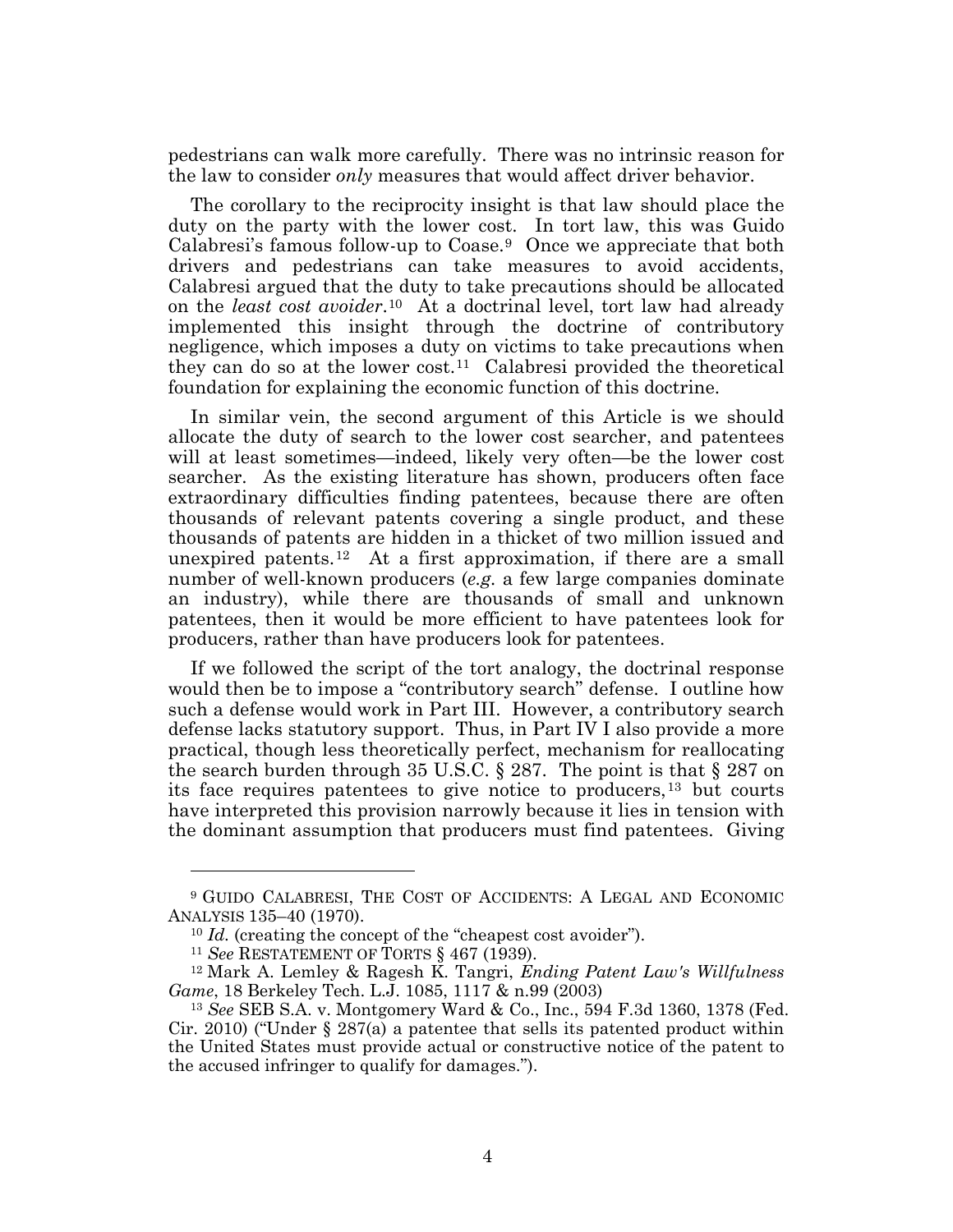pedestrians can walk more carefully. There was no intrinsic reason for the law to consider *only* measures that would affect driver behavior.

The corollary to the reciprocity insight is that law should place the duty on the party with the lower cost. In tort law, this was Guido Calabresi's famous follow-up to Coase.[9] Once we appreciate that both drivers and pedestrians can take measures to avoid accidents, Calabresi argued that the duty to take precautions should be allocated on the *least cost avoider*.[10] At a doctrinal level, tort law had already implemented this insight through the doctrine of contributory negligence, which imposes a duty on victims to take precautions when they can do so at the lower cost.[11] Calabresi provided the theoretical foundation for explaining the economic function of this doctrine.

In similar vein, the second argument of this Article is we should allocate the duty of search to the lower cost searcher, and patentees will at least sometimes—indeed, likely very often—be the lower cost searcher. As the existing literature has shown, producers often face extraordinary difficulties finding patentees, because there are often thousands of relevant patents covering a single product, and these thousands of patents are hidden in a thicket of two million issued and unexpired patents.[12] At a first approximation, if there are a small number of well-known producers (*e.g.* a few large companies dominate an industry), while there are thousands of small and unknown patentees, then it would be more efficient to have patentees look for producers, rather than have producers look for patentees.

If we followed the script of the tort analogy, the doctrinal response would then be to impose a "contributory search" defense. I outline how such a defense would work in Part III. However, a contributory search defense lacks statutory support. Thus, in Part IV I also provide a more practical, though less theoretically perfect, mechanism for reallocating the search burden through 35 U.S.C. § 287. The point is that § 287 on its face requires patentees to give notice to producers,[13] but courts have interpreted this provision narrowly because it lies in tension with the dominant assumption that producers must find patentees. Giving

---

[9] GUIDO CALABRESI, THE COST OF ACCIDENTS: A LEGAL AND ECONOMIC ANALYSIS 135–40 (1970).

[10] *Id.* (creating the concept of the "cheapest cost avoider").

[11] *See* RESTATEMENT OF TORTS § 467 (1939).

[12] Mark A. Lemley & Ragesh K. Tangri, *Ending Patent Law's Willfulness Game*, 18 Berkeley Tech. L.J. 1085, 1117 & n.99 (2003)

[13] *See* SEB S.A. v. Montgomery Ward & Co., Inc., 594 F.3d 1360, 1378 (Fed. Cir. 2010) ("Under § 287(a) a patentee that sells its patented product within the United States must provide actual or constructive notice of the patent to the accused infringer to qualify for damages.").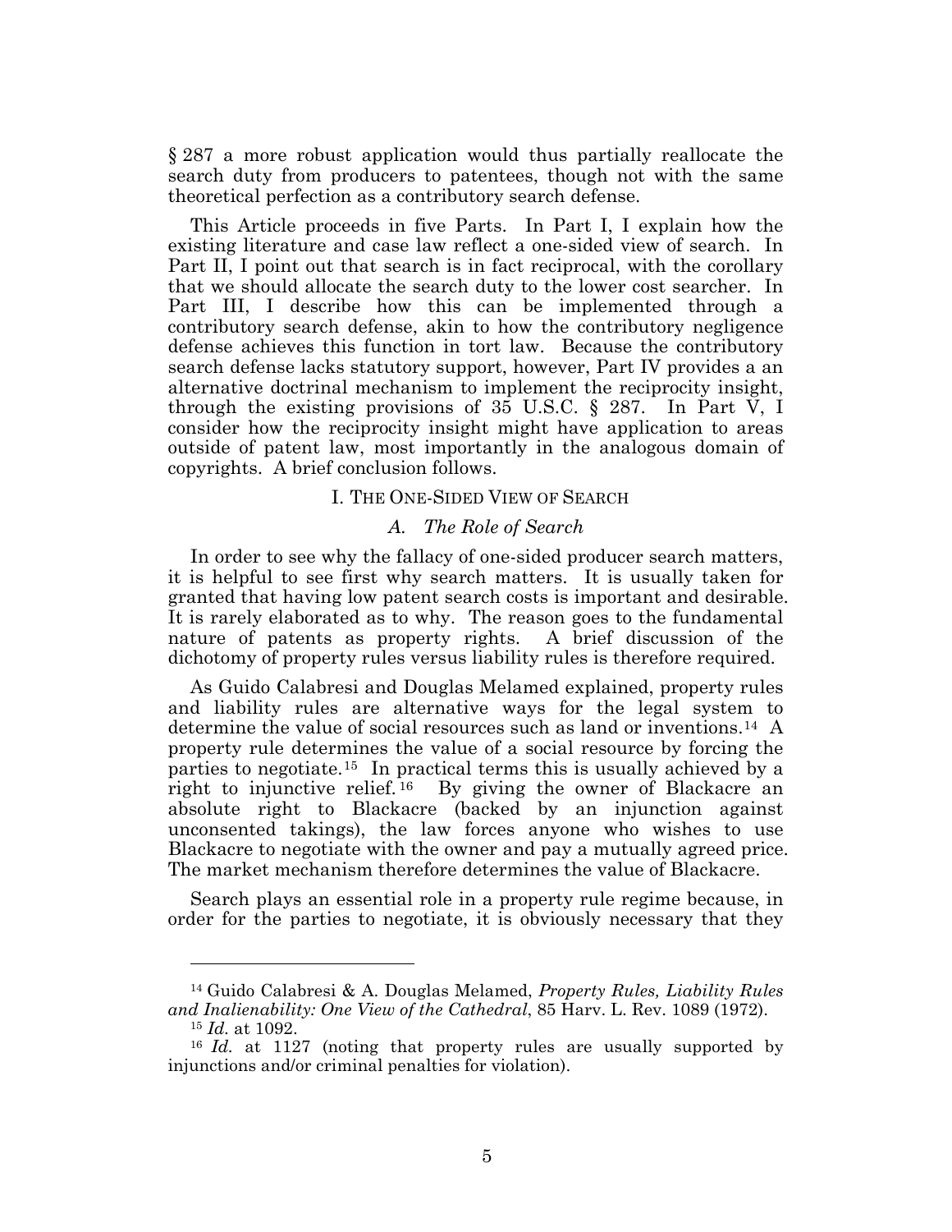§ 287 a more robust application would thus partially reallocate the search duty from producers to patentees, though not with the same theoretical perfection as a contributory search defense.

This Article proceeds in five Parts. In Part I, I explain how the existing literature and case law reflect a one-sided view of search. In Part II, I point out that search is in fact reciprocal, with the corollary that we should allocate the search duty to the lower cost searcher. In Part III, I describe how this can be implemented through a contributory search defense, akin to how the contributory negligence defense achieves this function in tort law. Because the contributory search defense lacks statutory support, however, Part IV provides a an alternative doctrinal mechanism to implement the reciprocity insight, through the existing provisions of 35 U.S.C. § 287. In Part V, I consider how the reciprocity insight might have application to areas outside of patent law, most importantly in the analogous domain of copyrights. A brief conclusion follows.

## I. The One-Sided View of Search

### *A. The Role of Search*

In order to see why the fallacy of one-sided producer search matters, it is helpful to see first why search matters. It is usually taken for granted that having low patent search costs is important and desirable. It is rarely elaborated as to why. The reason goes to the fundamental nature of patents as property rights. A brief discussion of the dichotomy of property rules versus liability rules is therefore required.

As Guido Calabresi and Douglas Melamed explained, property rules and liability rules are alternative ways for the legal system to determine the value of social resources such as land or inventions.[14] A property rule determines the value of a social resource by forcing the parties to negotiate.[15] In practical terms this is usually achieved by a right to injunctive relief.[16] By giving the owner of Blackacre an absolute right to Blackacre (backed by an injunction against unconsented takings), the law forces anyone who wishes to use Blackacre to negotiate with the owner and pay a mutually agreed price. The market mechanism therefore determines the value of Blackacre.

Search plays an essential role in a property rule regime because, in order for the parties to negotiate, it is obviously necessary that they

---

[14] Guido Calabresi & A. Douglas Melamed, *Property Rules, Liability Rules and Inalienability: One View of the Cathedral*, 85 Harv. L. Rev. 1089 (1972).

[15] *Id.* at 1092.

[16] *Id.* at 1127 (noting that property rules are usually supported by injunctions and/or criminal penalties for violation).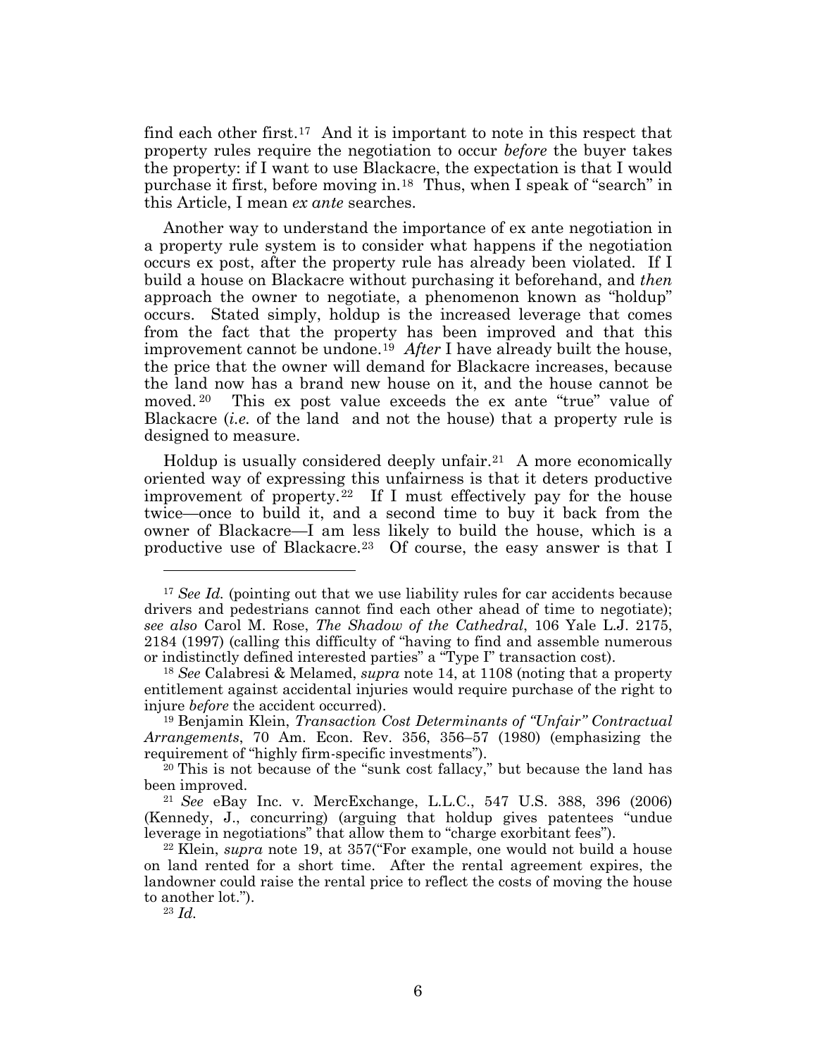find each other first.[17] And it is important to note in this respect that property rules require the negotiation to occur *before* the buyer takes the property: if I want to use Blackacre, the expectation is that I would purchase it first, before moving in.[18] Thus, when I speak of "search" in this Article, I mean *ex ante* searches.

Another way to understand the importance of ex ante negotiation in a property rule system is to consider what happens if the negotiation occurs ex post, after the property rule has already been violated. If I build a house on Blackacre without purchasing it beforehand, and *then* approach the owner to negotiate, a phenomenon known as "holdup" occurs. Stated simply, holdup is the increased leverage that comes from the fact that the property has been improved and that this improvement cannot be undone.[19] *After* I have already built the house, the price that the owner will demand for Blackacre increases, because the land now has a brand new house on it, and the house cannot be moved.[20] This ex post value exceeds the ex ante "true" value of Blackacre (*i.e.* of the land and not the house) that a property rule is designed to measure.

Holdup is usually considered deeply unfair.[21] A more economically oriented way of expressing this unfairness is that it deters productive improvement of property.[22] If I must effectively pay for the house twice—once to build it, and a second time to buy it back from the owner of Blackacre—I am less likely to build the house, which is a productive use of Blackacre.[23] Of course, the easy answer is that I

---

[17] *See Id.* (pointing out that we use liability rules for car accidents because drivers and pedestrians cannot find each other ahead of time to negotiate); *see also* Carol M. Rose, *The Shadow of the Cathedral*, 106 Yale L.J. 2175, 2184 (1997) (calling this difficulty of "having to find and assemble numerous or indistinctly defined interested parties" a "Type I" transaction cost).

[18] *See* Calabresi & Melamed, *supra* note 14, at 1108 (noting that a property entitlement against accidental injuries would require purchase of the right to injure *before* the accident occurred).

[19] Benjamin Klein, *Transaction Cost Determinants of "Unfair" Contractual Arrangements*, 70 Am. Econ. Rev. 356, 356–57 (1980) (emphasizing the requirement of "highly firm-specific investments").

[20] This is not because of the "sunk cost fallacy," but because the land has been improved.

[21] *See* eBay Inc. v. MercExchange, L.L.C., 547 U.S. 388, 396 (2006) (Kennedy, J., concurring) (arguing that holdup gives patentees "undue leverage in negotiations" that allow them to "charge exorbitant fees").

[22] Klein, *supra* note 19, at 357("For example, one would not build a house on land rented for a short time. After the rental agreement expires, the landowner could raise the rental price to reflect the costs of moving the house to another lot.").

[23] *Id.*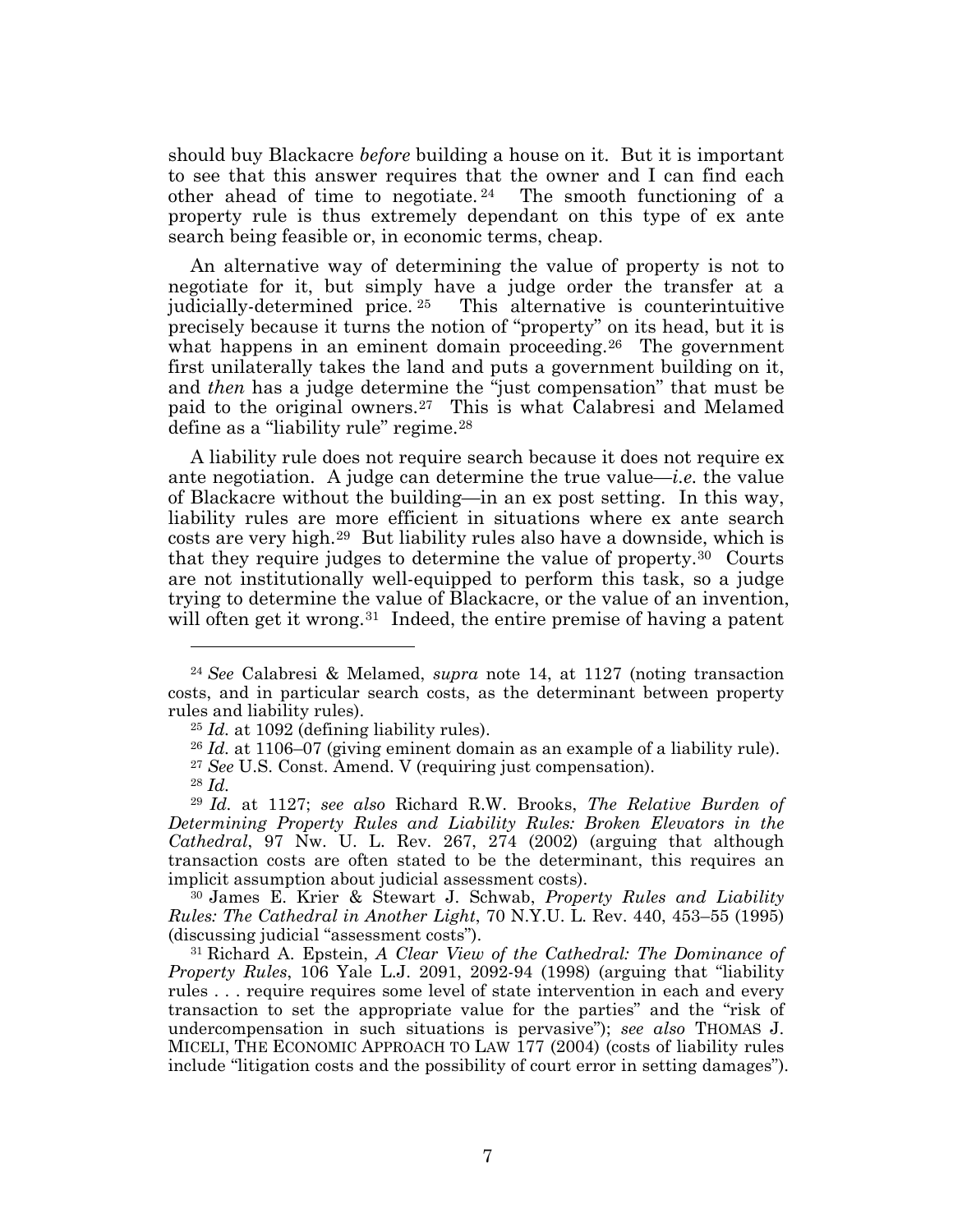should buy Blackacre *before* building a house on it. But it is important to see that this answer requires that the owner and I can find each other ahead of time to negotiate.[24] The smooth functioning of a property rule is thus extremely dependant on this type of ex ante search being feasible or, in economic terms, cheap.

An alternative way of determining the value of property is not to negotiate for it, but simply have a judge order the transfer at a judicially-determined price.[25] This alternative is counterintuitive precisely because it turns the notion of "property" on its head, but it is what happens in an eminent domain proceeding.[26] The government first unilaterally takes the land and puts a government building on it, and *then* has a judge determine the "just compensation" that must be paid to the original owners.[27] This is what Calabresi and Melamed define as a "liability rule" regime.[28]

A liability rule does not require search because it does not require ex ante negotiation. A judge can determine the true value—*i.e.* the value of Blackacre without the building—in an ex post setting. In this way, liability rules are more efficient in situations where ex ante search costs are very high.[29] But liability rules also have a downside, which is that they require judges to determine the value of property.[30] Courts are not institutionally well-equipped to perform this task, so a judge trying to determine the value of Blackacre, or the value of an invention, will often get it wrong.[31] Indeed, the entire premise of having a patent

---

[24] *See* Calabresi & Melamed, *supra* note 14, at 1127 (noting transaction costs, and in particular search costs, as the determinant between property rules and liability rules).

[25] *Id.* at 1092 (defining liability rules).

[26] *Id.* at 1106–07 (giving eminent domain as an example of a liability rule).

[27] *See* U.S. Const. Amend. V (requiring just compensation).

[28] *Id.*

[29] *Id.* at 1127; *see also* Richard R.W. Brooks, *The Relative Burden of Determining Property Rules and Liability Rules: Broken Elevators in the Cathedral*, 97 Nw. U. L. Rev. 267, 274 (2002) (arguing that although transaction costs are often stated to be the determinant, this requires an implicit assumption about judicial assessment costs).

[30] James E. Krier & Stewart J. Schwab, *Property Rules and Liability Rules: The Cathedral in Another Light*, 70 N.Y.U. L. Rev. 440, 453–55 (1995) (discussing judicial "assessment costs").

[31] Richard A. Epstein, *A Clear View of the Cathedral: The Dominance of Property Rules*, 106 Yale L.J. 2091, 2092-94 (1998) (arguing that "liability rules . . . require requires some level of state intervention in each and every transaction to set the appropriate value for the parties" and the "risk of undercompensation in such situations is pervasive"); *see also* THOMAS J. MICELI, THE ECONOMIC APPROACH TO LAW 177 (2004) (costs of liability rules include "litigation costs and the possibility of court error in setting damages").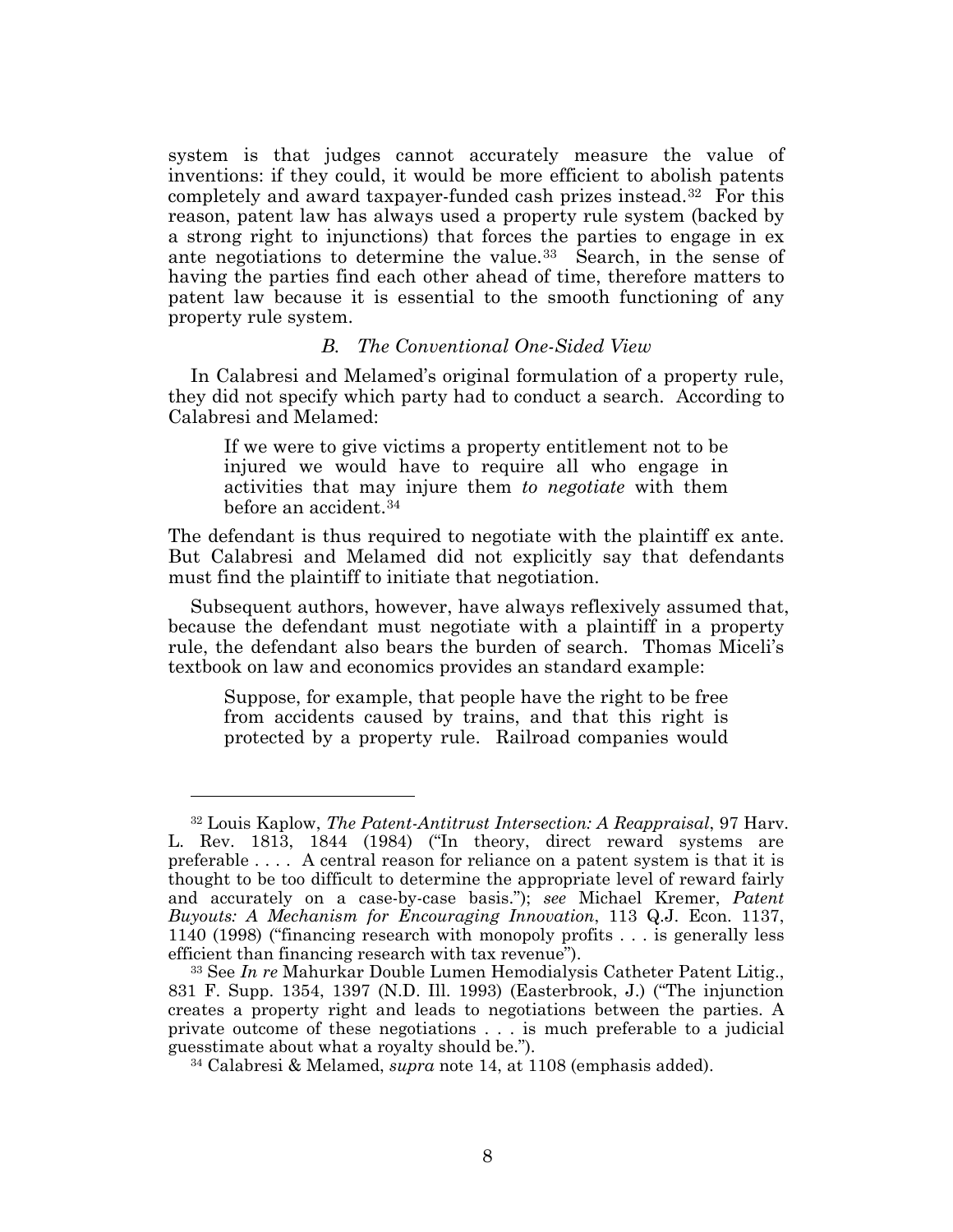system is that judges cannot accurately measure the value of inventions: if they could, it would be more efficient to abolish patents completely and award taxpayer-funded cash prizes instead.[32] For this reason, patent law has always used a property rule system (backed by a strong right to injunctions) that forces the parties to engage in ex ante negotiations to determine the value.[33] Search, in the sense of having the parties find each other ahead of time, therefore matters to patent law because it is essential to the smooth functioning of any property rule system.

### *B. The Conventional One-Sided View*

In Calabresi and Melamed's original formulation of a property rule, they did not specify which party had to conduct a search. According to Calabresi and Melamed:

> If we were to give victims a property entitlement not to be injured we would have to require all who engage in activities that may injure them *to negotiate* with them before an accident.[34]

The defendant is thus required to negotiate with the plaintiff ex ante. But Calabresi and Melamed did not explicitly say that defendants must find the plaintiff to initiate that negotiation.

Subsequent authors, however, have always reflexively assumed that, because the defendant must negotiate with a plaintiff in a property rule, the defendant also bears the burden of search. Thomas Miceli's textbook on law and economics provides an standard example:

> Suppose, for example, that people have the right to be free from accidents caused by trains, and that this right is protected by a property rule. Railroad companies would

---

[32] Louis Kaplow, *The Patent-Antitrust Intersection: A Reappraisal*, 97 Harv. L. Rev. 1813, 1844 (1984) ("In theory, direct reward systems are preferable . . . . A central reason for reliance on a patent system is that it is thought to be too difficult to determine the appropriate level of reward fairly and accurately on a case-by-case basis."); *see* Michael Kremer, *Patent Buyouts: A Mechanism for Encouraging Innovation*, 113 Q.J. Econ. 1137, 1140 (1998) ("financing research with monopoly profits . . . is generally less efficient than financing research with tax revenue").

[33] See *In re* Mahurkar Double Lumen Hemodialysis Catheter Patent Litig., 831 F. Supp. 1354, 1397 (N.D. Ill. 1993) (Easterbrook, J.) ("The injunction creates a property right and leads to negotiations between the parties. A private outcome of these negotiations . . . is much preferable to a judicial guesstimate about what a royalty should be.").

[34] Calabresi & Melamed, *supra* note 14, at 1108 (emphasis added).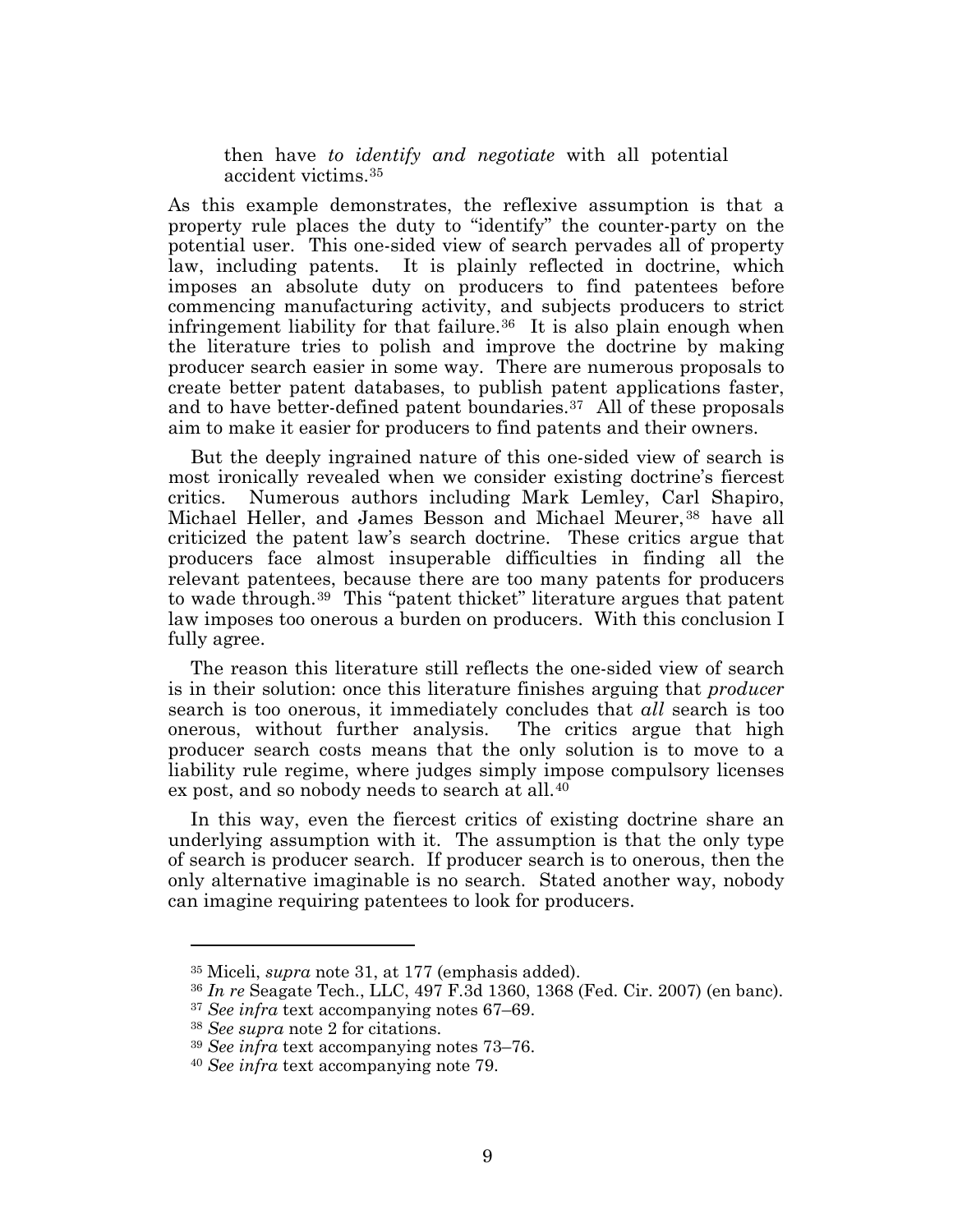> then have *to identify and negotiate* with all potential accident victims.[35]

As this example demonstrates, the reflexive assumption is that a property rule places the duty to "identify" the counter-party on the potential user. This one-sided view of search pervades all of property law, including patents. It is plainly reflected in doctrine, which imposes an absolute duty on producers to find patentees before commencing manufacturing activity, and subjects producers to strict infringement liability for that failure.[36] It is also plain enough when the literature tries to polish and improve the doctrine by making producer search easier in some way. There are numerous proposals to create better patent databases, to publish patent applications faster, and to have better-defined patent boundaries.[37] All of these proposals aim to make it easier for producers to find patents and their owners.

But the deeply ingrained nature of this one-sided view of search is most ironically revealed when we consider existing doctrine's fiercest critics. Numerous authors including Mark Lemley, Carl Shapiro, Michael Heller, and James Besson and Michael Meurer,[38] have all criticized the patent law's search doctrine. These critics argue that producers face almost insuperable difficulties in finding all the relevant patentees, because there are too many patents for producers to wade through.[39] This "patent thicket" literature argues that patent law imposes too onerous a burden on producers. With this conclusion I fully agree.

The reason this literature still reflects the one-sided view of search is in their solution: once this literature finishes arguing that *producer* search is too onerous, it immediately concludes that *all* search is too onerous, without further analysis. The critics argue that high producer search costs means that the only solution is to move to a liability rule regime, where judges simply impose compulsory licenses ex post, and so nobody needs to search at all.[40]

In this way, even the fiercest critics of existing doctrine share an underlying assumption with it. The assumption is that the only type of search is producer search. If producer search is to onerous, then the only alternative imaginable is no search. Stated another way, nobody can imagine requiring patentees to look for producers.

---

[35] Miceli, *supra* note 31, at 177 (emphasis added).

[36] *In re* Seagate Tech., LLC, 497 F.3d 1360, 1368 (Fed. Cir. 2007) (en banc).

[37] *See infra* text accompanying notes 67–69.

[38] *See supra* note 2 for citations.

[39] *See infra* text accompanying notes 73–76.

[40] *See infra* text accompanying note 79.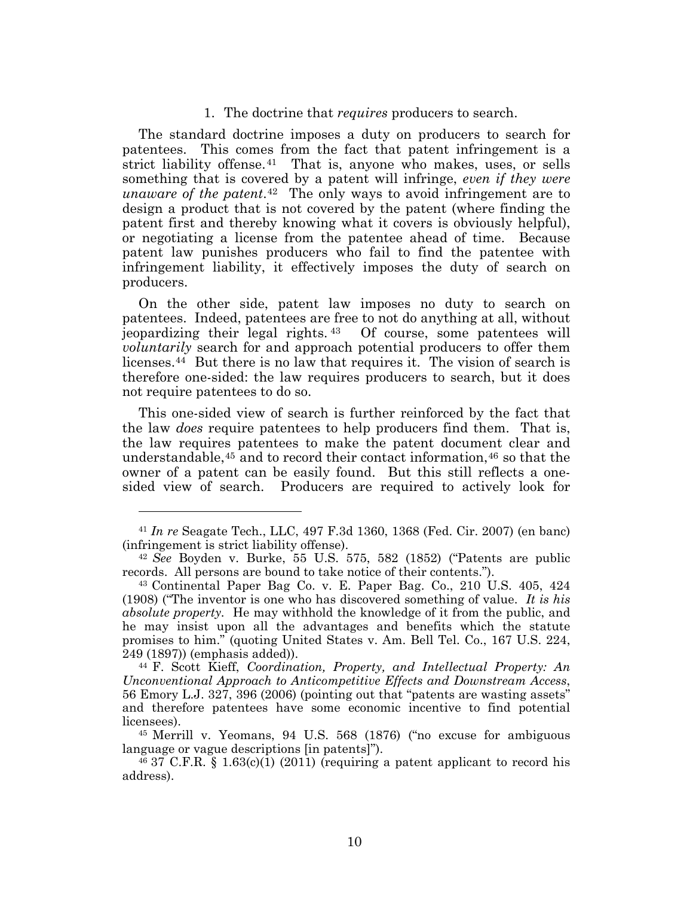### 1. The doctrine that *requires* producers to search.

The standard doctrine imposes a duty on producers to search for patentees. This comes from the fact that patent infringement is a strict liability offense.[41] That is, anyone who makes, uses, or sells something that is covered by a patent will infringe, *even if they were unaware of the patent*.[42] The only ways to avoid infringement are to design a product that is not covered by the patent (where finding the patent first and thereby knowing what it covers is obviously helpful), or negotiating a license from the patentee ahead of time. Because patent law punishes producers who fail to find the patentee with infringement liability, it effectively imposes the duty of search on producers.

On the other side, patent law imposes no duty to search on patentees. Indeed, patentees are free to not do anything at all, without jeopardizing their legal rights.[43] Of course, some patentees will *voluntarily* search for and approach potential producers to offer them licenses.[44] But there is no law that requires it. The vision of search is therefore one-sided: the law requires producers to search, but it does not require patentees to do so.

This one-sided view of search is further reinforced by the fact that the law *does* require patentees to help producers find them. That is, the law requires patentees to make the patent document clear and understandable,[45] and to record their contact information,[46] so that the owner of a patent can be easily found. But this still reflects a one-sided view of search. Producers are required to actively look for

---

[41] *In re* Seagate Tech., LLC, 497 F.3d 1360, 1368 (Fed. Cir. 2007) (en banc) (infringement is strict liability offense).

[42] *See* Boyden v. Burke, 55 U.S. 575, 582 (1852) ("Patents are public records. All persons are bound to take notice of their contents.").

[43] Continental Paper Bag Co. v. E. Paper Bag. Co., 210 U.S. 405, 424 (1908) ("The inventor is one who has discovered something of value. *It is his absolute property*. He may withhold the knowledge of it from the public, and he may insist upon all the advantages and benefits which the statute promises to him." (quoting United States v. Am. Bell Tel. Co., 167 U.S. 224, 249 (1897)) (emphasis added)).

[44] F. Scott Kieff, *Coordination, Property, and Intellectual Property: An Unconventional Approach to Anticompetitive Effects and Downstream Access*, 56 Emory L.J. 327, 396 (2006) (pointing out that "patents are wasting assets" and therefore patentees have some economic incentive to find potential licensees).

[45] Merrill v. Yeomans, 94 U.S. 568 (1876) ("no excuse for ambiguous language or vague descriptions [in patents]").

[46] 37 C.F.R. § 1.63(c)(1) (2011) (requiring a patent applicant to record his address).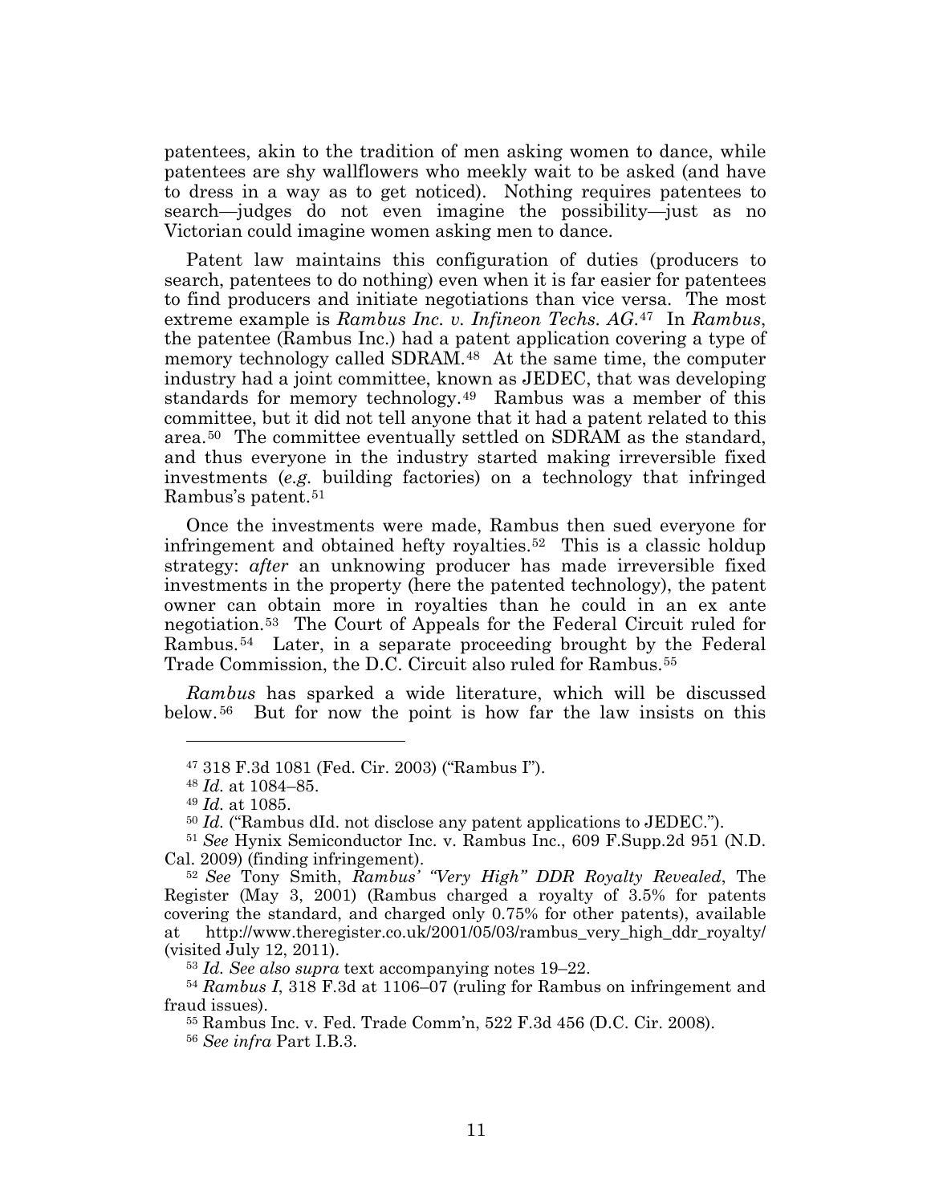patentees, akin to the tradition of men asking women to dance, while patentees are shy wallflowers who meekly wait to be asked (and have to dress in a way as to get noticed). Nothing requires patentees to search—judges do not even imagine the possibility—just as no Victorian could imagine women asking men to dance.

Patent law maintains this configuration of duties (producers to search, patentees to do nothing) even when it is far easier for patentees to find producers and initiate negotiations than vice versa. The most extreme example is *Rambus Inc. v. Infineon Techs. AG.*[47] In *Rambus*, the patentee (Rambus Inc.) had a patent application covering a type of memory technology called SDRAM.[48] At the same time, the computer industry had a joint committee, known as JEDEC, that was developing standards for memory technology.[49] Rambus was a member of this committee, but it did not tell anyone that it had a patent related to this area.[50] The committee eventually settled on SDRAM as the standard, and thus everyone in the industry started making irreversible fixed investments (*e.g.* building factories) on a technology that infringed Rambus's patent.[51]

Once the investments were made, Rambus then sued everyone for infringement and obtained hefty royalties.[52] This is a classic holdup strategy: *after* an unknowing producer has made irreversible fixed investments in the property (here the patented technology), the patent owner can obtain more in royalties than he could in an ex ante negotiation.[53] The Court of Appeals for the Federal Circuit ruled for Rambus.[54] Later, in a separate proceeding brought by the Federal Trade Commission, the D.C. Circuit also ruled for Rambus.[55]

*Rambus* has sparked a wide literature, which will be discussed below.[56] But for now the point is how far the law insists on this

---

[47] 318 F.3d 1081 (Fed. Cir. 2003) ("Rambus I").

[48] *Id.* at 1084–85.

[49] *Id.* at 1085.

[50] *Id.* ("Rambus dId. not disclose any patent applications to JEDEC.").

[51] *See* Hynix Semiconductor Inc. v. Rambus Inc., 609 F.Supp.2d 951 (N.D. Cal. 2009) (finding infringement).

[52] *See* Tony Smith, *Rambus' "Very High" DDR Royalty Revealed*, The Register (May 3, 2001) (Rambus charged a royalty of 3.5% for patents covering the standard, and charged only 0.75% for other patents), available at http://www.theregister.co.uk/2001/05/03/rambus_very_high_ddr_royalty/ (visited July 12, 2011).

[53] *Id. See also supra* text accompanying notes 19–22.

[54] *Rambus I*, 318 F.3d at 1106–07 (ruling for Rambus on infringement and fraud issues).

[55] Rambus Inc. v. Fed. Trade Comm'n, 522 F.3d 456 (D.C. Cir. 2008).

[56] *See infra* Part I.B.3.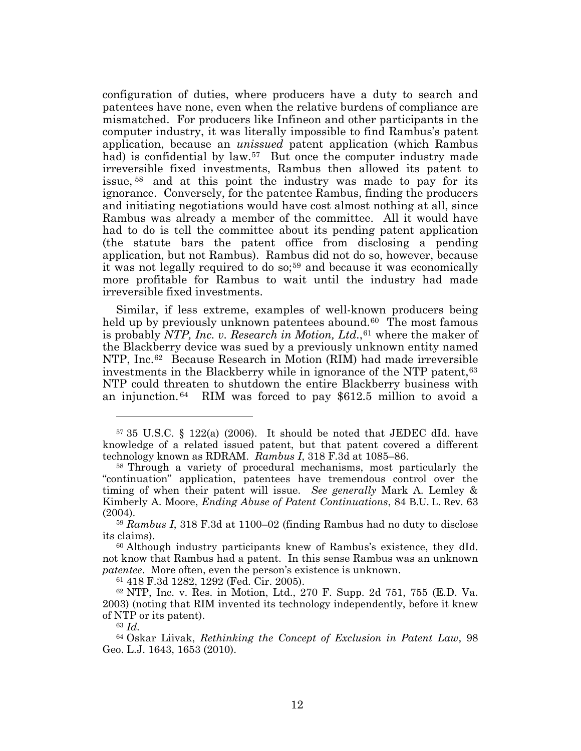configuration of duties, where producers have a duty to search and patentees have none, even when the relative burdens of compliance are mismatched. For producers like Infineon and other participants in the computer industry, it was literally impossible to find Rambus's patent application, because an *unissued* patent application (which Rambus had) is confidential by law.[57] But once the computer industry made irreversible fixed investments, Rambus then allowed its patent to issue,[58] and at this point the industry was made to pay for its ignorance. Conversely, for the patentee Rambus, finding the producers and initiating negotiations would have cost almost nothing at all, since Rambus was already a member of the committee. All it would have had to do is tell the committee about its pending patent application (the statute bars the patent office from disclosing a pending application, but not Rambus). Rambus did not do so, however, because it was not legally required to do so;[59] and because it was economically more profitable for Rambus to wait until the industry had made irreversible fixed investments.

Similar, if less extreme, examples of well-known producers being held up by previously unknown patentees abound.[60] The most famous is probably *NTP, Inc. v. Research in Motion, Ltd.*,[61] where the maker of the Blackberry device was sued by a previously unknown entity named NTP, Inc.[62] Because Research in Motion (RIM) had made irreversible investments in the Blackberry while in ignorance of the NTP patent,[63] NTP could threaten to shutdown the entire Blackberry business with an injunction.[64] RIM was forced to pay $612.5 million to avoid a

---

[57] 35 U.S.C. § 122(a) (2006). It should be noted that JEDEC dId. have knowledge of a related issued patent, but that patent covered a different technology known as RDRAM. *Rambus I*, 318 F.3d at 1085–86.

[58] Through a variety of procedural mechanisms, most particularly the "continuation" application, patentees have tremendous control over the timing of when their patent will issue. *See generally* Mark A. Lemley & Kimberly A. Moore, *Ending Abuse of Patent Continuations*, 84 B.U. L. Rev. 63 (2004).

[59] *Rambus I*, 318 F.3d at 1100–02 (finding Rambus had no duty to disclose its claims).

[60] Although industry participants knew of Rambus's existence, they dId. not know that Rambus had a patent. In this sense Rambus was an unknown *patentee*. More often, even the person's existence is unknown.

[61] 418 F.3d 1282, 1292 (Fed. Cir. 2005).

[62] NTP, Inc. v. Res. in Motion, Ltd., 270 F. Supp. 2d 751, 755 (E.D. Va. 2003) (noting that RIM invented its technology independently, before it knew of NTP or its patent).

[63] *Id.*

[64] Oskar Liivak, *Rethinking the Concept of Exclusion in Patent Law*, 98 Geo. L.J. 1643, 1653 (2010).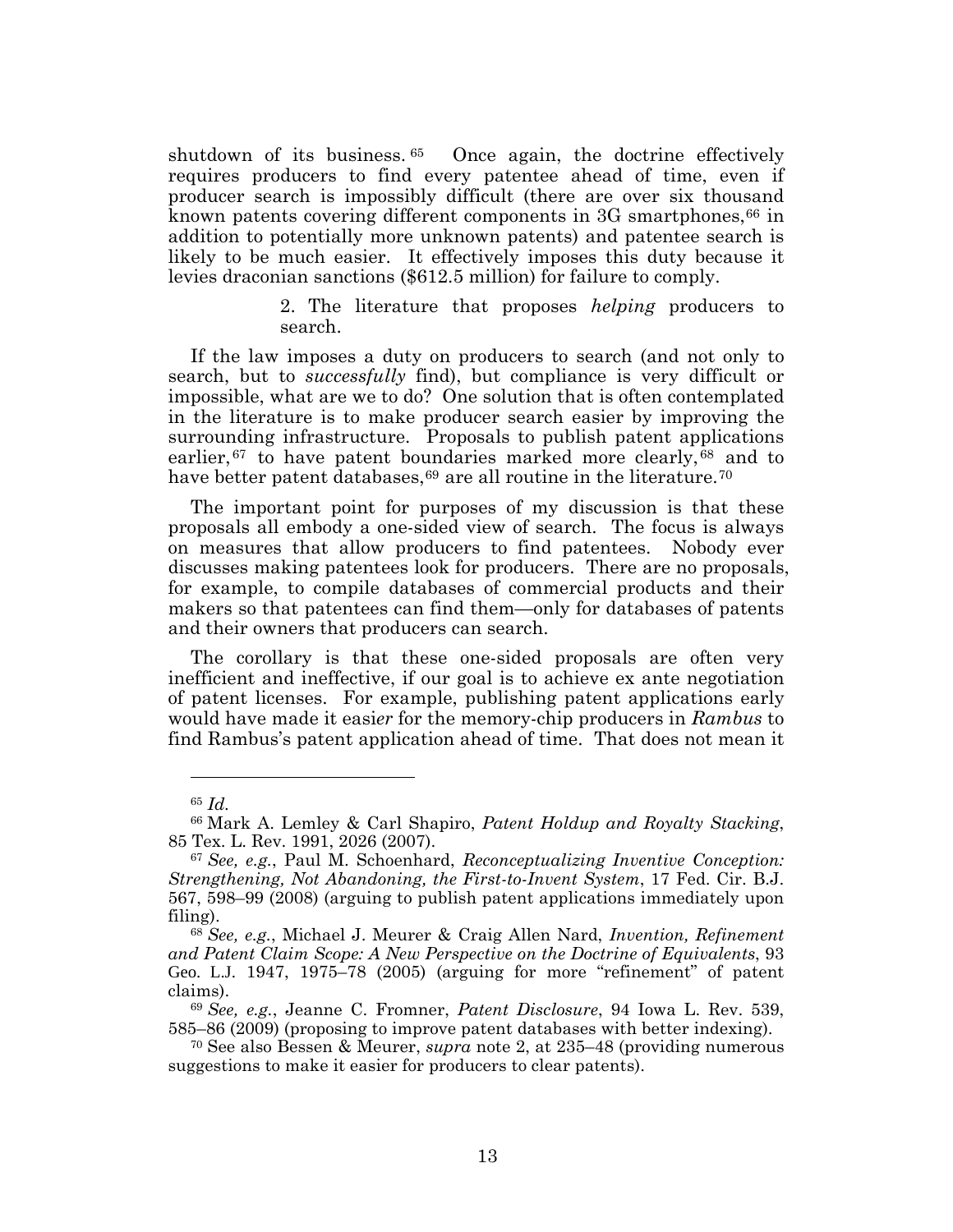shutdown of its business.[65] Once again, the doctrine effectively requires producers to find every patentee ahead of time, even if producer search is impossibly difficult (there are over six thousand known patents covering different components in 3G smartphones,[66] in addition to potentially more unknown patents) and patentee search is likely to be much easier. It effectively imposes this duty because it levies draconian sanctions ($612.5 million) for failure to comply.

### 2. The literature that proposes *helping* producers to search.

If the law imposes a duty on producers to search (and not only to search, but to *successfully* find), but compliance is very difficult or impossible, what are we to do? One solution that is often contemplated in the literature is to make producer search easier by improving the surrounding infrastructure. Proposals to publish patent applications earlier,[67] to have patent boundaries marked more clearly,[68] and to have better patent databases,[69] are all routine in the literature.[70]

The important point for purposes of my discussion is that these proposals all embody a one-sided view of search. The focus is always on measures that allow producers to find patentees. Nobody ever discusses making patentees look for producers. There are no proposals, for example, to compile databases of commercial products and their makers so that patentees can find them—only for databases of patents and their owners that producers can search.

The corollary is that these one-sided proposals are often very inefficient and ineffective, if our goal is to achieve ex ante negotiation of patent licenses. For example, publishing patent applications early would have made it easi*er* for the memory-chip producers in *Rambus* to find Rambus's patent application ahead of time. That does not mean it

---

[65] *Id.*

[66] Mark A. Lemley & Carl Shapiro, *Patent Holdup and Royalty Stacking*, 85 Tex. L. Rev. 1991, 2026 (2007).

[67] *See, e.g.*, Paul M. Schoenhard, *Reconceptualizing Inventive Conception: Strengthening, Not Abandoning, the First-to-Invent System*, 17 Fed. Cir. B.J. 567, 598–99 (2008) (arguing to publish patent applications immediately upon filing).

[68] *See, e.g.*, Michael J. Meurer & Craig Allen Nard, *Invention, Refinement and Patent Claim Scope: A New Perspective on the Doctrine of Equivalents*, 93 Geo. L.J. 1947, 1975–78 (2005) (arguing for more "refinement" of patent claims).

[69] *See, e.g.*, Jeanne C. Fromner, *Patent Disclosure*, 94 Iowa L. Rev. 539, 585–86 (2009) (proposing to improve patent databases with better indexing).

[70] See also Bessen & Meurer, *supra* note 2, at 235–48 (providing numerous suggestions to make it easier for producers to clear patents).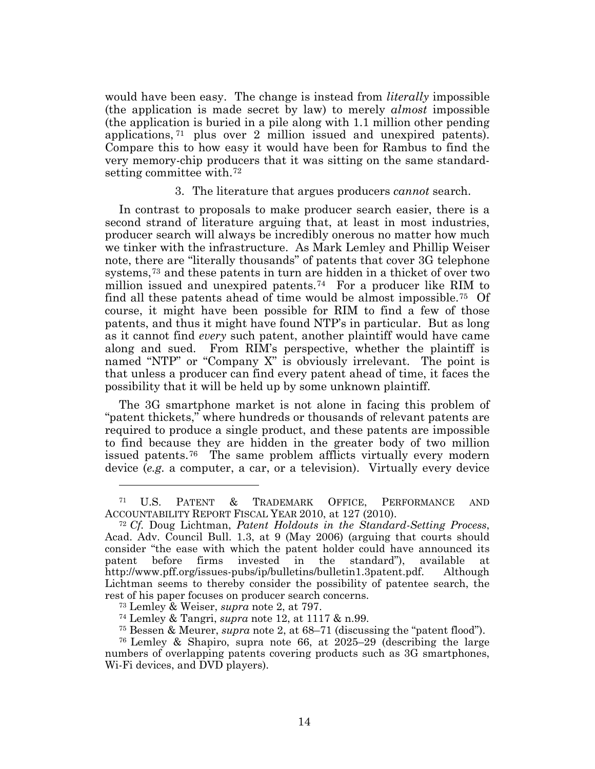would have been easy. The change is instead from *literally* impossible (the application is made secret by law) to merely *almost* impossible (the application is buried in a pile along with 1.1 million other pending applications,[71] plus over 2 million issued and unexpired patents). Compare this to how easy it would have been for Rambus to find the very memory-chip producers that it was sitting on the same standard-setting committee with.[72]

#### 3. The literature that argues producers *cannot* search.

In contrast to proposals to make producer search easier, there is a second strand of literature arguing that, at least in most industries, producer search will always be incredibly onerous no matter how much we tinker with the infrastructure. As Mark Lemley and Phillip Weiser note, there are "literally thousands" of patents that cover 3G telephone systems,[73] and these patents in turn are hidden in a thicket of over two million issued and unexpired patents.[74] For a producer like RIM to find all these patents ahead of time would be almost impossible.[75] Of course, it might have been possible for RIM to find a few of those patents, and thus it might have found NTP's in particular. But as long as it cannot find *every* such patent, another plaintiff would have came along and sued. From RIM's perspective, whether the plaintiff is named "NTP" or "Company X" is obviously irrelevant. The point is that unless a producer can find every patent ahead of time, it faces the possibility that it will be held up by some unknown plaintiff.

The 3G smartphone market is not alone in facing this problem of "patent thickets," where hundreds or thousands of relevant patents are required to produce a single product, and these patents are impossible to find because they are hidden in the greater body of two million issued patents.[76] The same problem afflicts virtually every modern device (*e.g.* a computer, a car, or a television). Virtually every device

---

[71] U.S. PATENT & TRADEMARK OFFICE, PERFORMANCE AND ACCOUNTABILITY REPORT FISCAL YEAR 2010, at 127 (2010).

[72] *Cf.* Doug Lichtman, *Patent Holdouts in the Standard-Setting Process*, Acad. Adv. Council Bull. 1.3, at 9 (May 2006) (arguing that courts should consider "the ease with which the patent holder could have announced its patent before firms invested in the standard"), available at http://www.pff.org/issues-pubs/ip/bulletins/bulletin1.3patent.pdf. Although Lichtman seems to thereby consider the possibility of patentee search, the rest of his paper focuses on producer search concerns.

[73] Lemley & Weiser, *supra* note 2, at 797.

[74] Lemley & Tangri, *supra* note 12, at 1117 & n.99.

[75] Bessen & Meurer, *supra* note 2, at 68–71 (discussing the "patent flood").

[76] Lemley & Shapiro, supra note 66, at 2025–29 (describing the large numbers of overlapping patents covering products such as 3G smartphones, Wi-Fi devices, and DVD players).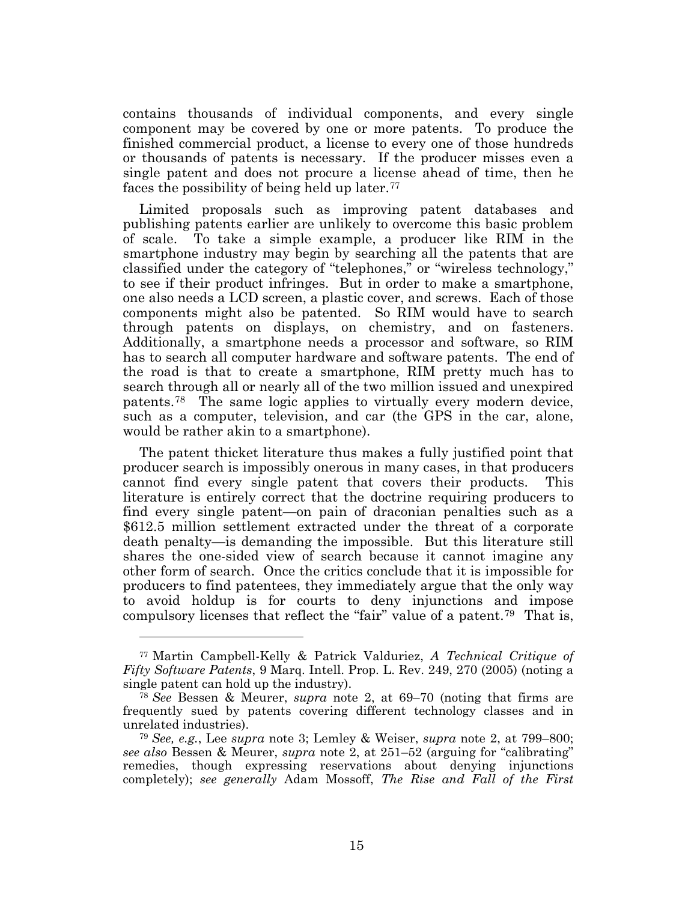contains thousands of individual components, and every single component may be covered by one or more patents. To produce the finished commercial product, a license to every one of those hundreds or thousands of patents is necessary. If the producer misses even a single patent and does not procure a license ahead of time, then he faces the possibility of being held up later.[77]

Limited proposals such as improving patent databases and publishing patents earlier are unlikely to overcome this basic problem of scale. To take a simple example, a producer like RIM in the smartphone industry may begin by searching all the patents that are classified under the category of "telephones," or "wireless technology," to see if their product infringes. But in order to make a smartphone, one also needs a LCD screen, a plastic cover, and screws. Each of those components might also be patented. So RIM would have to search through patents on displays, on chemistry, and on fasteners. Additionally, a smartphone needs a processor and software, so RIM has to search all computer hardware and software patents. The end of the road is that to create a smartphone, RIM pretty much has to search through all or nearly all of the two million issued and unexpired patents.[78] The same logic applies to virtually every modern device, such as a computer, television, and car (the GPS in the car, alone, would be rather akin to a smartphone).

The patent thicket literature thus makes a fully justified point that producer search is impossibly onerous in many cases, in that producers cannot find every single patent that covers their products. This literature is entirely correct that the doctrine requiring producers to find every single patent—on pain of draconian penalties such as a $612.5 million settlement extracted under the threat of a corporate death penalty—is demanding the impossible. But this literature still shares the one-sided view of search because it cannot imagine any other form of search. Once the critics conclude that it is impossible for producers to find patentees, they immediately argue that the only way to avoid holdup is for courts to deny injunctions and impose compulsory licenses that reflect the "fair" value of a patent.[79] That is,

---

[77] Martin Campbell-Kelly & Patrick Valduriez, *A Technical Critique of Fifty Software Patents*, 9 Marq. Intell. Prop. L. Rev. 249, 270 (2005) (noting a single patent can hold up the industry).

[78] *See* Bessen & Meurer, *supra* note 2, at 69–70 (noting that firms are frequently sued by patents covering different technology classes and in unrelated industries).

[79] *See, e.g.*, Lee *supra* note 3; Lemley & Weiser, *supra* note 2, at 799–800; *see also* Bessen & Meurer, *supra* note 2, at 251–52 (arguing for "calibrating" remedies, though expressing reservations about denying injunctions completely); *see generally* Adam Mossoff, *The Rise and Fall of the First*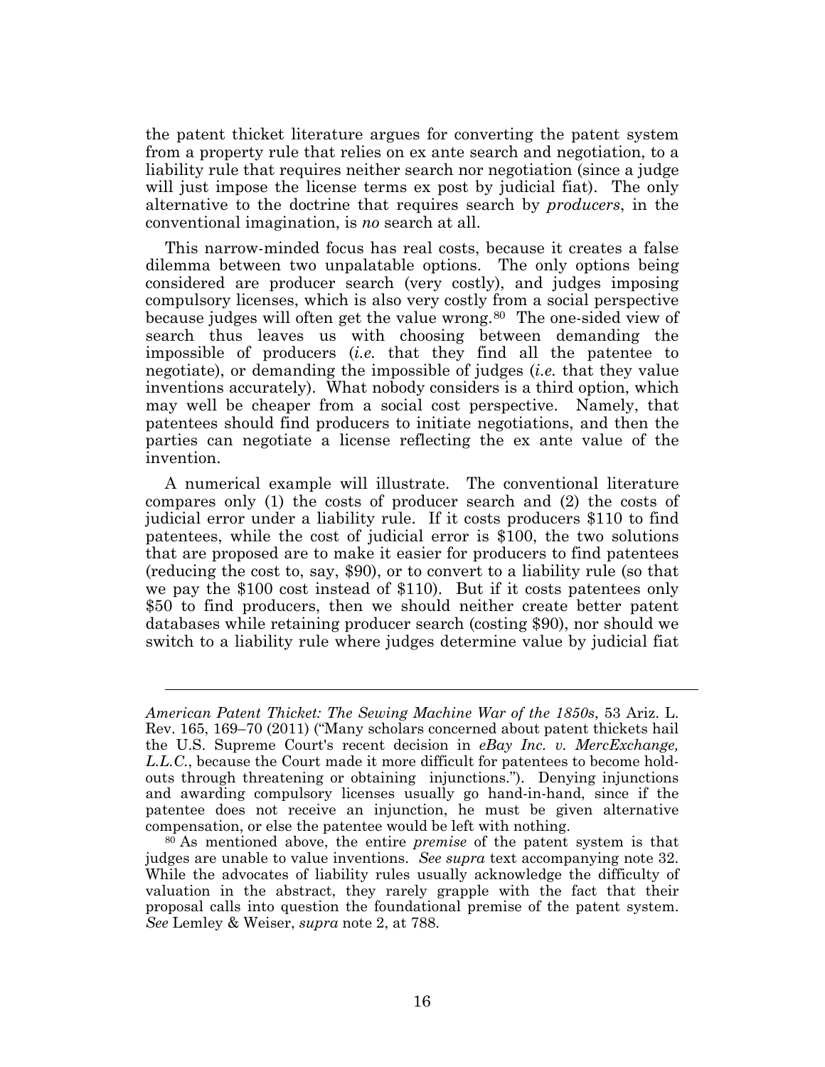the patent thicket literature argues for converting the patent system from a property rule that relies on ex ante search and negotiation, to a liability rule that requires neither search nor negotiation (since a judge will just impose the license terms ex post by judicial fiat). The only alternative to the doctrine that requires search by *producers*, in the conventional imagination, is *no* search at all.

This narrow-minded focus has real costs, because it creates a false dilemma between two unpalatable options. The only options being considered are producer search (very costly), and judges imposing compulsory licenses, which is also very costly from a social perspective because judges will often get the value wrong.[80] The one-sided view of search thus leaves us with choosing between demanding the impossible of producers (*i.e.* that they find all the patentee to negotiate), or demanding the impossible of judges (*i.e.* that they value inventions accurately). What nobody considers is a third option, which may well be cheaper from a social cost perspective. Namely, that patentees should find producers to initiate negotiations, and then the parties can negotiate a license reflecting the ex ante value of the invention.

A numerical example will illustrate. The conventional literature compares only (1) the costs of producer search and (2) the costs of judicial error under a liability rule. If it costs producers $110 to find patentees, while the cost of judicial error is $100, the two solutions that are proposed are to make it easier for producers to find patentees (reducing the cost to, say, $90), or to convert to a liability rule (so that we pay the $100 cost instead of $110). But if it costs patentees only $50 to find producers, then we should neither create better patent databases while retaining producer search (costing $90), nor should we switch to a liability rule where judges determine value by judicial fiat

---

*American Patent Thicket: The Sewing Machine War of the 1850s*, 53 Ariz. L. Rev. 165, 169–70 (2011) ("Many scholars concerned about patent thickets hail the U.S. Supreme Court's recent decision in *eBay Inc. v. MercExchange, L.L.C.*, because the Court made it more difficult for patentees to become hold-outs through threatening or obtaining injunctions."). Denying injunctions and awarding compulsory licenses usually go hand-in-hand, since if the patentee does not receive an injunction, he must be given alternative compensation, or else the patentee would be left with nothing.

[80] As mentioned above, the entire *premise* of the patent system is that judges are unable to value inventions. *See supra* text accompanying note 32. While the advocates of liability rules usually acknowledge the difficulty of valuation in the abstract, they rarely grapple with the fact that their proposal calls into question the foundational premise of the patent system. *See* Lemley & Weiser, *supra* note 2, at 788.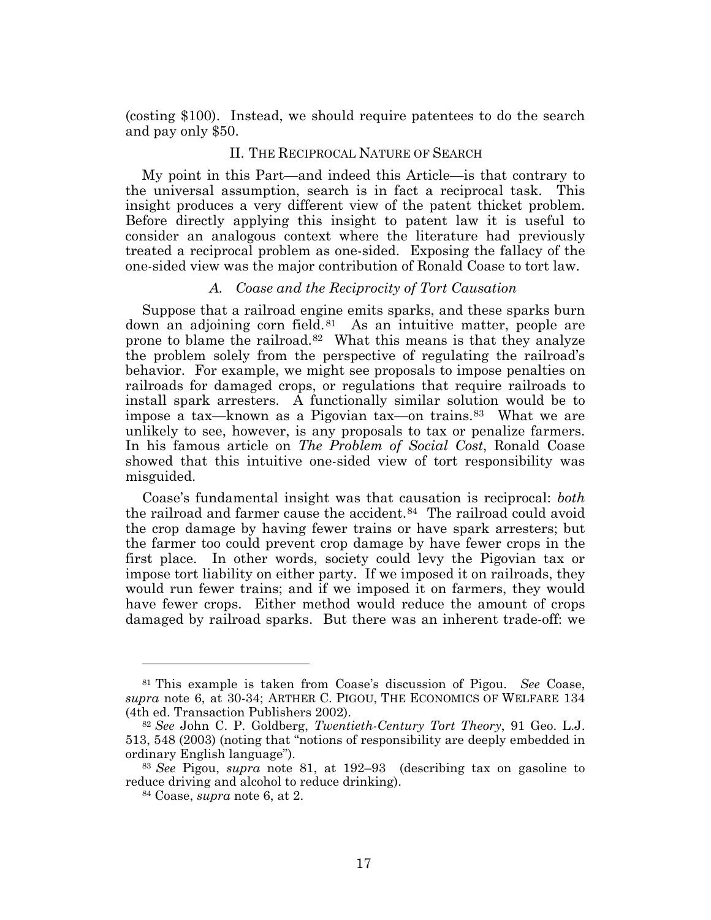(costing $100). Instead, we should require patentees to do the search and pay only $50.

## II. The Reciprocal Nature of Search

My point in this Part—and indeed this Article—is that contrary to the universal assumption, search is in fact a reciprocal task. This insight produces a very different view of the patent thicket problem. Before directly applying this insight to patent law it is useful to consider an analogous context where the literature had previously treated a reciprocal problem as one-sided. Exposing the fallacy of the one-sided view was the major contribution of Ronald Coase to tort law.

### *A. Coase and the Reciprocity of Tort Causation*

Suppose that a railroad engine emits sparks, and these sparks burn down an adjoining corn field.[81] As an intuitive matter, people are prone to blame the railroad.[82] What this means is that they analyze the problem solely from the perspective of regulating the railroad's behavior. For example, we might see proposals to impose penalties on railroads for damaged crops, or regulations that require railroads to install spark arresters. A functionally similar solution would be to impose a tax—known as a Pigovian tax—on trains.[83] What we are unlikely to see, however, is any proposals to tax or penalize farmers. In his famous article on *The Problem of Social Cost*, Ronald Coase showed that this intuitive one-sided view of tort responsibility was misguided.

Coase's fundamental insight was that causation is reciprocal: *both* the railroad and farmer cause the accident.[84] The railroad could avoid the crop damage by having fewer trains or have spark arresters; but the farmer too could prevent crop damage by have fewer crops in the first place. In other words, society could levy the Pigovian tax or impose tort liability on either party. If we imposed it on railroads, they would run fewer trains; and if we imposed it on farmers, they would have fewer crops. Either method would reduce the amount of crops damaged by railroad sparks. But there was an inherent trade-off: we

---

[81] This example is taken from Coase's discussion of Pigou. *See* Coase, *supra* note 6, at 30-34; ARTHER C. PIGOU, THE ECONOMICS OF WELFARE 134 (4th ed. Transaction Publishers 2002).

[82] *See* John C. P. Goldberg, *Twentieth-Century Tort Theory*, 91 Geo. L.J. 513, 548 (2003) (noting that "notions of responsibility are deeply embedded in ordinary English language").

[83] *See* Pigou, *supra* note 81, at 192–93 (describing tax on gasoline to reduce driving and alcohol to reduce drinking).

[84] Coase, *supra* note 6, at 2.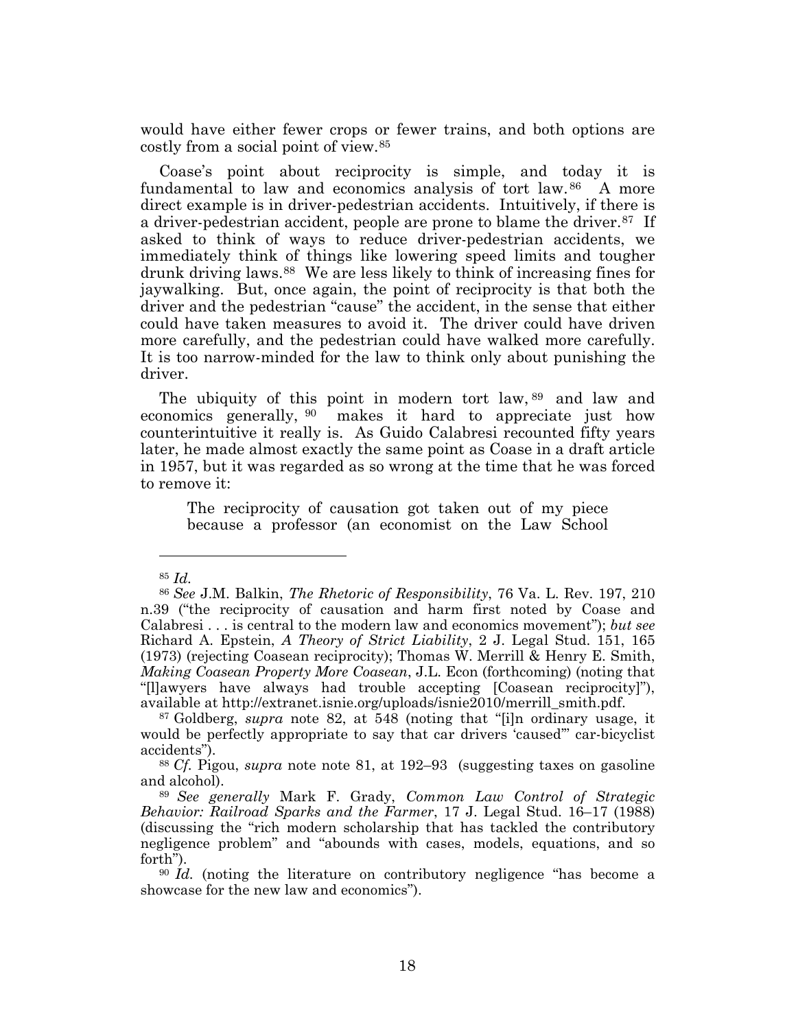would have either fewer crops or fewer trains, and both options are costly from a social point of view.[85]

Coase's point about reciprocity is simple, and today it is fundamental to law and economics analysis of tort law.[86] A more direct example is in driver-pedestrian accidents. Intuitively, if there is a driver-pedestrian accident, people are prone to blame the driver.[87] If asked to think of ways to reduce driver-pedestrian accidents, we immediately think of things like lowering speed limits and tougher drunk driving laws.[88] We are less likely to think of increasing fines for jaywalking. But, once again, the point of reciprocity is that both the driver and the pedestrian "cause" the accident, in the sense that either could have taken measures to avoid it. The driver could have driven more carefully, and the pedestrian could have walked more carefully. It is too narrow-minded for the law to think only about punishing the driver.

The ubiquity of this point in modern tort law,[89] and law and economics generally,[90] makes it hard to appreciate just how counterintuitive it really is. As Guido Calabresi recounted fifty years later, he made almost exactly the same point as Coase in a draft article in 1957, but it was regarded as so wrong at the time that he was forced to remove it:

> The reciprocity of causation got taken out of my piece because a professor (an economist on the Law School

---

[85] *Id.*

[86] *See* J.M. Balkin, *The Rhetoric of Responsibility*, 76 Va. L. Rev. 197, 210 n.39 ("the reciprocity of causation and harm first noted by Coase and Calabresi . . . is central to the modern law and economics movement"); *but see* Richard A. Epstein, *A Theory of Strict Liability*, 2 J. Legal Stud. 151, 165 (1973) (rejecting Coasean reciprocity); Thomas W. Merrill & Henry E. Smith, *Making Coasean Property More Coasean*, J.L. Econ (forthcoming) (noting that "[l]awyers have always had trouble accepting [Coasean reciprocity]"), available at http://extranet.isnie.org/uploads/isnie2010/merrill_smith.pdf.

[87] Goldberg, *supra* note 82, at 548 (noting that "[i]n ordinary usage, it would be perfectly appropriate to say that car drivers 'caused'" car-bicyclist accidents").

[88] *Cf.* Pigou, *supra* note note 81, at 192–93 (suggesting taxes on gasoline and alcohol).

[89] *See generally* Mark F. Grady, *Common Law Control of Strategic Behavior: Railroad Sparks and the Farmer*, 17 J. Legal Stud. 16–17 (1988) (discussing the "rich modern scholarship that has tackled the contributory negligence problem" and "abounds with cases, models, equations, and so forth").

[90] *Id.* (noting the literature on contributory negligence "has become a showcase for the new law and economics").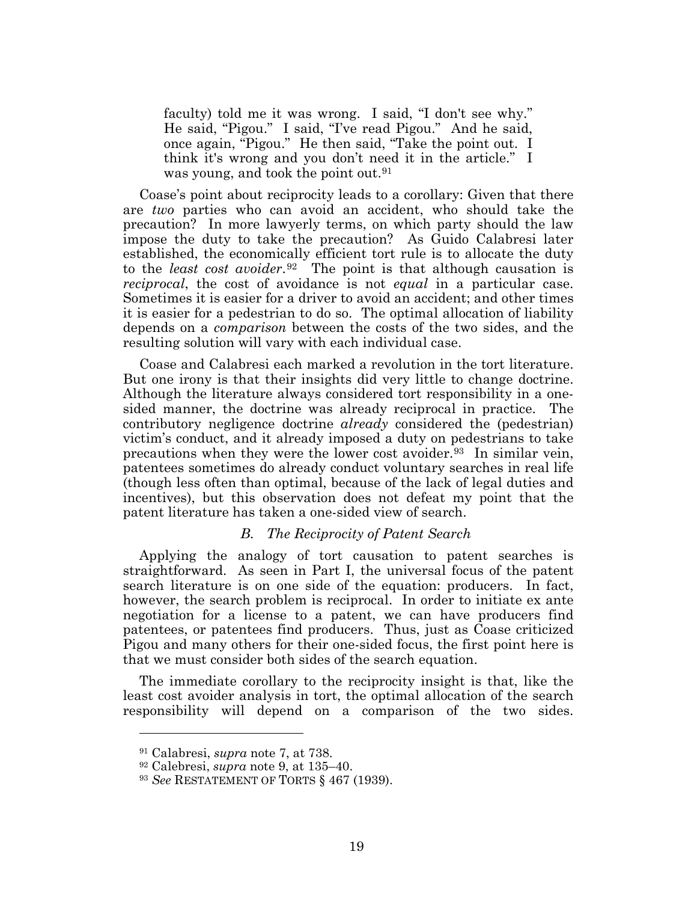> faculty) told me it was wrong. I said, "I don't see why." He said, "Pigou." I said, "I've read Pigou." And he said, once again, "Pigou." He then said, "Take the point out. I think it's wrong and you don't need it in the article." I was young, and took the point out.[91]

Coase's point about reciprocity leads to a corollary: Given that there are *two* parties who can avoid an accident, who should take the precaution? In more lawyerly terms, on which party should the law impose the duty to take the precaution? As Guido Calabresi later established, the economically efficient tort rule is to allocate the duty to the *least cost avoider*.[92] The point is that although causation is *reciprocal*, the cost of avoidance is not *equal* in a particular case. Sometimes it is easier for a driver to avoid an accident; and other times it is easier for a pedestrian to do so. The optimal allocation of liability depends on a *comparison* between the costs of the two sides, and the resulting solution will vary with each individual case.

Coase and Calabresi each marked a revolution in the tort literature. But one irony is that their insights did very little to change doctrine. Although the literature always considered tort responsibility in a one-sided manner, the doctrine was already reciprocal in practice. The contributory negligence doctrine *already* considered the (pedestrian) victim's conduct, and it already imposed a duty on pedestrians to take precautions when they were the lower cost avoider.[93] In similar vein, patentees sometimes do already conduct voluntary searches in real life (though less often than optimal, because of the lack of legal duties and incentives), but this observation does not defeat my point that the patent literature has taken a one-sided view of search.

### *B. The Reciprocity of Patent Search*

Applying the analogy of tort causation to patent searches is straightforward. As seen in Part I, the universal focus of the patent search literature is on one side of the equation: producers. In fact, however, the search problem is reciprocal. In order to initiate ex ante negotiation for a license to a patent, we can have producers find patentees, or patentees find producers. Thus, just as Coase criticized Pigou and many others for their one-sided focus, the first point here is that we must consider both sides of the search equation.

The immediate corollary to the reciprocity insight is that, like the least cost avoider analysis in tort, the optimal allocation of the search responsibility will depend on a comparison of the two sides.

---

[91] Calabresi, *supra* note 7, at 738.

[92] Calebresi, *supra* note 9, at 135–40.

[93] *See* RESTATEMENT OF TORTS § 467 (1939).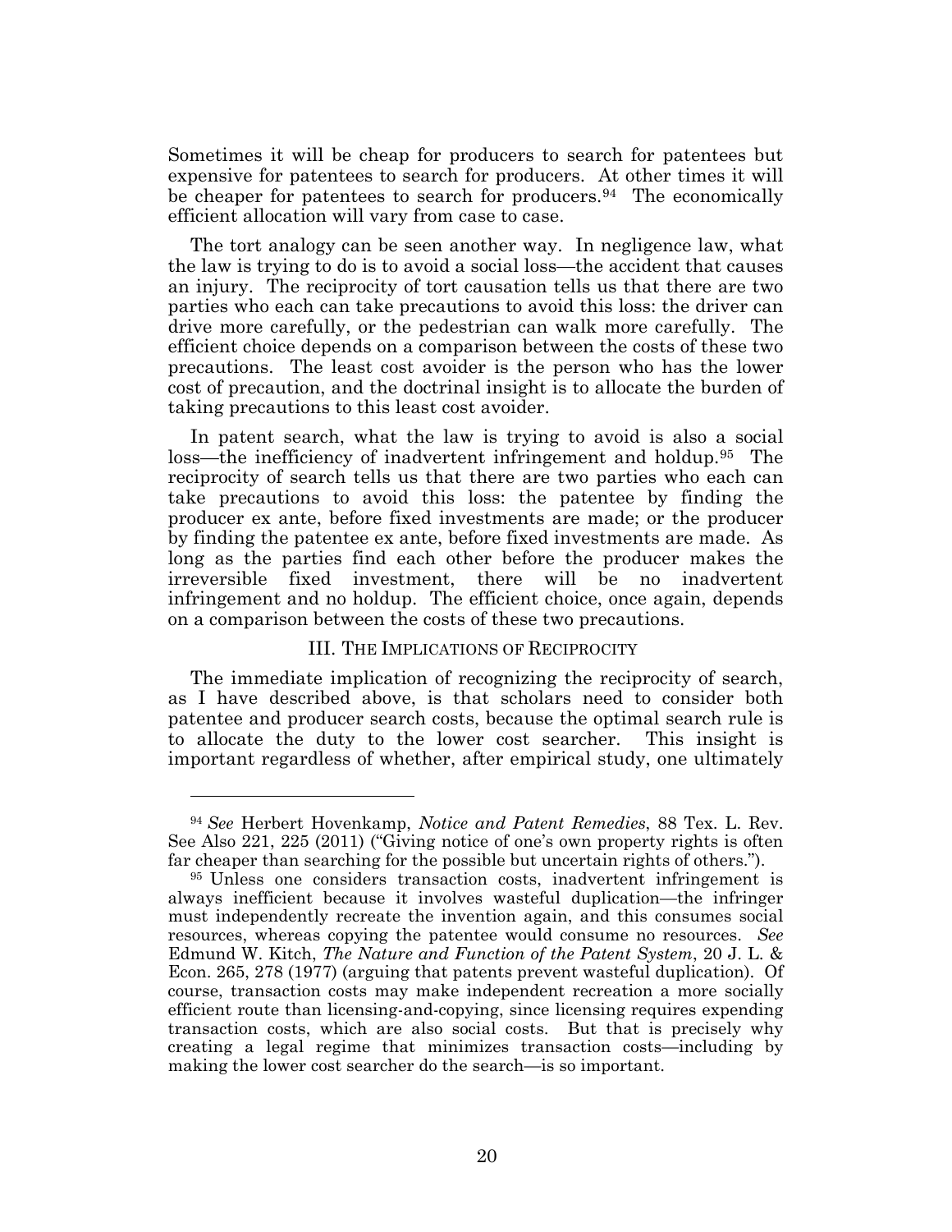Sometimes it will be cheap for producers to search for patentees but expensive for patentees to search for producers. At other times it will be cheaper for patentees to search for producers.[94] The economically efficient allocation will vary from case to case.

The tort analogy can be seen another way. In negligence law, what the law is trying to do is to avoid a social loss—the accident that causes an injury. The reciprocity of tort causation tells us that there are two parties who each can take precautions to avoid this loss: the driver can drive more carefully, or the pedestrian can walk more carefully. The efficient choice depends on a comparison between the costs of these two precautions. The least cost avoider is the person who has the lower cost of precaution, and the doctrinal insight is to allocate the burden of taking precautions to this least cost avoider.

In patent search, what the law is trying to avoid is also a social loss—the inefficiency of inadvertent infringement and holdup.[95] The reciprocity of search tells us that there are two parties who each can take precautions to avoid this loss: the patentee by finding the producer ex ante, before fixed investments are made; or the producer by finding the patentee ex ante, before fixed investments are made. As long as the parties find each other before the producer makes the irreversible fixed investment, there will be no inadvertent infringement and no holdup. The efficient choice, once again, depends on a comparison between the costs of these two precautions.

## III. The Implications of Reciprocity

The immediate implication of recognizing the reciprocity of search, as I have described above, is that scholars need to consider both patentee and producer search costs, because the optimal search rule is to allocate the duty to the lower cost searcher. This insight is important regardless of whether, after empirical study, one ultimately

---

[94] *See* Herbert Hovenkamp, *Notice and Patent Remedies*, 88 Tex. L. Rev. See Also 221, 225 (2011) ("Giving notice of one's own property rights is often far cheaper than searching for the possible but uncertain rights of others.").

[95] Unless one considers transaction costs, inadvertent infringement is always inefficient because it involves wasteful duplication—the infringer must independently recreate the invention again, and this consumes social resources, whereas copying the patentee would consume no resources. *See* Edmund W. Kitch, *The Nature and Function of the Patent System*, 20 J. L. & Econ. 265, 278 (1977) (arguing that patents prevent wasteful duplication). Of course, transaction costs may make independent recreation a more socially efficient route than licensing-and-copying, since licensing requires expending transaction costs, which are also social costs. But that is precisely why creating a legal regime that minimizes transaction costs—including by making the lower cost searcher do the search—is so important.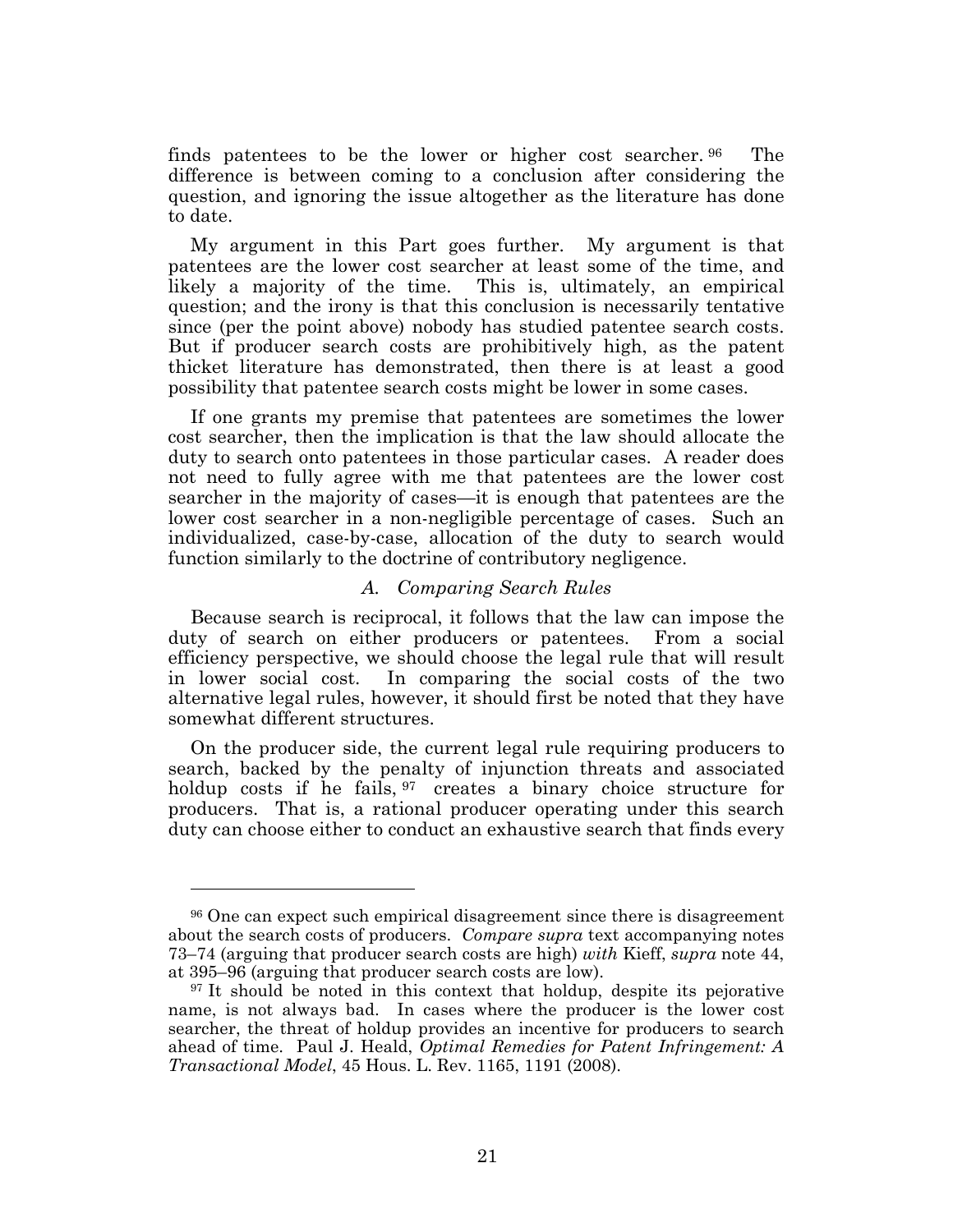finds patentees to be the lower or higher cost searcher.[96] The difference is between coming to a conclusion after considering the question, and ignoring the issue altogether as the literature has done to date.

My argument in this Part goes further. My argument is that patentees are the lower cost searcher at least some of the time, and likely a majority of the time. This is, ultimately, an empirical question; and the irony is that this conclusion is necessarily tentative since (per the point above) nobody has studied patentee search costs. But if producer search costs are prohibitively high, as the patent thicket literature has demonstrated, then there is at least a good possibility that patentee search costs might be lower in some cases.

If one grants my premise that patentees are sometimes the lower cost searcher, then the implication is that the law should allocate the duty to search onto patentees in those particular cases. A reader does not need to fully agree with me that patentees are the lower cost searcher in the majority of cases—it is enough that patentees are the lower cost searcher in a non-negligible percentage of cases. Such an individualized, case-by-case, allocation of the duty to search would function similarly to the doctrine of contributory negligence.

### *A. Comparing Search Rules*

Because search is reciprocal, it follows that the law can impose the duty of search on either producers or patentees. From a social efficiency perspective, we should choose the legal rule that will result in lower social cost. In comparing the social costs of the two alternative legal rules, however, it should first be noted that they have somewhat different structures.

On the producer side, the current legal rule requiring producers to search, backed by the penalty of injunction threats and associated holdup costs if he fails,[97] creates a binary choice structure for producers. That is, a rational producer operating under this search duty can choose either to conduct an exhaustive search that finds every

---

[96] One can expect such empirical disagreement since there is disagreement about the search costs of producers. *Compare supra* text accompanying notes 73–74 (arguing that producer search costs are high) *with* Kieff, *supra* note 44, at 395–96 (arguing that producer search costs are low).

[97] It should be noted in this context that holdup, despite its pejorative name, is not always bad. In cases where the producer is the lower cost searcher, the threat of holdup provides an incentive for producers to search ahead of time. Paul J. Heald, *Optimal Remedies for Patent Infringement: A Transactional Model*, 45 Hous. L. Rev. 1165, 1191 (2008).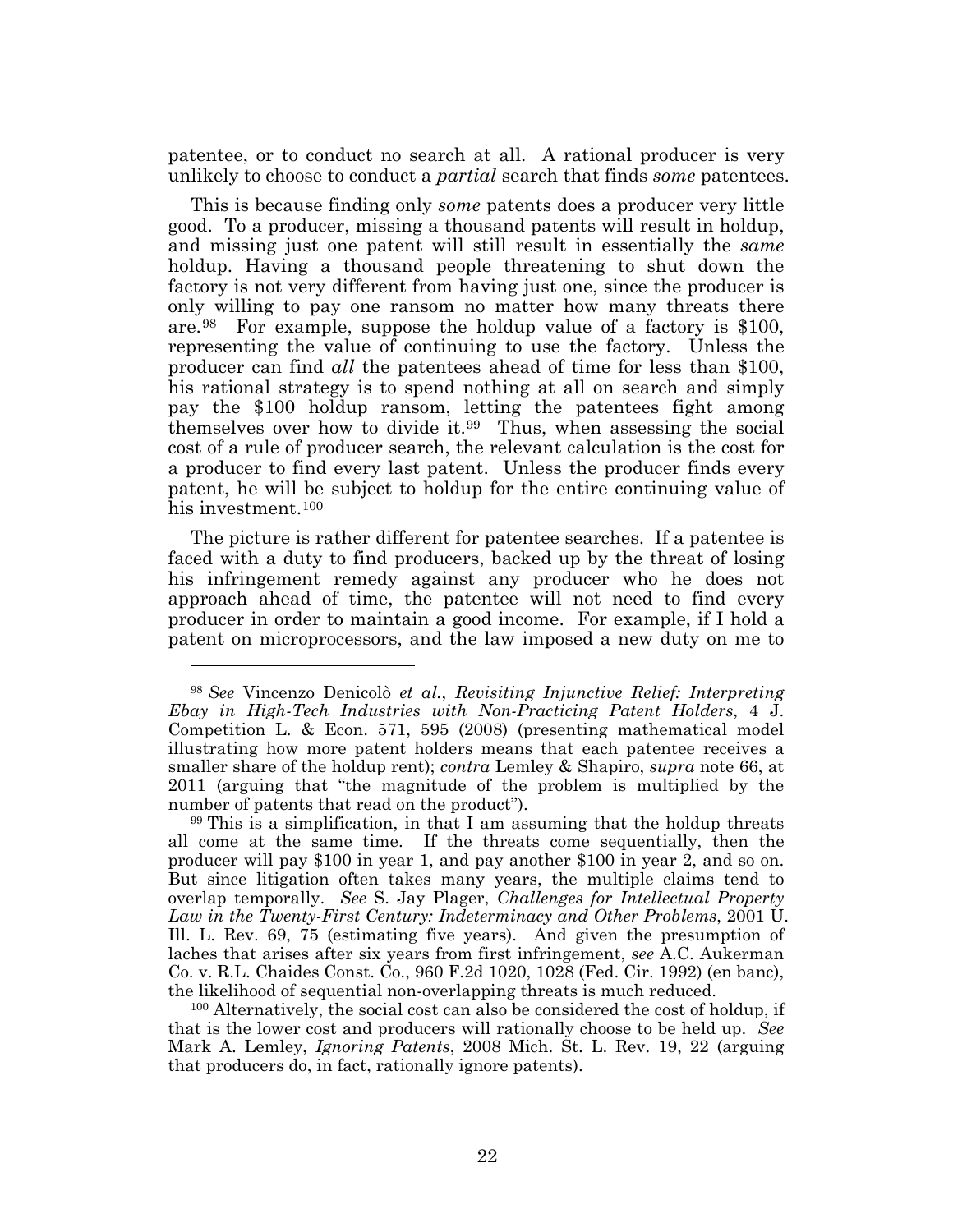patentee, or to conduct no search at all. A rational producer is very unlikely to choose to conduct a *partial* search that finds *some* patentees.

This is because finding only *some* patents does a producer very little good. To a producer, missing a thousand patents will result in holdup, and missing just one patent will still result in essentially the *same* holdup. Having a thousand people threatening to shut down the factory is not very different from having just one, since the producer is only willing to pay one ransom no matter how many threats there are.[98] For example, suppose the holdup value of a factory is $100, representing the value of continuing to use the factory. Unless the producer can find *all* the patentees ahead of time for less than $100, his rational strategy is to spend nothing at all on search and simply pay the $100 holdup ransom, letting the patentees fight among themselves over how to divide it.[99] Thus, when assessing the social cost of a rule of producer search, the relevant calculation is the cost for a producer to find every last patent. Unless the producer finds every patent, he will be subject to holdup for the entire continuing value of his investment.[100]

The picture is rather different for patentee searches. If a patentee is faced with a duty to find producers, backed up by the threat of losing his infringement remedy against any producer who he does not approach ahead of time, the patentee will not need to find every producer in order to maintain a good income. For example, if I hold a patent on microprocessors, and the law imposed a new duty on me to

---

[98] *See* Vincenzo Denicolò *et al.*, *Revisiting Injunctive Relief: Interpreting Ebay in High-Tech Industries with Non-Practicing Patent Holders*, 4 J. Competition L. & Econ. 571, 595 (2008) (presenting mathematical model illustrating how more patent holders means that each patentee receives a smaller share of the holdup rent); *contra* Lemley & Shapiro, *supra* note 66, at 2011 (arguing that "the magnitude of the problem is multiplied by the number of patents that read on the product").

[99] This is a simplification, in that I am assuming that the holdup threats all come at the same time. If the threats come sequentially, then the producer will pay $100 in year 1, and pay another $100 in year 2, and so on. But since litigation often takes many years, the multiple claims tend to overlap temporally. *See* S. Jay Plager, *Challenges for Intellectual Property Law in the Twenty-First Century: Indeterminacy and Other Problems*, 2001 U. Ill. L. Rev. 69, 75 (estimating five years). And given the presumption of laches that arises after six years from first infringement, *see* A.C. Aukerman Co. v. R.L. Chaides Const. Co., 960 F.2d 1020, 1028 (Fed. Cir. 1992) (en banc), the likelihood of sequential non-overlapping threats is much reduced.

[100] Alternatively, the social cost can also be considered the cost of holdup, if that is the lower cost and producers will rationally choose to be held up. *See* Mark A. Lemley, *Ignoring Patents*, 2008 Mich. St. L. Rev. 19, 22 (arguing that producers do, in fact, rationally ignore patents).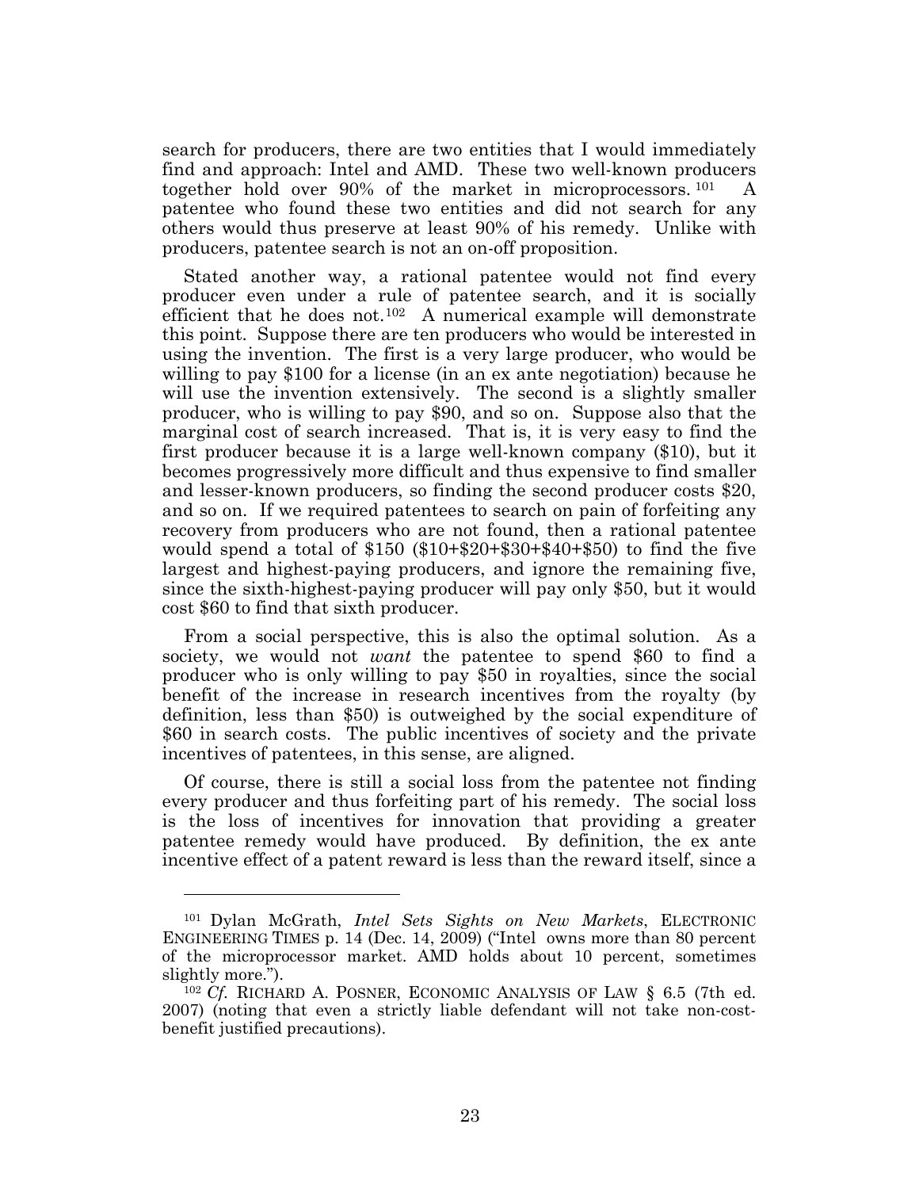search for producers, there are two entities that I would immediately find and approach: Intel and AMD. These two well-known producers together hold over 90% of the market in microprocessors.[101] A patentee who found these two entities and did not search for any others would thus preserve at least 90% of his remedy. Unlike with producers, patentee search is not an on-off proposition.

Stated another way, a rational patentee would not find every producer even under a rule of patentee search, and it is socially efficient that he does not.[102] A numerical example will demonstrate this point. Suppose there are ten producers who would be interested in using the invention. The first is a very large producer, who would be willing to pay $100 for a license (in an ex ante negotiation) because he will use the invention extensively. The second is a slightly smaller producer, who is willing to pay $90, and so on. Suppose also that the marginal cost of search increased. That is, it is very easy to find the first producer because it is a large well-known company ($10), but it becomes progressively more difficult and thus expensive to find smaller and lesser-known producers, so finding the second producer costs $20, and so on. If we required patentees to search on pain of forfeiting any recovery from producers who are not found, then a rational patentee would spend a total of $150 ($10+$20+$30+$40+$50) to find the five largest and highest-paying producers, and ignore the remaining five, since the sixth-highest-paying producer will pay only $50, but it would cost $60 to find that sixth producer.

From a social perspective, this is also the optimal solution. As a society, we would not *want* the patentee to spend $60 to find a producer who is only willing to pay $50 in royalties, since the social benefit of the increase in research incentives from the royalty (by definition, less than $50) is outweighed by the social expenditure of $60 in search costs. The public incentives of society and the private incentives of patentees, in this sense, are aligned.

Of course, there is still a social loss from the patentee not finding every producer and thus forfeiting part of his remedy. The social loss is the loss of incentives for innovation that providing a greater patentee remedy would have produced. By definition, the ex ante incentive effect of a patent reward is less than the reward itself, since a

---

[101] Dylan McGrath, *Intel Sets Sights on New Markets*, ELECTRONIC ENGINEERING TIMES p. 14 (Dec. 14, 2009) ("Intel owns more than 80 percent of the microprocessor market. AMD holds about 10 percent, sometimes slightly more.").

[102] *Cf.* RICHARD A. POSNER, ECONOMIC ANALYSIS OF LAW § 6.5 (7th ed. 2007) (noting that even a strictly liable defendant will not take non-cost-benefit justified precautions).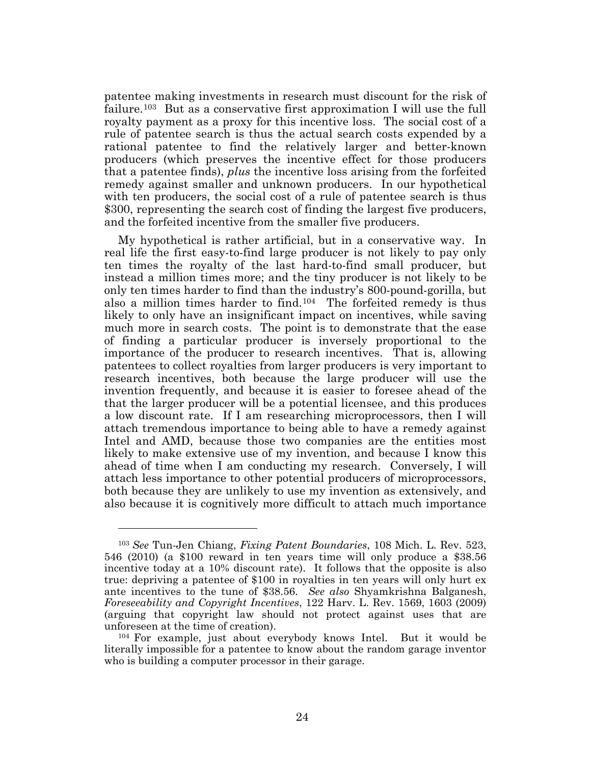patentee making investments in research must discount for the risk of failure.[103] But as a conservative first approximation I will use the full royalty payment as a proxy for this incentive loss. The social cost of a rule of patentee search is thus the actual search costs expended by a rational patentee to find the relatively larger and better-known producers (which preserves the incentive effect for those producers that a patentee finds), *plus* the incentive loss arising from the forfeited remedy against smaller and unknown producers. In our hypothetical with ten producers, the social cost of a rule of patentee search is thus $300, representing the search cost of finding the largest five producers, and the forfeited incentive from the smaller five producers.

My hypothetical is rather artificial, but in a conservative way. In real life the first easy-to-find large producer is not likely to pay only ten times the royalty of the last hard-to-find small producer, but instead a million times more; and the tiny producer is not likely to be only ten times harder to find than the industry's 800-pound-gorilla, but also a million times harder to find.[104] The forfeited remedy is thus likely to only have an insignificant impact on incentives, while saving much more in search costs. The point is to demonstrate that the ease of finding a particular producer is inversely proportional to the importance of the producer to research incentives. That is, allowing patentees to collect royalties from larger producers is very important to research incentives, both because the large producer will use the invention frequently, and because it is easier to foresee ahead of the that the larger producer will be a potential licensee, and this produces a low discount rate. If I am researching microprocessors, then I will attach tremendous importance to being able to have a remedy against Intel and AMD, because those two companies are the entities most likely to make extensive use of my invention, and because I know this ahead of time when I am conducting my research. Conversely, I will attach less importance to other potential producers of microprocessors, both because they are unlikely to use my invention as extensively, and also because it is cognitively more difficult to attach much importance

---

[103] *See* Tun-Jen Chiang, *Fixing Patent Boundaries*, 108 Mich. L. Rev. 523, 546 (2010) (a $100 reward in ten years time will only produce a $38.56 incentive today at a 10% discount rate). It follows that the opposite is also true: depriving a patentee of $100 in royalties in ten years will only hurt ex ante incentives to the tune of $38.56. *See also* Shyamkrishna Balganesh, *Foreseeability and Copyright Incentives*, 122 Harv. L. Rev. 1569, 1603 (2009) (arguing that copyright law should not protect against uses that are unforeseen at the time of creation).

[104] For example, just about everybody knows Intel. But it would be literally impossible for a patentee to know about the random garage inventor who is building a computer processor in their garage.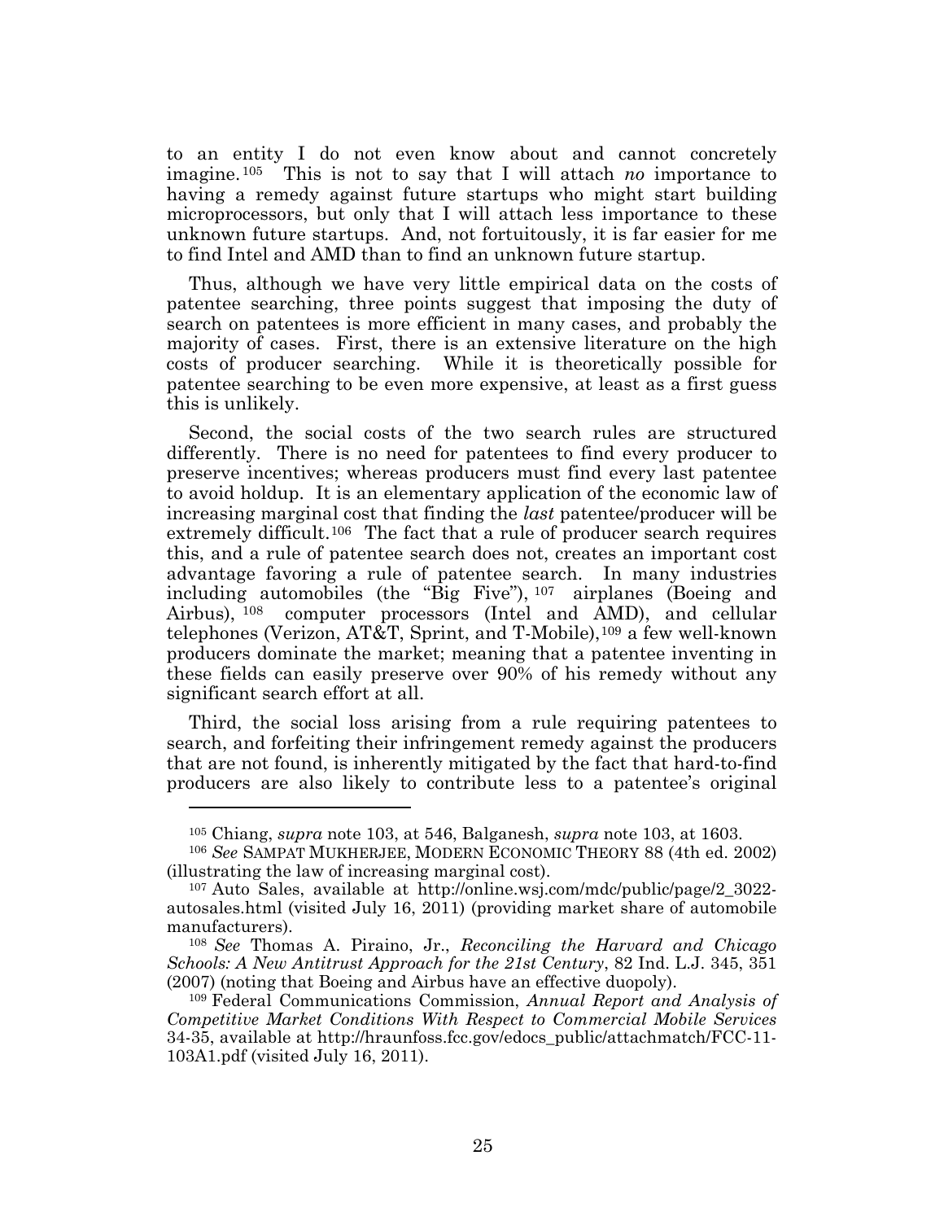to an entity I do not even know about and cannot concretely imagine.[105] This is not to say that I will attach *no* importance to having a remedy against future startups who might start building microprocessors, but only that I will attach less importance to these unknown future startups. And, not fortuitously, it is far easier for me to find Intel and AMD than to find an unknown future startup.

Thus, although we have very little empirical data on the costs of patentee searching, three points suggest that imposing the duty of search on patentees is more efficient in many cases, and probably the majority of cases. First, there is an extensive literature on the high costs of producer searching. While it is theoretically possible for patentee searching to be even more expensive, at least as a first guess this is unlikely.

Second, the social costs of the two search rules are structured differently. There is no need for patentees to find every producer to preserve incentives; whereas producers must find every last patentee to avoid holdup. It is an elementary application of the economic law of increasing marginal cost that finding the *last* patentee/producer will be extremely difficult.[106] The fact that a rule of producer search requires this, and a rule of patentee search does not, creates an important cost advantage favoring a rule of patentee search. In many industries including automobiles (the "Big Five"),[107] airplanes (Boeing and Airbus),[108] computer processors (Intel and AMD), and cellular telephones (Verizon, AT&T, Sprint, and T-Mobile),[109] a few well-known producers dominate the market; meaning that a patentee inventing in these fields can easily preserve over 90% of his remedy without any significant search effort at all.

Third, the social loss arising from a rule requiring patentees to search, and forfeiting their infringement remedy against the producers that are not found, is inherently mitigated by the fact that hard-to-find producers are also likely to contribute less to a patentee's original

---

[105] Chiang, *supra* note 103, at 546, Balganesh, *supra* note 103, at 1603.

[106] *See* SAMPAT MUKHERJEE, MODERN ECONOMIC THEORY 88 (4th ed. 2002) (illustrating the law of increasing marginal cost).

[107] Auto Sales, available at http://online.wsj.com/mdc/public/page/2_3022-autosales.html (visited July 16, 2011) (providing market share of automobile manufacturers).

[108] *See* Thomas A. Piraino, Jr., *Reconciling the Harvard and Chicago Schools: A New Antitrust Approach for the 21st Century*, 82 Ind. L.J. 345, 351 (2007) (noting that Boeing and Airbus have an effective duopoly).

[109] Federal Communications Commission, *Annual Report and Analysis of Competitive Market Conditions With Respect to Commercial Mobile Services* 34-35, available at http://hraunfoss.fcc.gov/edocs_public/attachmatch/FCC-11-103A1.pdf (visited July 16, 2011).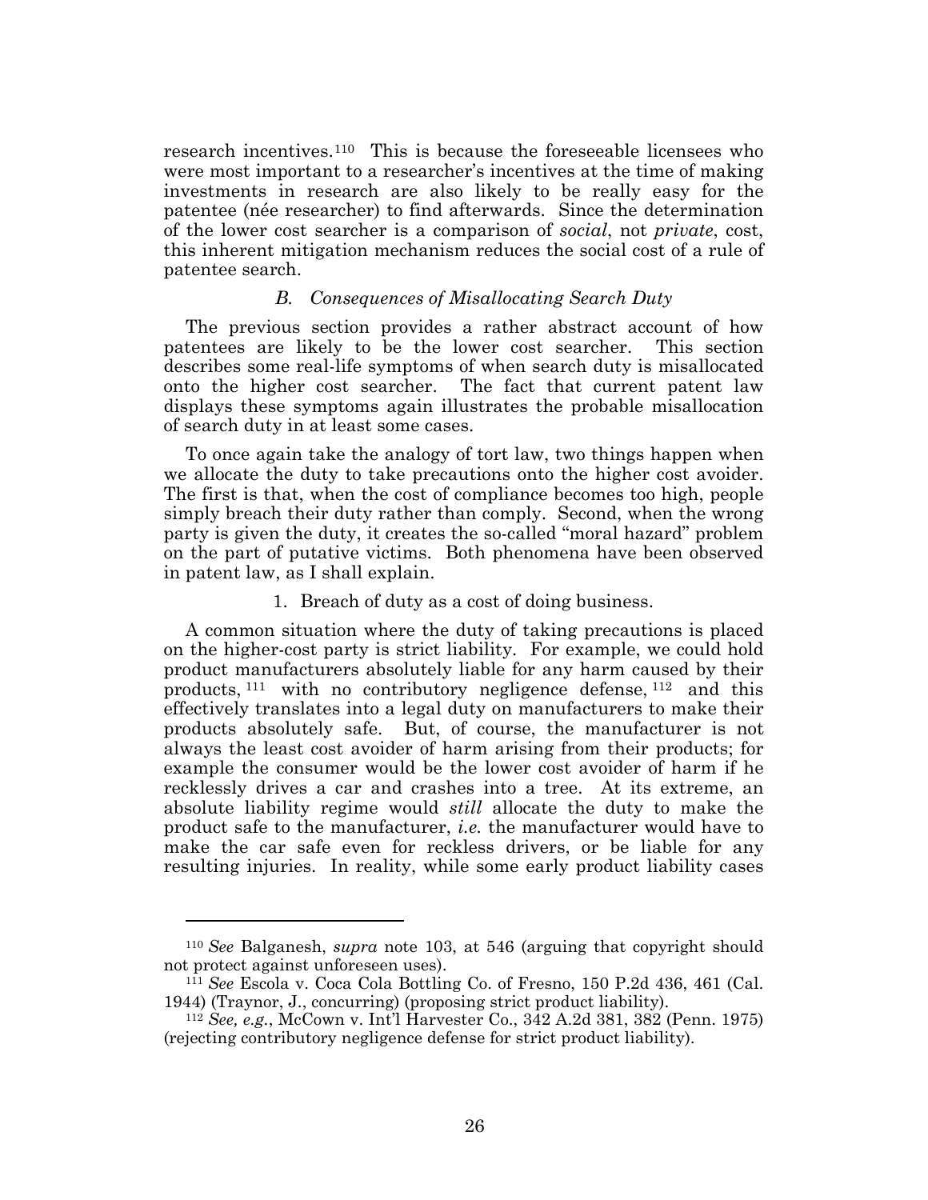research incentives.[110] This is because the foreseeable licensees who were most important to a researcher's incentives at the time of making investments in research are also likely to be really easy for the patentee (née researcher) to find afterwards. Since the determination of the lower cost searcher is a comparison of *social*, not *private*, cost, this inherent mitigation mechanism reduces the social cost of a rule of patentee search.

### *B. Consequences of Misallocating Search Duty*

The previous section provides a rather abstract account of how patentees are likely to be the lower cost searcher. This section describes some real-life symptoms of when search duty is misallocated onto the higher cost searcher. The fact that current patent law displays these symptoms again illustrates the probable misallocation of search duty in at least some cases.

To once again take the analogy of tort law, two things happen when we allocate the duty to take precautions onto the higher cost avoider. The first is that, when the cost of compliance becomes too high, people simply breach their duty rather than comply. Second, when the wrong party is given the duty, it creates the so-called "moral hazard" problem on the part of putative victims. Both phenomena have been observed in patent law, as I shall explain.

#### 1. Breach of duty as a cost of doing business.

A common situation where the duty of taking precautions is placed on the higher-cost party is strict liability. For example, we could hold product manufacturers absolutely liable for any harm caused by their products,[111] with no contributory negligence defense,[112] and this effectively translates into a legal duty on manufacturers to make their products absolutely safe. But, of course, the manufacturer is not always the least cost avoider of harm arising from their products; for example the consumer would be the lower cost avoider of harm if he recklessly drives a car and crashes into a tree. At its extreme, an absolute liability regime would *still* allocate the duty to make the product safe to the manufacturer, *i.e.* the manufacturer would have to make the car safe even for reckless drivers, or be liable for any resulting injuries. In reality, while some early product liability cases

---

[110] *See* Balganesh, *supra* note 103, at 546 (arguing that copyright should not protect against unforeseen uses).

[111] *See* Escola v. Coca Cola Bottling Co. of Fresno, 150 P.2d 436, 461 (Cal. 1944) (Traynor, J., concurring) (proposing strict product liability).

[112] *See, e.g.*, McCown v. Int'l Harvester Co., 342 A.2d 381, 382 (Penn. 1975) (rejecting contributory negligence defense for strict product liability).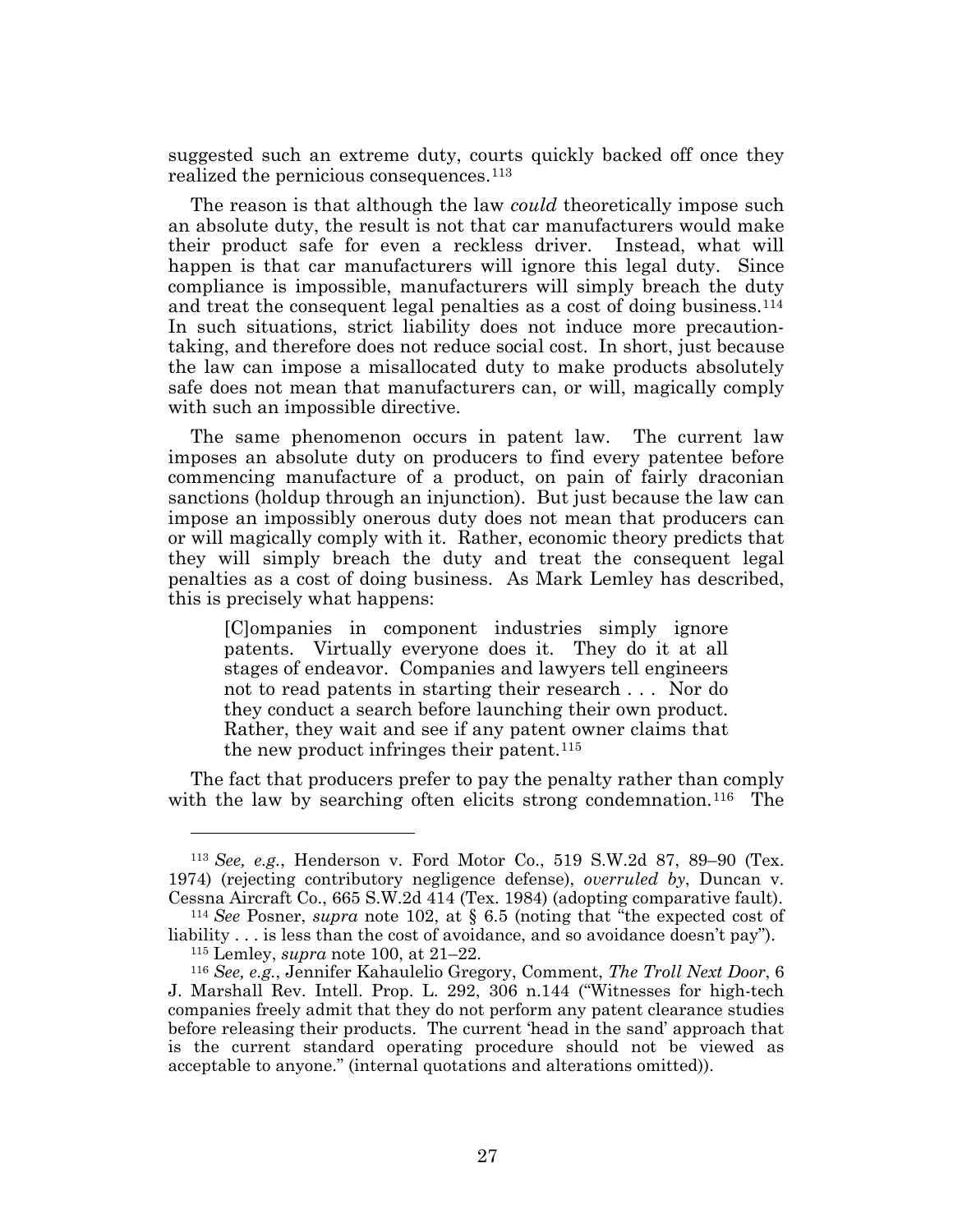suggested such an extreme duty, courts quickly backed off once they realized the pernicious consequences.[113]

The reason is that although the law *could* theoretically impose such an absolute duty, the result is not that car manufacturers would make their product safe for even a reckless driver. Instead, what will happen is that car manufacturers will ignore this legal duty. Since compliance is impossible, manufacturers will simply breach the duty and treat the consequent legal penalties as a cost of doing business.[114] In such situations, strict liability does not induce more precaution-taking, and therefore does not reduce social cost. In short, just because the law can impose a misallocated duty to make products absolutely safe does not mean that manufacturers can, or will, magically comply with such an impossible directive.

The same phenomenon occurs in patent law. The current law imposes an absolute duty on producers to find every patentee before commencing manufacture of a product, on pain of fairly draconian sanctions (holdup through an injunction). But just because the law can impose an impossibly onerous duty does not mean that producers can or will magically comply with it. Rather, economic theory predicts that they will simply breach the duty and treat the consequent legal penalties as a cost of doing business. As Mark Lemley has described, this is precisely what happens:

> [C]ompanies in component industries simply ignore patents. Virtually everyone does it. They do it at all stages of endeavor. Companies and lawyers tell engineers not to read patents in starting their research . . . Nor do they conduct a search before launching their own product. Rather, they wait and see if any patent owner claims that the new product infringes their patent.[115]

The fact that producers prefer to pay the penalty rather than comply with the law by searching often elicits strong condemnation.[116] The

---

[113] *See, e.g.*, Henderson v. Ford Motor Co., 519 S.W.2d 87, 89–90 (Tex. 1974) (rejecting contributory negligence defense), *overruled by*, Duncan v. Cessna Aircraft Co., 665 S.W.2d 414 (Tex. 1984) (adopting comparative fault).

[114] *See* Posner, *supra* note 102, at § 6.5 (noting that "the expected cost of liability . . . is less than the cost of avoidance, and so avoidance doesn't pay").

[115] Lemley, *supra* note 100, at 21–22.

[116] *See, e.g.*, Jennifer Kahaulelio Gregory, Comment, *The Troll Next Door*, 6 J. Marshall Rev. Intell. Prop. L. 292, 306 n.144 ("Witnesses for high-tech companies freely admit that they do not perform any patent clearance studies before releasing their products. The current 'head in the sand' approach that is the current standard operating procedure should not be viewed as acceptable to anyone." (internal quotations and alterations omitted)).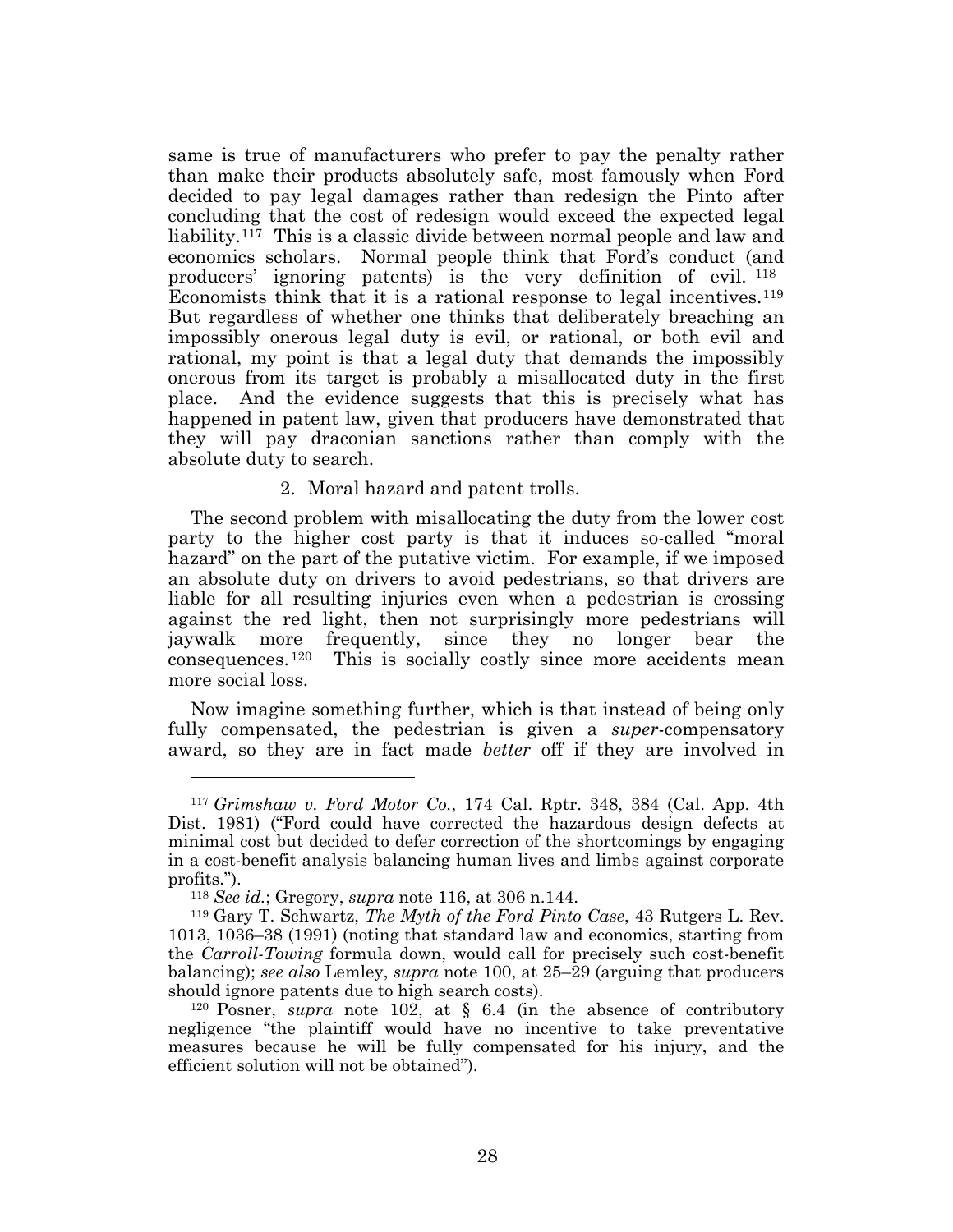same is true of manufacturers who prefer to pay the penalty rather than make their products absolutely safe, most famously when Ford decided to pay legal damages rather than redesign the Pinto after concluding that the cost of redesign would exceed the expected legal liability.[117] This is a classic divide between normal people and law and economics scholars. Normal people think that Ford's conduct (and producers' ignoring patents) is the very definition of evil.[118] Economists think that it is a rational response to legal incentives.[119] But regardless of whether one thinks that deliberately breaching an impossibly onerous legal duty is evil, or rational, or both evil and rational, my point is that a legal duty that demands the impossibly onerous from its target is probably a misallocated duty in the first place. And the evidence suggests that this is precisely what has happened in patent law, given that producers have demonstrated that they will pay draconian sanctions rather than comply with the absolute duty to search.

#### 2. Moral hazard and patent trolls.

The second problem with misallocating the duty from the lower cost party to the higher cost party is that it induces so-called "moral hazard" on the part of the putative victim. For example, if we imposed an absolute duty on drivers to avoid pedestrians, so that drivers are liable for all resulting injuries even when a pedestrian is crossing against the red light, then not surprisingly more pedestrians will jaywalk more frequently, since they no longer bear the consequences.[120] This is socially costly since more accidents mean more social loss.

Now imagine something further, which is that instead of being only fully compensated, the pedestrian is given a *super*-compensatory award, so they are in fact made *better* off if they are involved in

---

[117] *Grimshaw v. Ford Motor Co.*, 174 Cal. Rptr. 348, 384 (Cal. App. 4th Dist. 1981) ("Ford could have corrected the hazardous design defects at minimal cost but decided to defer correction of the shortcomings by engaging in a cost-benefit analysis balancing human lives and limbs against corporate profits.").

[118] *See id.*; Gregory, *supra* note 116, at 306 n.144.

[119] Gary T. Schwartz, *The Myth of the Ford Pinto Case*, 43 Rutgers L. Rev. 1013, 1036–38 (1991) (noting that standard law and economics, starting from the *Carroll-Towing* formula down, would call for precisely such cost-benefit balancing); *see also* Lemley, *supra* note 100, at 25–29 (arguing that producers should ignore patents due to high search costs).

[120] Posner, *supra* note 102, at § 6.4 (in the absence of contributory negligence "the plaintiff would have no incentive to take preventative measures because he will be fully compensated for his injury, and the efficient solution will not be obtained").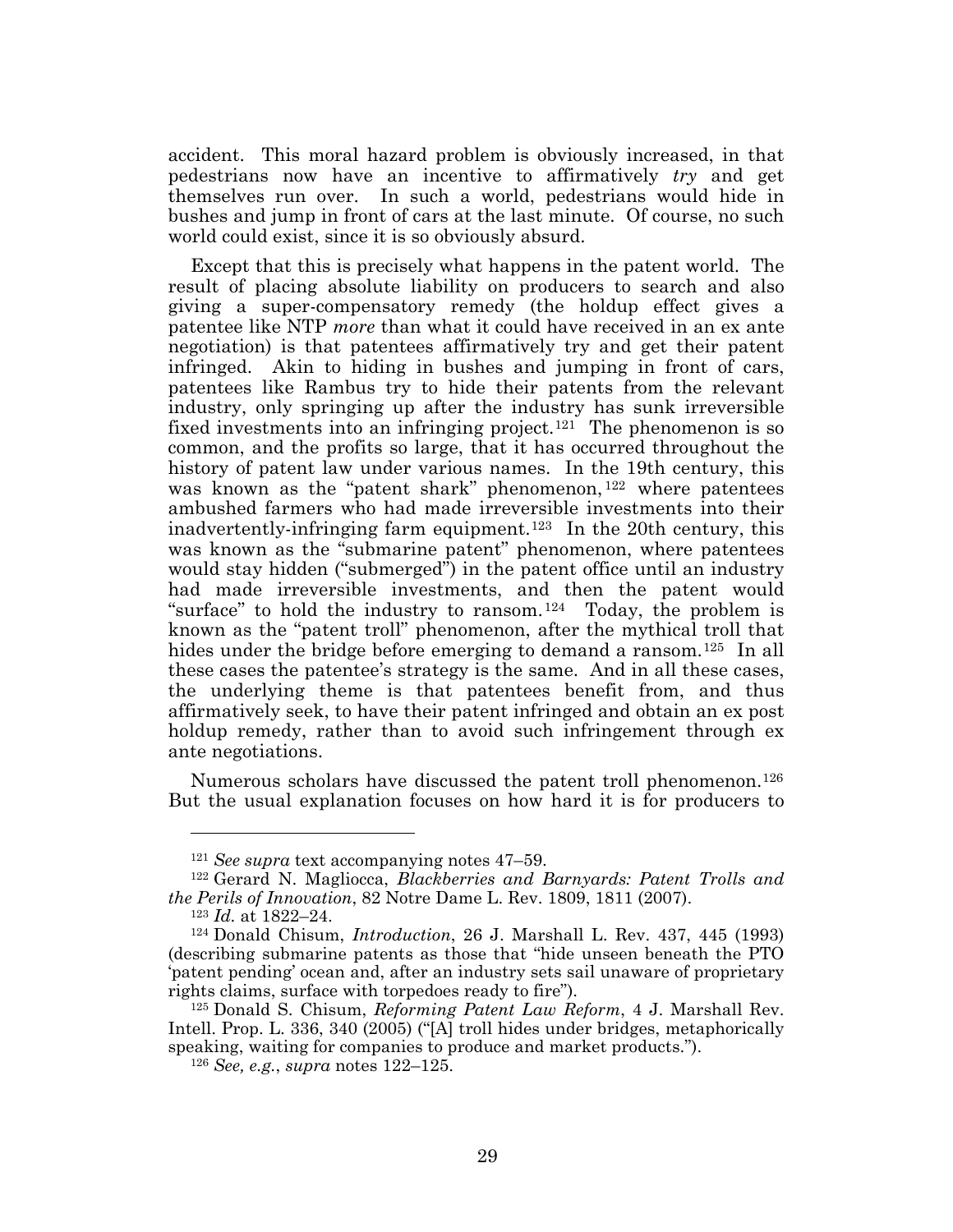accident. This moral hazard problem is obviously increased, in that pedestrians now have an incentive to affirmatively *try* and get themselves run over. In such a world, pedestrians would hide in bushes and jump in front of cars at the last minute. Of course, no such world could exist, since it is so obviously absurd.

Except that this is precisely what happens in the patent world. The result of placing absolute liability on producers to search and also giving a super-compensatory remedy (the holdup effect gives a patentee like NTP *more* than what it could have received in an ex ante negotiation) is that patentees affirmatively try and get their patent infringed. Akin to hiding in bushes and jumping in front of cars, patentees like Rambus try to hide their patents from the relevant industry, only springing up after the industry has sunk irreversible fixed investments into an infringing project.[121] The phenomenon is so common, and the profits so large, that it has occurred throughout the history of patent law under various names. In the 19th century, this was known as the "patent shark" phenomenon,[122] where patentees ambushed farmers who had made irreversible investments into their inadvertently-infringing farm equipment.[123] In the 20th century, this was known as the "submarine patent" phenomenon, where patentees would stay hidden ("submerged") in the patent office until an industry had made irreversible investments, and then the patent would "surface" to hold the industry to ransom.[124] Today, the problem is known as the "patent troll" phenomenon, after the mythical troll that hides under the bridge before emerging to demand a ransom.[125] In all these cases the patentee's strategy is the same. And in all these cases, the underlying theme is that patentees benefit from, and thus affirmatively seek, to have their patent infringed and obtain an ex post holdup remedy, rather than to avoid such infringement through ex ante negotiations.

Numerous scholars have discussed the patent troll phenomenon.[126] But the usual explanation focuses on how hard it is for producers to

---

[121] *See supra* text accompanying notes 47–59.

[122] Gerard N. Magliocca, *Blackberries and Barnyards: Patent Trolls and the Perils of Innovation*, 82 Notre Dame L. Rev. 1809, 1811 (2007).

[123] *Id.* at 1822–24.

[124] Donald Chisum, *Introduction*, 26 J. Marshall L. Rev. 437, 445 (1993) (describing submarine patents as those that "hide unseen beneath the PTO 'patent pending' ocean and, after an industry sets sail unaware of proprietary rights claims, surface with torpedoes ready to fire").

[125] Donald S. Chisum, *Reforming Patent Law Reform*, 4 J. Marshall Rev. Intell. Prop. L. 336, 340 (2005) ("[A] troll hides under bridges, metaphorically speaking, waiting for companies to produce and market products.").

[126] *See, e.g.*, *supra* notes 122–125.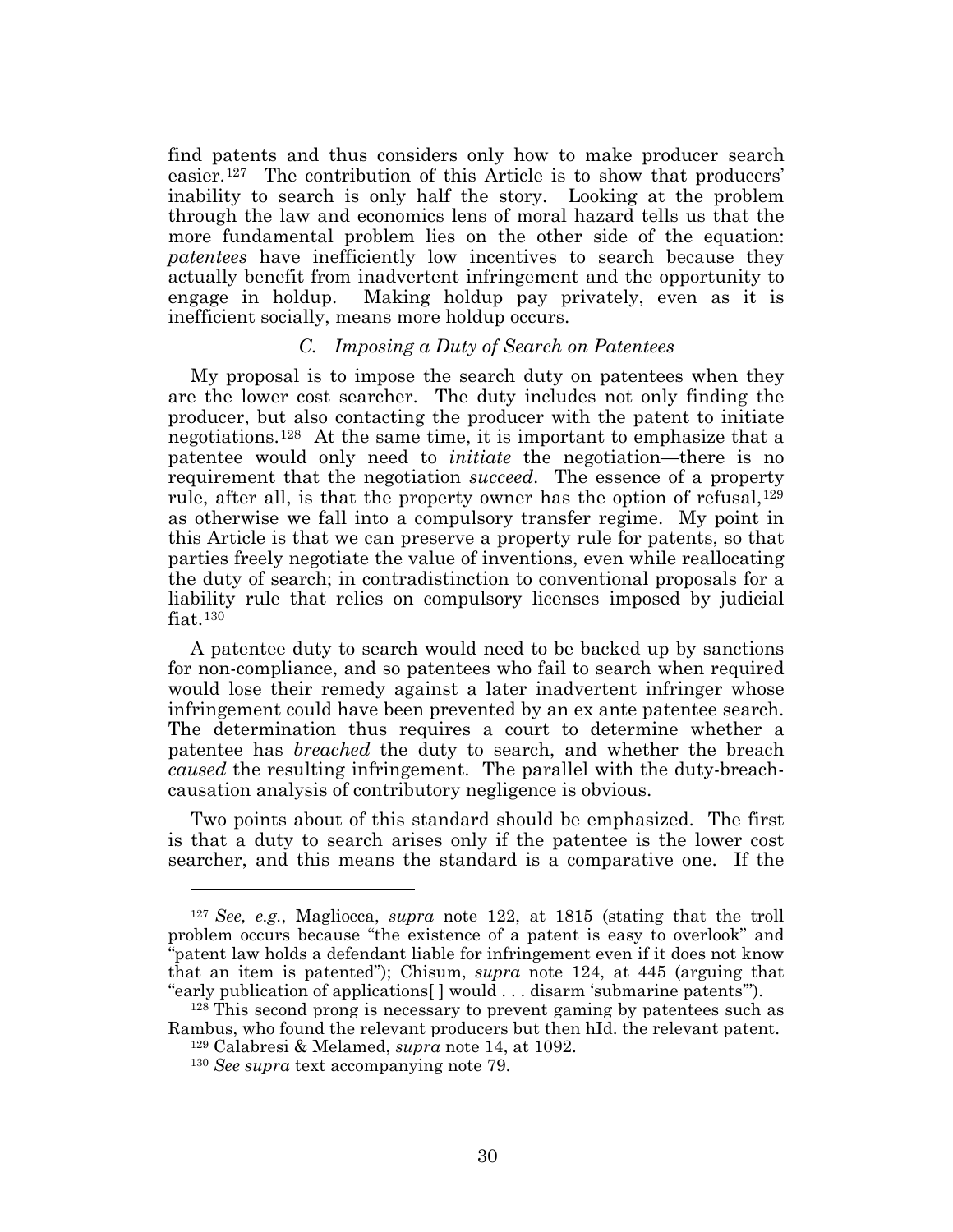find patents and thus considers only how to make producer search easier.[127] The contribution of this Article is to show that producers' inability to search is only half the story. Looking at the problem through the law and economics lens of moral hazard tells us that the more fundamental problem lies on the other side of the equation: *patentees* have inefficiently low incentives to search because they actually benefit from inadvertent infringement and the opportunity to engage in holdup. Making holdup pay privately, even as it is inefficient socially, means more holdup occurs.

### C. *Imposing a Duty of Search on Patentees*

My proposal is to impose the search duty on patentees when they are the lower cost searcher. The duty includes not only finding the producer, but also contacting the producer with the patent to initiate negotiations.[128] At the same time, it is important to emphasize that a patentee would only need to *initiate* the negotiation—there is no requirement that the negotiation *succeed*. The essence of a property rule, after all, is that the property owner has the option of refusal,[129] as otherwise we fall into a compulsory transfer regime. My point in this Article is that we can preserve a property rule for patents, so that parties freely negotiate the value of inventions, even while reallocating the duty of search; in contradistinction to conventional proposals for a liability rule that relies on compulsory licenses imposed by judicial fiat.[130]

A patentee duty to search would need to be backed up by sanctions for non-compliance, and so patentees who fail to search when required would lose their remedy against a later inadvertent infringer whose infringement could have been prevented by an ex ante patentee search. The determination thus requires a court to determine whether a patentee has *breached* the duty to search, and whether the breach *caused* the resulting infringement. The parallel with the duty-breach-causation analysis of contributory negligence is obvious.

Two points about of this standard should be emphasized. The first is that a duty to search arises only if the patentee is the lower cost searcher, and this means the standard is a comparative one. If the

---

[127] *See, e.g.*, Magliocca, *supra* note 122, at 1815 (stating that the troll problem occurs because "the existence of a patent is easy to overlook" and "patent law holds a defendant liable for infringement even if it does not know that an item is patented"); Chisum, *supra* note 124, at 445 (arguing that "early publication of applications[ ] would . . . disarm 'submarine patents'").

[128] This second prong is necessary to prevent gaming by patentees such as Rambus, who found the relevant producers but then hId. the relevant patent.

[129] Calabresi & Melamed, *supra* note 14, at 1092.

[130] *See supra* text accompanying note 79.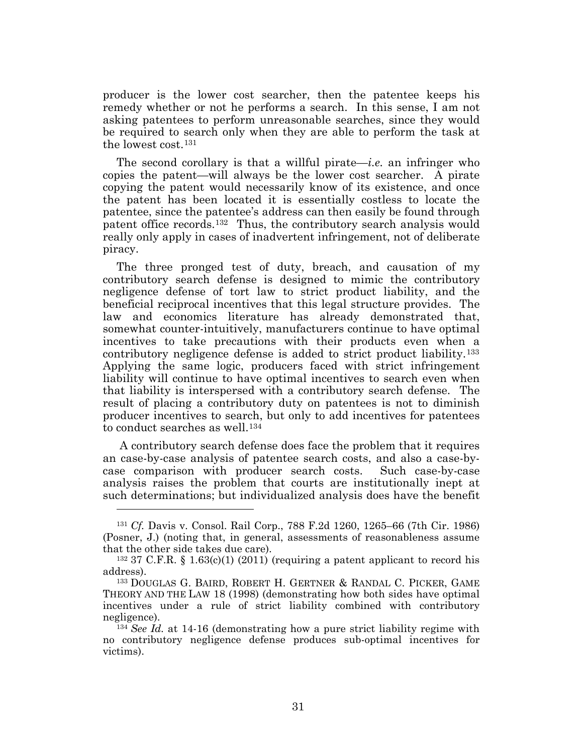producer is the lower cost searcher, then the patentee keeps his remedy whether or not he performs a search. In this sense, I am not asking patentees to perform unreasonable searches, since they would be required to search only when they are able to perform the task at the lowest cost.[131]

The second corollary is that a willful pirate—*i.e.* an infringer who copies the patent—will always be the lower cost searcher. A pirate copying the patent would necessarily know of its existence, and once the patent has been located it is essentially costless to locate the patentee, since the patentee's address can then easily be found through patent office records.[132] Thus, the contributory search analysis would really only apply in cases of inadvertent infringement, not of deliberate piracy.

The three pronged test of duty, breach, and causation of my contributory search defense is designed to mimic the contributory negligence defense of tort law to strict product liability, and the beneficial reciprocal incentives that this legal structure provides. The law and economics literature has already demonstrated that, somewhat counter-intuitively, manufacturers continue to have optimal incentives to take precautions with their products even when a contributory negligence defense is added to strict product liability.[133] Applying the same logic, producers faced with strict infringement liability will continue to have optimal incentives to search even when that liability is interspersed with a contributory search defense. The result of placing a contributory duty on patentees is not to diminish producer incentives to search, but only to add incentives for patentees to conduct searches as well.[134]

A contributory search defense does face the problem that it requires an case-by-case analysis of patentee search costs, and also a case-by-case comparison with producer search costs. Such case-by-case analysis raises the problem that courts are institutionally inept at such determinations; but individualized analysis does have the benefit

---

[131] *Cf.* Davis v. Consol. Rail Corp., 788 F.2d 1260, 1265–66 (7th Cir. 1986) (Posner, J.) (noting that, in general, assessments of reasonableness assume that the other side takes due care).

[132] 37 C.F.R. § 1.63(c)(1) (2011) (requiring a patent applicant to record his address).

[133] DOUGLAS G. BAIRD, ROBERT H. GERTNER & RANDAL C. PICKER, GAME THEORY AND THE LAW 18 (1998) (demonstrating how both sides have optimal incentives under a rule of strict liability combined with contributory negligence).

[134] *See Id.* at 14-16 (demonstrating how a pure strict liability regime with no contributory negligence defense produces sub-optimal incentives for victims).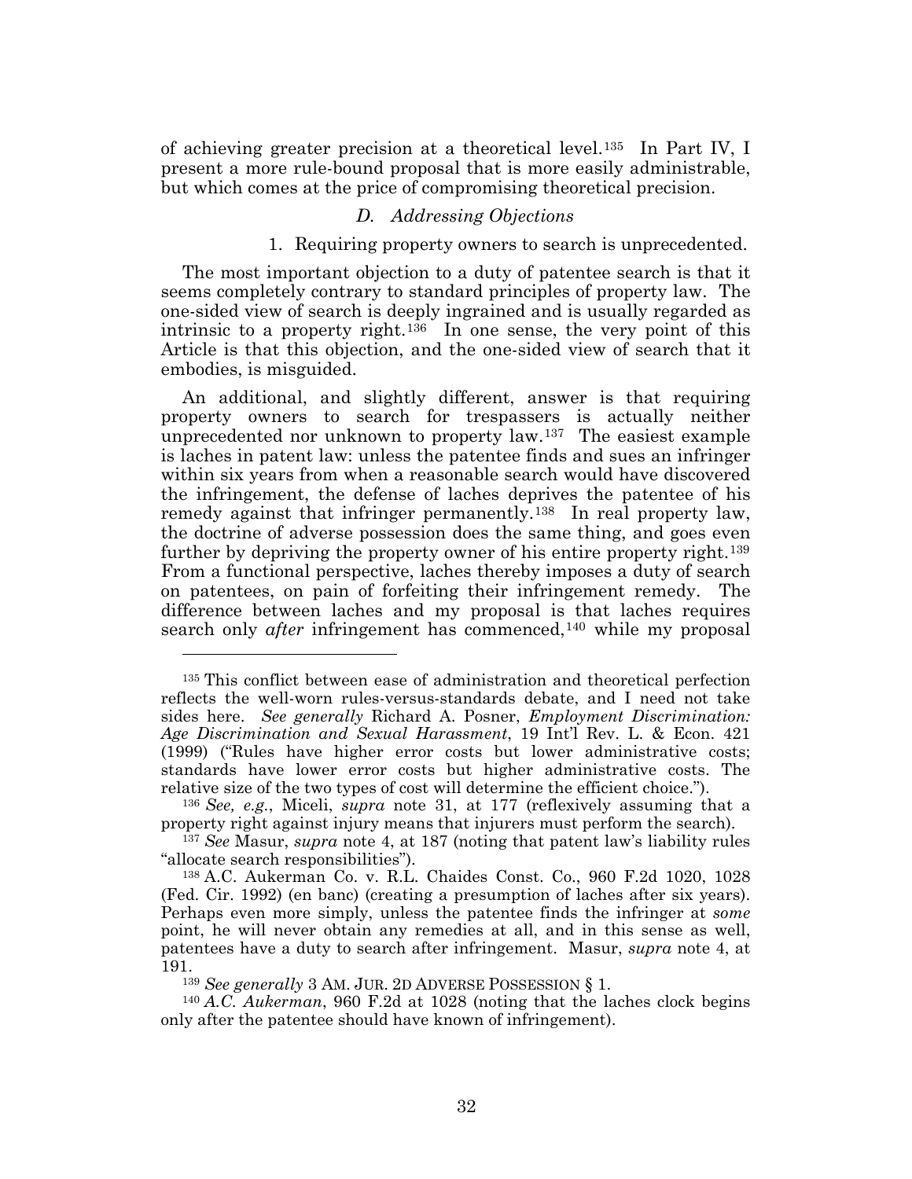of achieving greater precision at a theoretical level.[135] In Part IV, I present a more rule-bound proposal that is more easily administrable, but which comes at the price of compromising theoretical precision.

### *D. Addressing Objections*

#### 1. Requiring property owners to search is unprecedented.

The most important objection to a duty of patentee search is that it seems completely contrary to standard principles of property law. The one-sided view of search is deeply ingrained and is usually regarded as intrinsic to a property right.[136] In one sense, the very point of this Article is that this objection, and the one-sided view of search that it embodies, is misguided.

An additional, and slightly different, answer is that requiring property owners to search for trespassers is actually neither unprecedented nor unknown to property law.[137] The easiest example is laches in patent law: unless the patentee finds and sues an infringer within six years from when a reasonable search would have discovered the infringement, the defense of laches deprives the patentee of his remedy against that infringer permanently.[138] In real property law, the doctrine of adverse possession does the same thing, and goes even further by depriving the property owner of his entire property right.[139] From a functional perspective, laches thereby imposes a duty of search on patentees, on pain of forfeiting their infringement remedy. The difference between laches and my proposal is that laches requires search only *after* infringement has commenced,[140] while my proposal

---

[135] This conflict between ease of administration and theoretical perfection reflects the well-worn rules-versus-standards debate, and I need not take sides here. *See generally* Richard A. Posner, *Employment Discrimination: Age Discrimination and Sexual Harassment*, 19 Int'l Rev. L. & Econ. 421 (1999) ("Rules have higher error costs but lower administrative costs; standards have lower error costs but higher administrative costs. The relative size of the two types of cost will determine the efficient choice.").

[136] *See, e.g.*, Miceli, *supra* note 31, at 177 (reflexively assuming that a property right against injury means that injurers must perform the search).

[137] *See* Masur, *supra* note 4, at 187 (noting that patent law's liability rules "allocate search responsibilities").

[138] A.C. Aukerman Co. v. R.L. Chaides Const. Co., 960 F.2d 1020, 1028 (Fed. Cir. 1992) (en banc) (creating a presumption of laches after six years). Perhaps even more simply, unless the patentee finds the infringer at *some* point, he will never obtain any remedies at all, and in this sense as well, patentees have a duty to search after infringement. Masur, *supra* note 4, at 191.

[139] *See generally* 3 AM. JUR. 2D ADVERSE POSSESSION § 1.

[140] *A.C. Aukerman*, 960 F.2d at 1028 (noting that the laches clock begins only after the patentee should have known of infringement).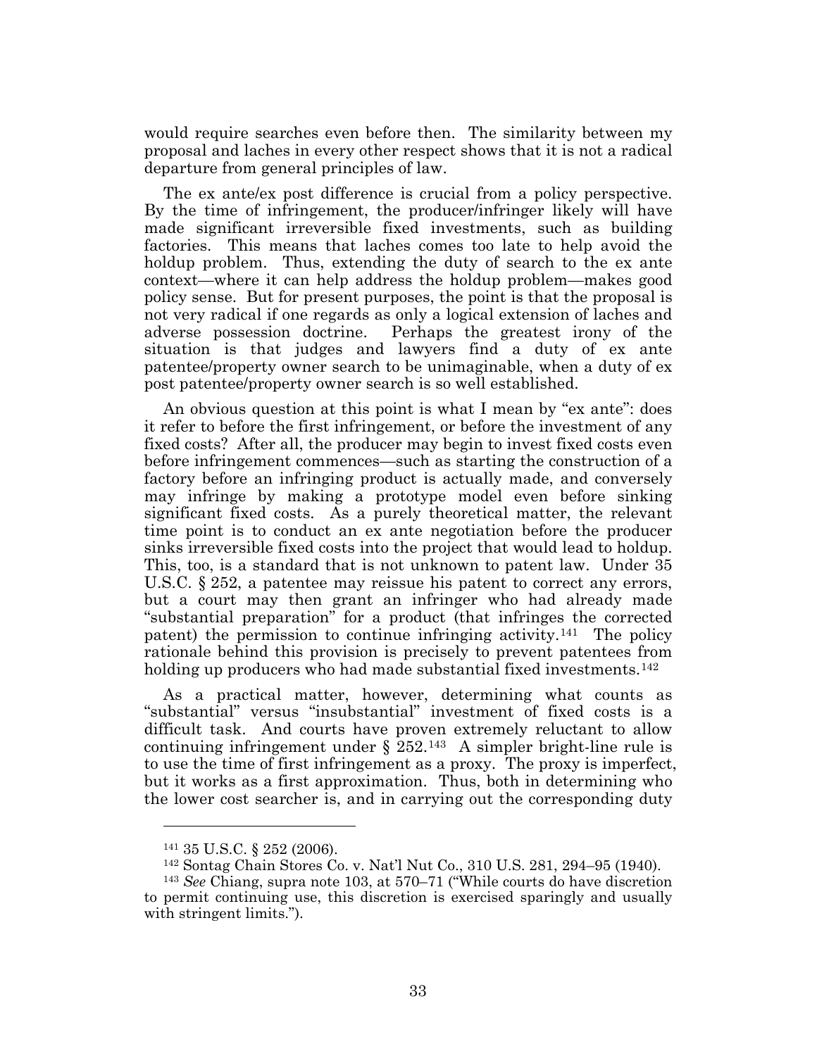would require searches even before then. The similarity between my proposal and laches in every other respect shows that it is not a radical departure from general principles of law.

The ex ante/ex post difference is crucial from a policy perspective. By the time of infringement, the producer/infringer likely will have made significant irreversible fixed investments, such as building factories. This means that laches comes too late to help avoid the holdup problem. Thus, extending the duty of search to the ex ante context—where it can help address the holdup problem—makes good policy sense. But for present purposes, the point is that the proposal is not very radical if one regards as only a logical extension of laches and adverse possession doctrine. Perhaps the greatest irony of the situation is that judges and lawyers find a duty of ex ante patentee/property owner search to be unimaginable, when a duty of ex post patentee/property owner search is so well established.

An obvious question at this point is what I mean by "ex ante": does it refer to before the first infringement, or before the investment of any fixed costs? After all, the producer may begin to invest fixed costs even before infringement commences—such as starting the construction of a factory before an infringing product is actually made, and conversely may infringe by making a prototype model even before sinking significant fixed costs. As a purely theoretical matter, the relevant time point is to conduct an ex ante negotiation before the producer sinks irreversible fixed costs into the project that would lead to holdup. This, too, is a standard that is not unknown to patent law. Under 35 U.S.C. § 252, a patentee may reissue his patent to correct any errors, but a court may then grant an infringer who had already made "substantial preparation" for a product (that infringes the corrected patent) the permission to continue infringing activity.[141] The policy rationale behind this provision is precisely to prevent patentees from holding up producers who had made substantial fixed investments.[142]

As a practical matter, however, determining what counts as "substantial" versus "insubstantial" investment of fixed costs is a difficult task. And courts have proven extremely reluctant to allow continuing infringement under § 252.[143] A simpler bright-line rule is to use the time of first infringement as a proxy. The proxy is imperfect, but it works as a first approximation. Thus, both in determining who the lower cost searcher is, and in carrying out the corresponding duty

---

[141] 35 U.S.C. § 252 (2006).

[142] Sontag Chain Stores Co. v. Nat'l Nut Co., 310 U.S. 281, 294–95 (1940).

[143] *See* Chiang, supra note 103, at 570–71 ("While courts do have discretion to permit continuing use, this discretion is exercised sparingly and usually with stringent limits.").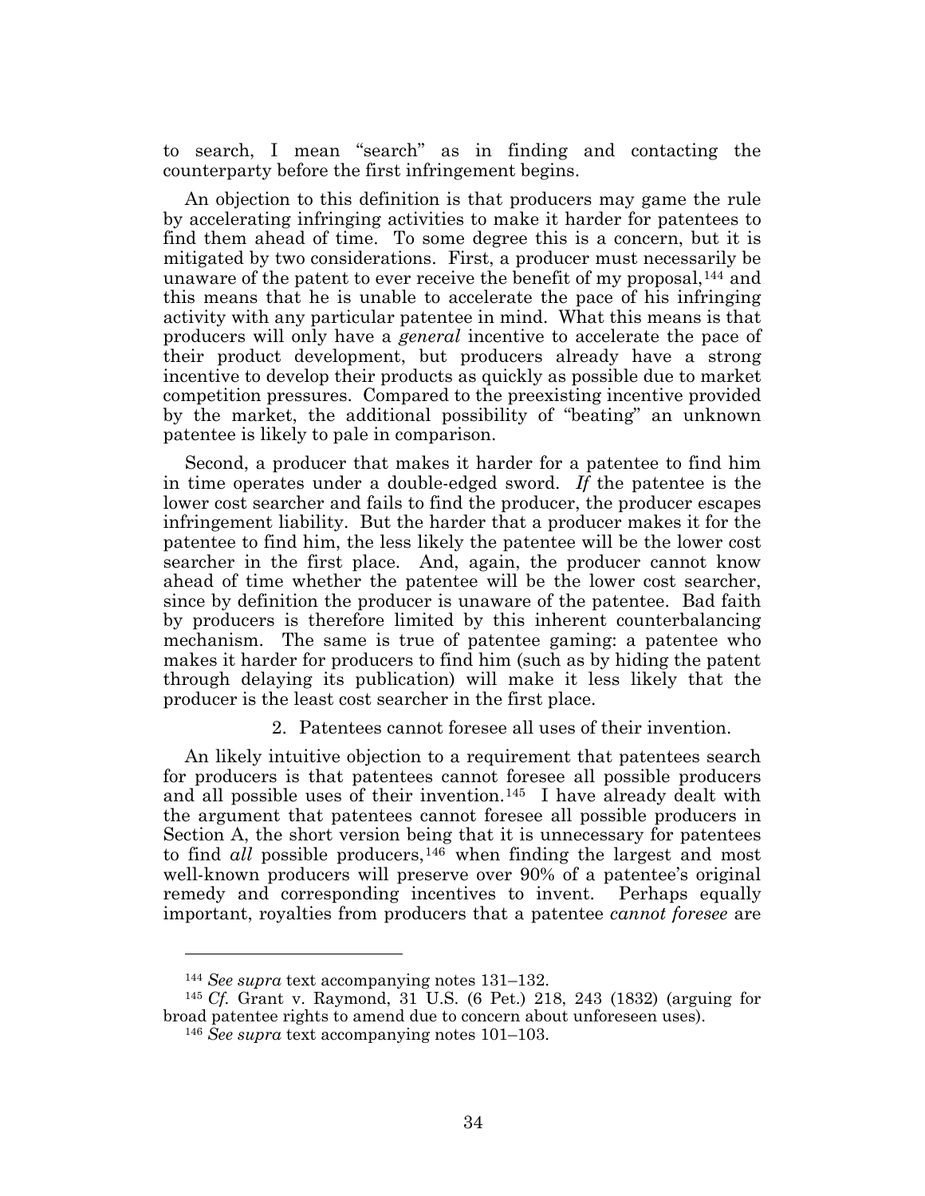to search, I mean "search" as in finding and contacting the counterparty before the first infringement begins.

An objection to this definition is that producers may game the rule by accelerating infringing activities to make it harder for patentees to find them ahead of time. To some degree this is a concern, but it is mitigated by two considerations. First, a producer must necessarily be unaware of the patent to ever receive the benefit of my proposal,[144] and this means that he is unable to accelerate the pace of his infringing activity with any particular patentee in mind. What this means is that producers will only have a *general* incentive to accelerate the pace of their product development, but producers already have a strong incentive to develop their products as quickly as possible due to market competition pressures. Compared to the preexisting incentive provided by the market, the additional possibility of "beating" an unknown patentee is likely to pale in comparison.

Second, a producer that makes it harder for a patentee to find him in time operates under a double-edged sword. *If* the patentee is the lower cost searcher and fails to find the producer, the producer escapes infringement liability. But the harder that a producer makes it for the patentee to find him, the less likely the patentee will be the lower cost searcher in the first place. And, again, the producer cannot know ahead of time whether the patentee will be the lower cost searcher, since by definition the producer is unaware of the patentee. Bad faith by producers is therefore limited by this inherent counterbalancing mechanism. The same is true of patentee gaming: a patentee who makes it harder for producers to find him (such as by hiding the patent through delaying its publication) will make it less likely that the producer is the least cost searcher in the first place.

2. Patentees cannot foresee all uses of their invention.

An likely intuitive objection to a requirement that patentees search for producers is that patentees cannot foresee all possible producers and all possible uses of their invention.[145] I have already dealt with the argument that patentees cannot foresee all possible producers in Section A, the short version being that it is unnecessary for patentees to find *all* possible producers,[146] when finding the largest and most well-known producers will preserve over 90% of a patentee's original remedy and corresponding incentives to invent. Perhaps equally important, royalties from producers that a patentee *cannot foresee* are

---

[144] *See supra* text accompanying notes 131–132.

[145] *Cf.* Grant v. Raymond, 31 U.S. (6 Pet.) 218, 243 (1832) (arguing for broad patentee rights to amend due to concern about unforeseen uses).

[146] *See supra* text accompanying notes 101–103.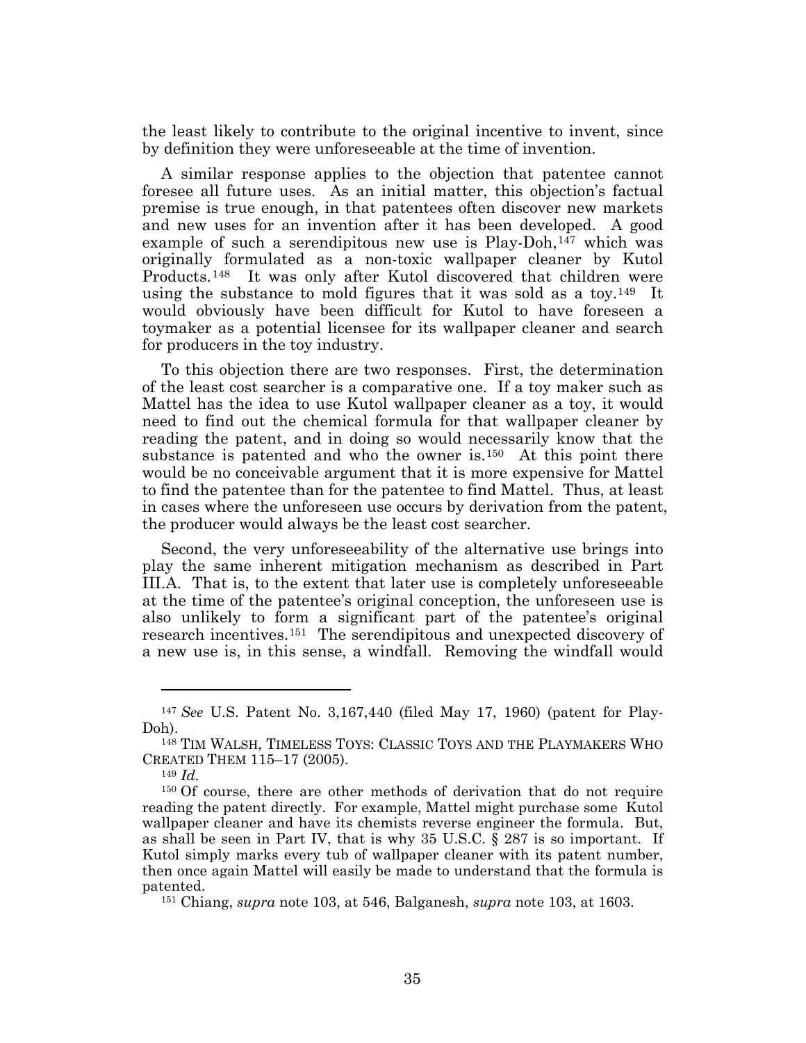the least likely to contribute to the original incentive to invent, since by definition they were unforeseeable at the time of invention.

A similar response applies to the objection that patentee cannot foresee all future uses. As an initial matter, this objection's factual premise is true enough, in that patentees often discover new markets and new uses for an invention after it has been developed. A good example of such a serendipitous new use is Play-Doh,[147] which was originally formulated as a non-toxic wallpaper cleaner by Kutol Products.[148] It was only after Kutol discovered that children were using the substance to mold figures that it was sold as a toy.[149] It would obviously have been difficult for Kutol to have foreseen a toymaker as a potential licensee for its wallpaper cleaner and search for producers in the toy industry.

To this objection there are two responses. First, the determination of the least cost searcher is a comparative one. If a toy maker such as Mattel has the idea to use Kutol wallpaper cleaner as a toy, it would need to find out the chemical formula for that wallpaper cleaner by reading the patent, and in doing so would necessarily know that the substance is patented and who the owner is.[150] At this point there would be no conceivable argument that it is more expensive for Mattel to find the patentee than for the patentee to find Mattel. Thus, at least in cases where the unforeseen use occurs by derivation from the patent, the producer would always be the least cost searcher.

Second, the very unforeseeability of the alternative use brings into play the same inherent mitigation mechanism as described in Part III.A. That is, to the extent that later use is completely unforeseeable at the time of the patentee's original conception, the unforeseen use is also unlikely to form a significant part of the patentee's original research incentives.[151] The serendipitous and unexpected discovery of a new use is, in this sense, a windfall. Removing the windfall would

---

[147] *See* U.S. Patent No. 3,167,440 (filed May 17, 1960) (patent for Play-Doh).

[148] TIM WALSH, TIMELESS TOYS: CLASSIC TOYS AND THE PLAYMAKERS WHO CREATED THEM 115–17 (2005).

[149] *Id.*

[150] Of course, there are other methods of derivation that do not require reading the patent directly. For example, Mattel might purchase some Kutol wallpaper cleaner and have its chemists reverse engineer the formula. But, as shall be seen in Part IV, that is why 35 U.S.C. § 287 is so important. If Kutol simply marks every tub of wallpaper cleaner with its patent number, then once again Mattel will easily be made to understand that the formula is patented.

[151] Chiang, *supra* note 103, at 546, Balganesh, *supra* note 103, at 1603.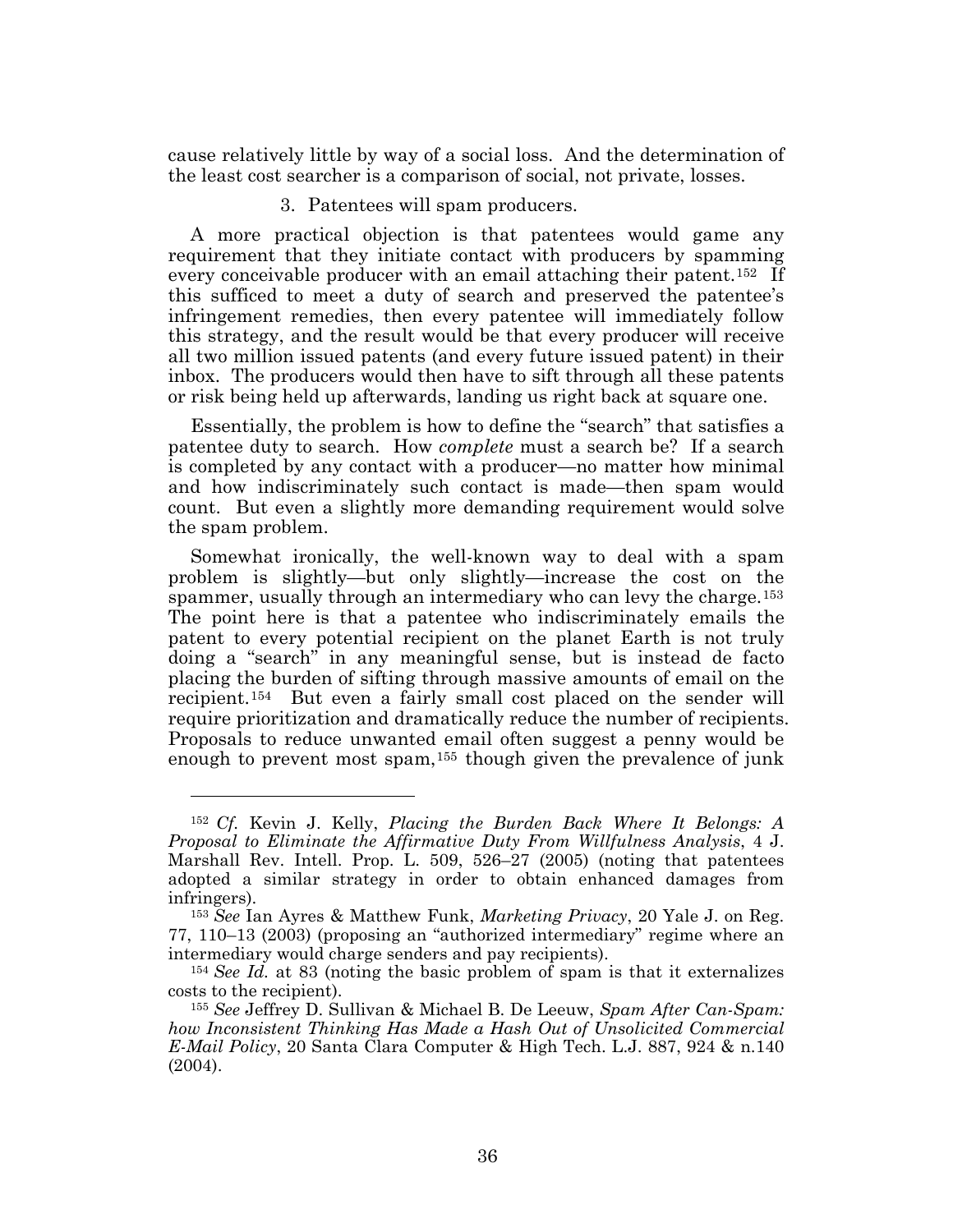cause relatively little by way of a social loss. And the determination of the least cost searcher is a comparison of social, not private, losses.

### 3. Patentees will spam producers.

A more practical objection is that patentees would game any requirement that they initiate contact with producers by spamming every conceivable producer with an email attaching their patent.[152] If this sufficed to meet a duty of search and preserved the patentee's infringement remedies, then every patentee will immediately follow this strategy, and the result would be that every producer will receive all two million issued patents (and every future issued patent) in their inbox. The producers would then have to sift through all these patents or risk being held up afterwards, landing us right back at square one.

Essentially, the problem is how to define the "search" that satisfies a patentee duty to search. How *complete* must a search be? If a search is completed by any contact with a producer—no matter how minimal and how indiscriminately such contact is made—then spam would count. But even a slightly more demanding requirement would solve the spam problem.

Somewhat ironically, the well-known way to deal with a spam problem is slightly—but only slightly—increase the cost on the spammer, usually through an intermediary who can levy the charge.[153] The point here is that a patentee who indiscriminately emails the patent to every potential recipient on the planet Earth is not truly doing a "search" in any meaningful sense, but is instead de facto placing the burden of sifting through massive amounts of email on the recipient.[154] But even a fairly small cost placed on the sender will require prioritization and dramatically reduce the number of recipients. Proposals to reduce unwanted email often suggest a penny would be enough to prevent most spam,[155] though given the prevalence of junk

---

[152] *Cf.* Kevin J. Kelly, *Placing the Burden Back Where It Belongs: A Proposal to Eliminate the Affirmative Duty From Willfulness Analysis*, 4 J. Marshall Rev. Intell. Prop. L. 509, 526–27 (2005) (noting that patentees adopted a similar strategy in order to obtain enhanced damages from infringers).

[153] *See* Ian Ayres & Matthew Funk, *Marketing Privacy*, 20 Yale J. on Reg. 77, 110–13 (2003) (proposing an "authorized intermediary" regime where an intermediary would charge senders and pay recipients).

[154] *See Id.* at 83 (noting the basic problem of spam is that it externalizes costs to the recipient).

[155] *See* Jeffrey D. Sullivan & Michael B. De Leeuw, *Spam After Can-Spam: how Inconsistent Thinking Has Made a Hash Out of Unsolicited Commercial E-Mail Policy*, 20 Santa Clara Computer & High Tech. L.J. 887, 924 & n.140 (2004).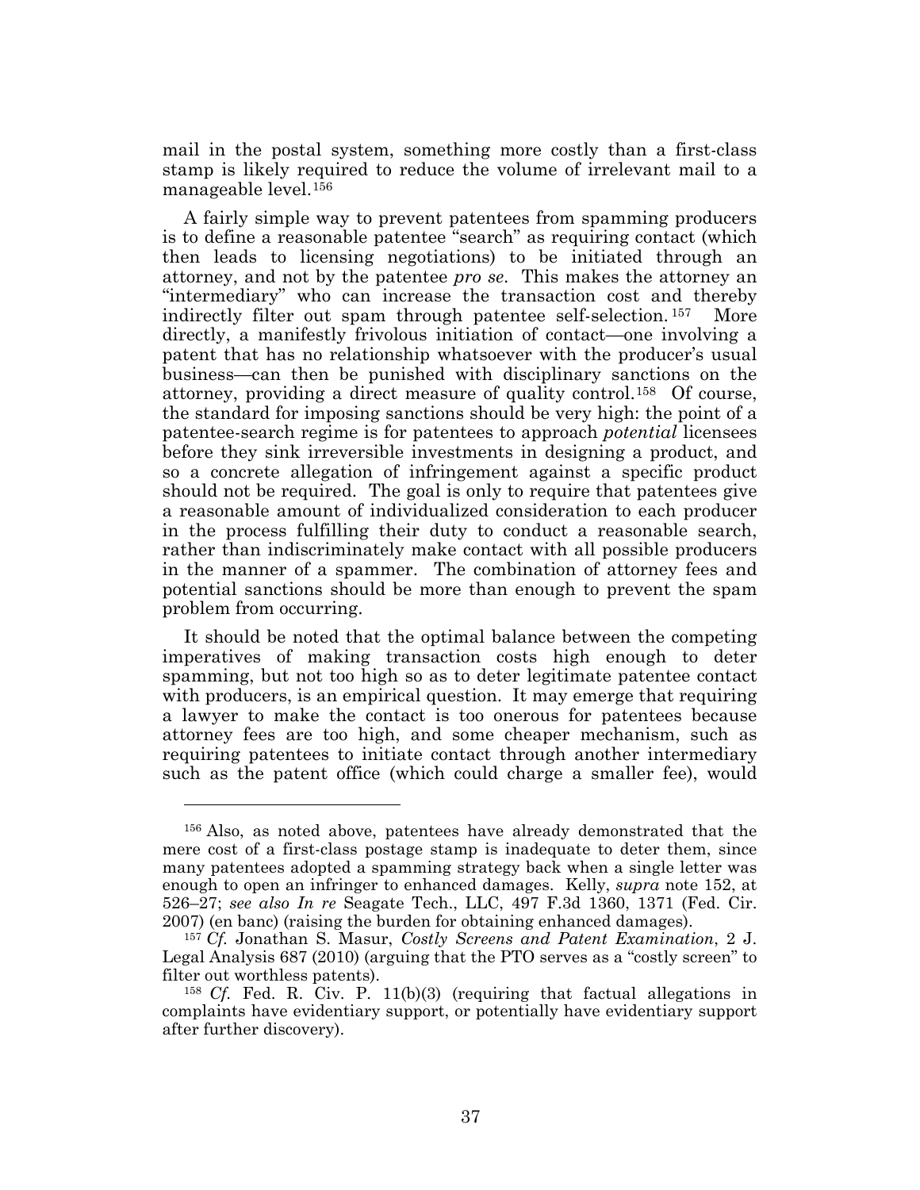mail in the postal system, something more costly than a first-class stamp is likely required to reduce the volume of irrelevant mail to a manageable level.[156]

A fairly simple way to prevent patentees from spamming producers is to define a reasonable patentee "search" as requiring contact (which then leads to licensing negotiations) to be initiated through an attorney, and not by the patentee *pro se*. This makes the attorney an "intermediary" who can increase the transaction cost and thereby indirectly filter out spam through patentee self-selection.[157] More directly, a manifestly frivolous initiation of contact—one involving a patent that has no relationship whatsoever with the producer's usual business—can then be punished with disciplinary sanctions on the attorney, providing a direct measure of quality control.[158] Of course, the standard for imposing sanctions should be very high: the point of a patentee-search regime is for patentees to approach *potential* licensees before they sink irreversible investments in designing a product, and so a concrete allegation of infringement against a specific product should not be required. The goal is only to require that patentees give a reasonable amount of individualized consideration to each producer in the process fulfilling their duty to conduct a reasonable search, rather than indiscriminately make contact with all possible producers in the manner of a spammer. The combination of attorney fees and potential sanctions should be more than enough to prevent the spam problem from occurring.

It should be noted that the optimal balance between the competing imperatives of making transaction costs high enough to deter spamming, but not too high so as to deter legitimate patentee contact with producers, is an empirical question. It may emerge that requiring a lawyer to make the contact is too onerous for patentees because attorney fees are too high, and some cheaper mechanism, such as requiring patentees to initiate contact through another intermediary such as the patent office (which could charge a smaller fee), would

---

[156] Also, as noted above, patentees have already demonstrated that the mere cost of a first-class postage stamp is inadequate to deter them, since many patentees adopted a spamming strategy back when a single letter was enough to open an infringer to enhanced damages. Kelly, *supra* note 152, at 526–27; *see also In re* Seagate Tech., LLC, 497 F.3d 1360, 1371 (Fed. Cir. 2007) (en banc) (raising the burden for obtaining enhanced damages).

[157] *Cf.* Jonathan S. Masur, *Costly Screens and Patent Examination*, 2 J. Legal Analysis 687 (2010) (arguing that the PTO serves as a "costly screen" to filter out worthless patents).

[158] *Cf.* Fed. R. Civ. P. 11(b)(3) (requiring that factual allegations in complaints have evidentiary support, or potentially have evidentiary support after further discovery).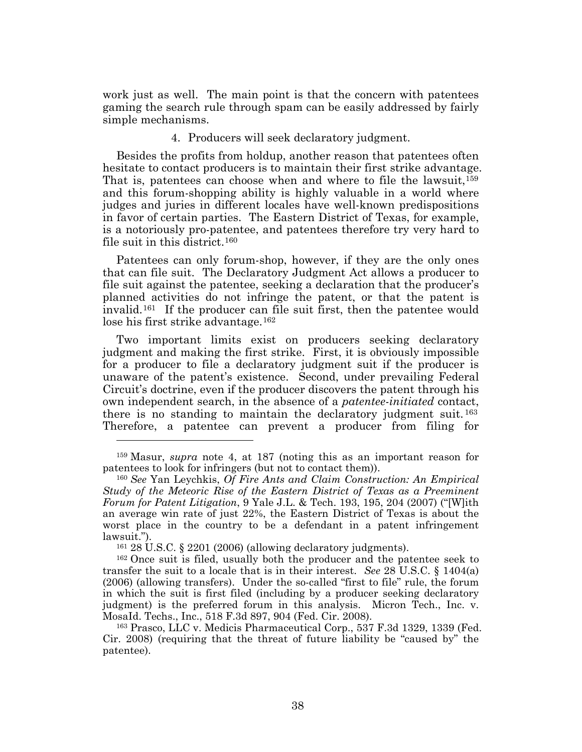work just as well. The main point is that the concern with patentees gaming the search rule through spam can be easily addressed by fairly simple mechanisms.

#### 4. Producers will seek declaratory judgment.

Besides the profits from holdup, another reason that patentees often hesitate to contact producers is to maintain their first strike advantage. That is, patentees can choose when and where to file the lawsuit,[159] and this forum-shopping ability is highly valuable in a world where judges and juries in different locales have well-known predispositions in favor of certain parties. The Eastern District of Texas, for example, is a notoriously pro-patentee, and patentees therefore try very hard to file suit in this district.[160]

Patentees can only forum-shop, however, if they are the only ones that can file suit. The Declaratory Judgment Act allows a producer to file suit against the patentee, seeking a declaration that the producer's planned activities do not infringe the patent, or that the patent is invalid.[161] If the producer can file suit first, then the patentee would lose his first strike advantage.[162]

Two important limits exist on producers seeking declaratory judgment and making the first strike. First, it is obviously impossible for a producer to file a declaratory judgment suit if the producer is unaware of the patent's existence. Second, under prevailing Federal Circuit's doctrine, even if the producer discovers the patent through his own independent search, in the absence of a *patentee-initiated* contact, there is no standing to maintain the declaratory judgment suit.[163] Therefore, a patentee can prevent a producer from filing for

---

[159] Masur, *supra* note 4, at 187 (noting this as an important reason for patentees to look for infringers (but not to contact them)).

[160] *See* Yan Leychkis, *Of Fire Ants and Claim Construction: An Empirical Study of the Meteoric Rise of the Eastern District of Texas as a Preeminent Forum for Patent Litigation*, 9 Yale J.L. & Tech. 193, 195, 204 (2007) ("[W]ith an average win rate of just 22%, the Eastern District of Texas is about the worst place in the country to be a defendant in a patent infringement lawsuit.").

[161] 28 U.S.C. § 2201 (2006) (allowing declaratory judgments).

[162] Once suit is filed, usually both the producer and the patentee seek to transfer the suit to a locale that is in their interest. *See* 28 U.S.C. § 1404(a) (2006) (allowing transfers). Under the so-called "first to file" rule, the forum in which the suit is first filed (including by a producer seeking declaratory judgment) is the preferred forum in this analysis. Micron Tech., Inc. v. MosaId. Techs., Inc., 518 F.3d 897, 904 (Fed. Cir. 2008).

[163] Prasco, LLC v. Medicis Pharmaceutical Corp., 537 F.3d 1329, 1339 (Fed. Cir. 2008) (requiring that the threat of future liability be "caused by" the patentee).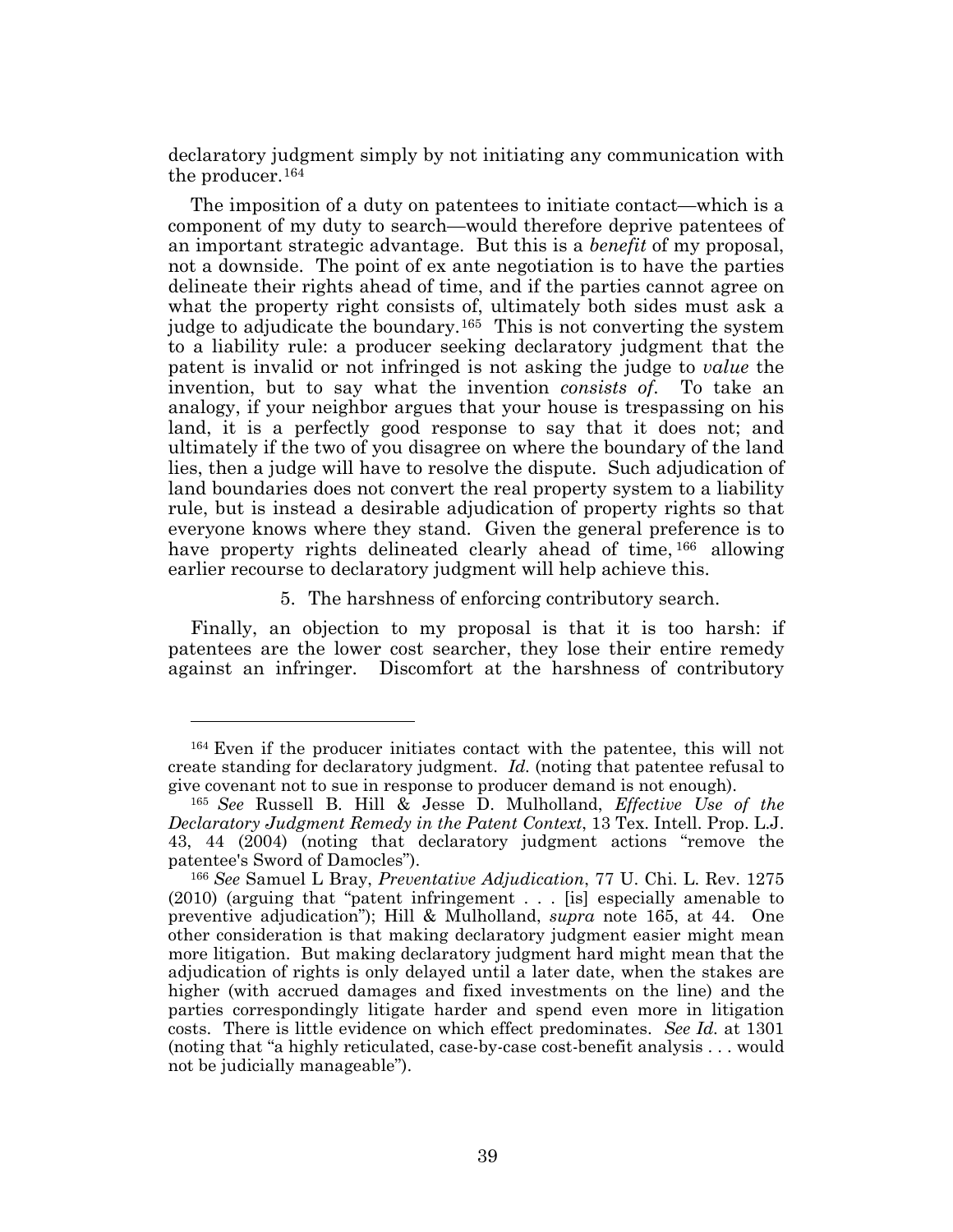declaratory judgment simply by not initiating any communication with the producer.[164]

The imposition of a duty on patentees to initiate contact—which is a component of my duty to search—would therefore deprive patentees of an important strategic advantage. But this is a *benefit* of my proposal, not a downside. The point of ex ante negotiation is to have the parties delineate their rights ahead of time, and if the parties cannot agree on what the property right consists of, ultimately both sides must ask a judge to adjudicate the boundary.[165] This is not converting the system to a liability rule: a producer seeking declaratory judgment that the patent is invalid or not infringed is not asking the judge to *value* the invention, but to say what the invention *consists of*. To take an analogy, if your neighbor argues that your house is trespassing on his land, it is a perfectly good response to say that it does not; and ultimately if the two of you disagree on where the boundary of the land lies, then a judge will have to resolve the dispute. Such adjudication of land boundaries does not convert the real property system to a liability rule, but is instead a desirable adjudication of property rights so that everyone knows where they stand. Given the general preference is to have property rights delineated clearly ahead of time,[166] allowing earlier recourse to declaratory judgment will help achieve this.

5. The harshness of enforcing contributory search.

Finally, an objection to my proposal is that it is too harsh: if patentees are the lower cost searcher, they lose their entire remedy against an infringer. Discomfort at the harshness of contributory

---

[164] Even if the producer initiates contact with the patentee, this will not create standing for declaratory judgment. *Id.* (noting that patentee refusal to give covenant not to sue in response to producer demand is not enough).

[165] *See* Russell B. Hill & Jesse D. Mulholland, *Effective Use of the Declaratory Judgment Remedy in the Patent Context*, 13 Tex. Intell. Prop. L.J. 43, 44 (2004) (noting that declaratory judgment actions "remove the patentee's Sword of Damocles").

[166] *See* Samuel L Bray, *Preventative Adjudication*, 77 U. Chi. L. Rev. 1275 (2010) (arguing that "patent infringement . . . [is] especially amenable to preventive adjudication"); Hill & Mulholland, *supra* note 165, at 44. One other consideration is that making declaratory judgment easier might mean more litigation. But making declaratory judgment hard might mean that the adjudication of rights is only delayed until a later date, when the stakes are higher (with accrued damages and fixed investments on the line) and the parties correspondingly litigate harder and spend even more in litigation costs. There is little evidence on which effect predominates. *See Id.* at 1301 (noting that "a highly reticulated, case-by-case cost-benefit analysis . . . would not be judicially manageable").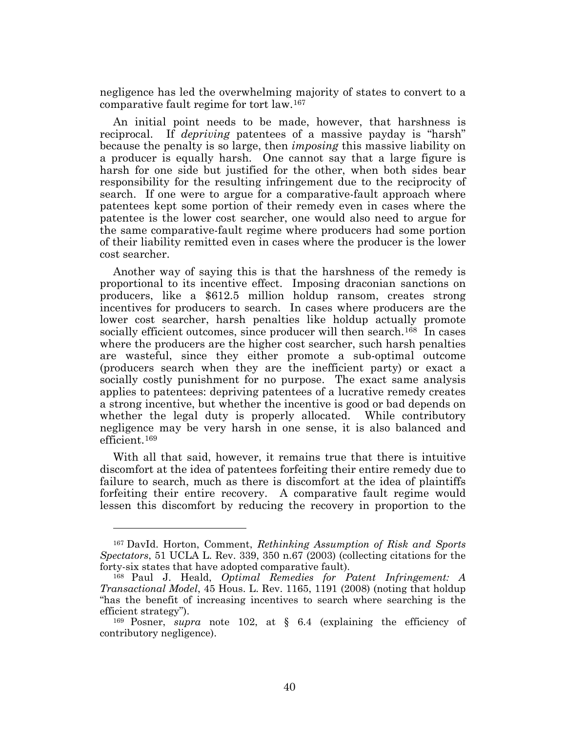negligence has led the overwhelming majority of states to convert to a comparative fault regime for tort law.[167]

An initial point needs to be made, however, that harshness is reciprocal. If *depriving* patentees of a massive payday is "harsh" because the penalty is so large, then *imposing* this massive liability on a producer is equally harsh. One cannot say that a large figure is harsh for one side but justified for the other, when both sides bear responsibility for the resulting infringement due to the reciprocity of search. If one were to argue for a comparative-fault approach where patentees kept some portion of their remedy even in cases where the patentee is the lower cost searcher, one would also need to argue for the same comparative-fault regime where producers had some portion of their liability remitted even in cases where the producer is the lower cost searcher.

Another way of saying this is that the harshness of the remedy is proportional to its incentive effect. Imposing draconian sanctions on producers, like a $612.5 million holdup ransom, creates strong incentives for producers to search. In cases where producers are the lower cost searcher, harsh penalties like holdup actually promote socially efficient outcomes, since producer will then search.[168] In cases where the producers are the higher cost searcher, such harsh penalties are wasteful, since they either promote a sub-optimal outcome (producers search when they are the inefficient party) or exact a socially costly punishment for no purpose. The exact same analysis applies to patentees: depriving patentees of a lucrative remedy creates a strong incentive, but whether the incentive is good or bad depends on whether the legal duty is properly allocated. While contributory negligence may be very harsh in one sense, it is also balanced and efficient.[169]

With all that said, however, it remains true that there is intuitive discomfort at the idea of patentees forfeiting their entire remedy due to failure to search, much as there is discomfort at the idea of plaintiffs forfeiting their entire recovery. A comparative fault regime would lessen this discomfort by reducing the recovery in proportion to the

---

[167] DavId. Horton, Comment, *Rethinking Assumption of Risk and Sports Spectators*, 51 UCLA L. Rev. 339, 350 n.67 (2003) (collecting citations for the forty-six states that have adopted comparative fault).

[168] Paul J. Heald, *Optimal Remedies for Patent Infringement: A Transactional Model*, 45 Hous. L. Rev. 1165, 1191 (2008) (noting that holdup "has the benefit of increasing incentives to search where searching is the efficient strategy").

[169] Posner, *supra* note 102, at § 6.4 (explaining the efficiency of contributory negligence).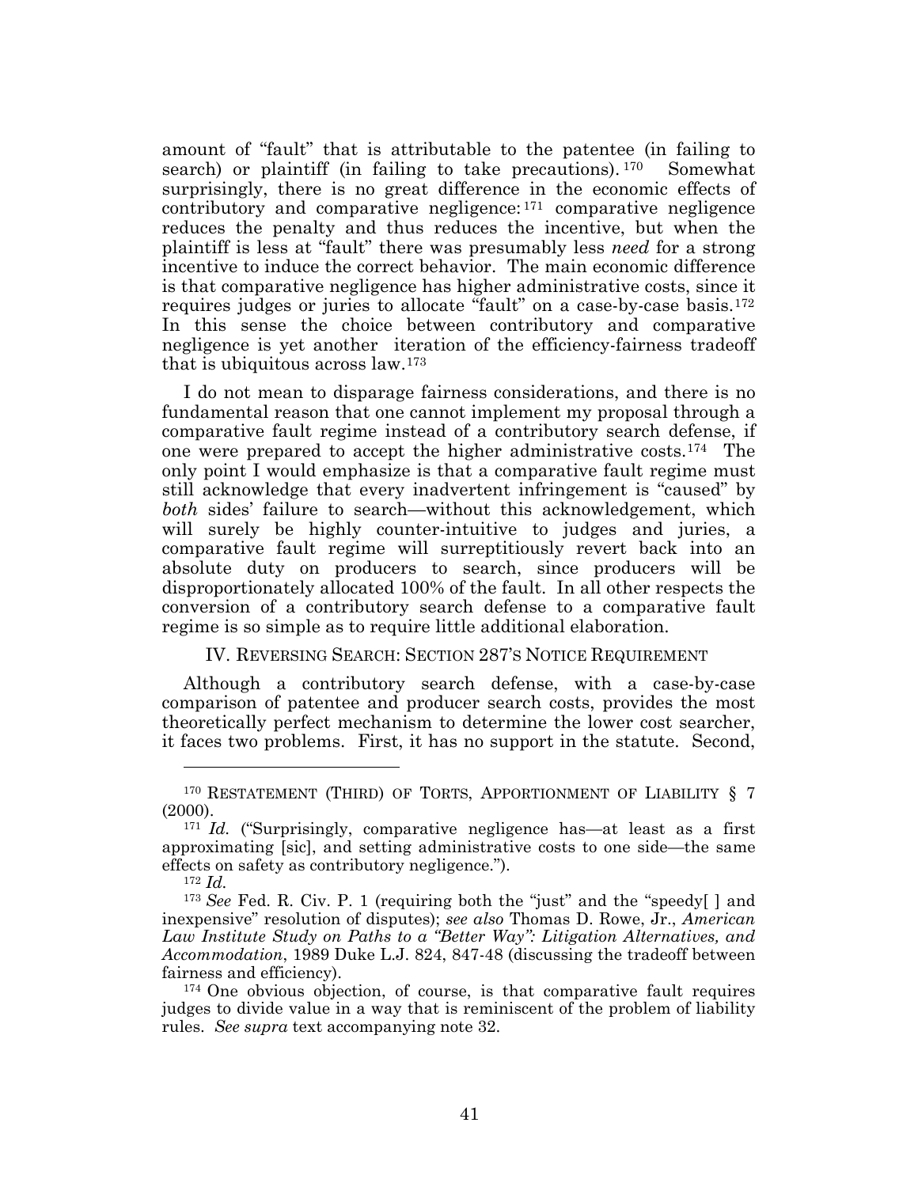amount of "fault" that is attributable to the patentee (in failing to search) or plaintiff (in failing to take precautions).[170] Somewhat surprisingly, there is no great difference in the economic effects of contributory and comparative negligence:[171] comparative negligence reduces the penalty and thus reduces the incentive, but when the plaintiff is less at "fault" there was presumably less *need* for a strong incentive to induce the correct behavior. The main economic difference is that comparative negligence has higher administrative costs, since it requires judges or juries to allocate "fault" on a case-by-case basis.[172] In this sense the choice between contributory and comparative negligence is yet another iteration of the efficiency-fairness tradeoff that is ubiquitous across law.[173]

I do not mean to disparage fairness considerations, and there is no fundamental reason that one cannot implement my proposal through a comparative fault regime instead of a contributory search defense, if one were prepared to accept the higher administrative costs.[174] The only point I would emphasize is that a comparative fault regime must still acknowledge that every inadvertent infringement is "caused" by *both* sides' failure to search—without this acknowledgement, which will surely be highly counter-intuitive to judges and juries, a comparative fault regime will surreptitiously revert back into an absolute duty on producers to search, since producers will be disproportionately allocated 100% of the fault. In all other respects the conversion of a contributory search defense to a comparative fault regime is so simple as to require little additional elaboration.

## IV. Reversing Search: Section 287's Notice Requirement

Although a contributory search defense, with a case-by-case comparison of patentee and producer search costs, provides the most theoretically perfect mechanism to determine the lower cost searcher, it faces two problems. First, it has no support in the statute. Second,

---

[170] Restatement (Third) of Torts, Apportionment of Liability § 7 (2000).

[171] *Id.* ("Surprisingly, comparative negligence has—at least as a first approximating [sic], and setting administrative costs to one side—the same effects on safety as contributory negligence.").

[172] *Id.*

[173] *See* Fed. R. Civ. P. 1 (requiring both the "just" and the "speedy[ ] and inexpensive" resolution of disputes); *see also* Thomas D. Rowe, Jr., *American Law Institute Study on Paths to a "Better Way": Litigation Alternatives, and Accommodation*, 1989 Duke L.J. 824, 847-48 (discussing the tradeoff between fairness and efficiency).

[174] One obvious objection, of course, is that comparative fault requires judges to divide value in a way that is reminiscent of the problem of liability rules. *See supra* text accompanying note 32.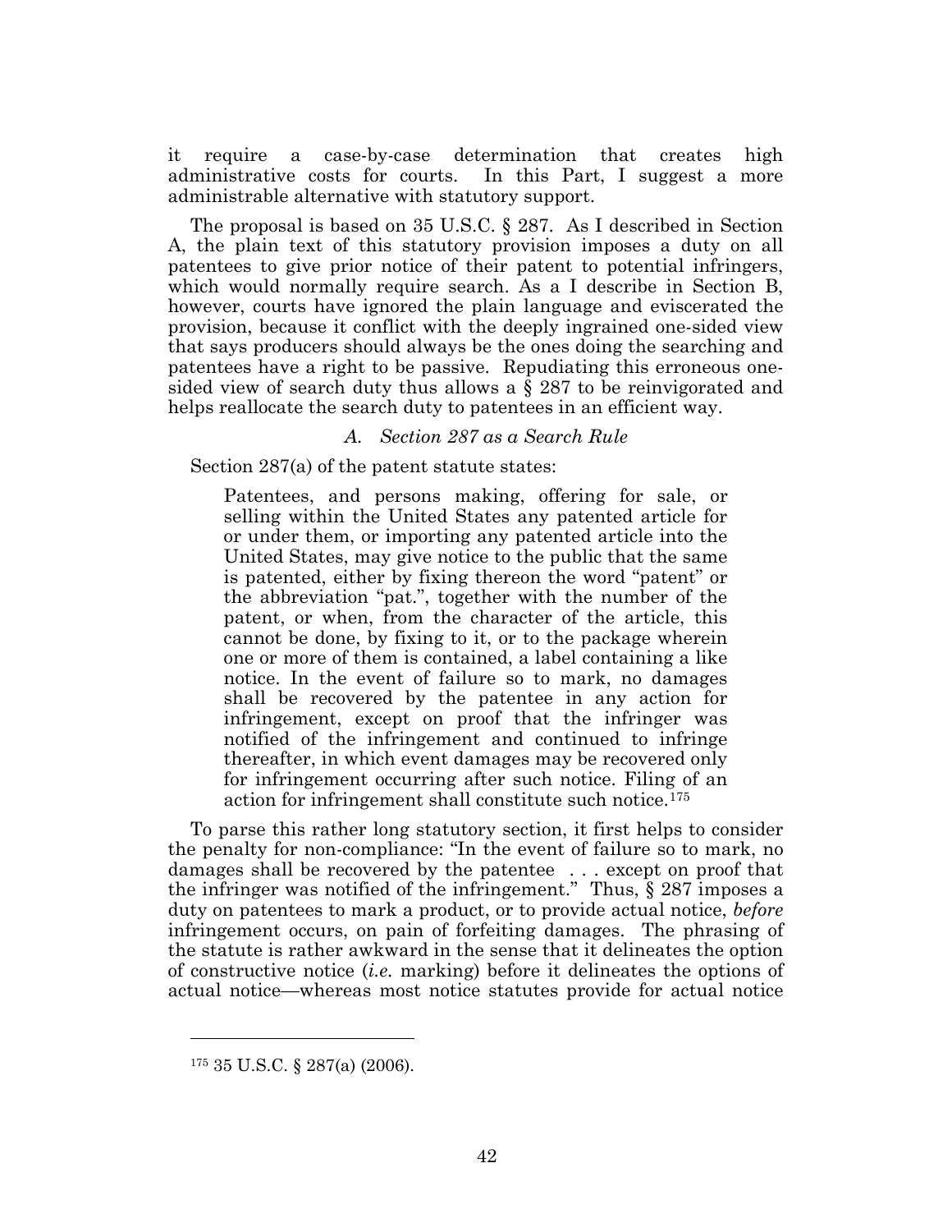it require a case-by-case determination that creates high administrative costs for courts. In this Part, I suggest a more administrable alternative with statutory support.

The proposal is based on 35 U.S.C. § 287. As I described in Section A, the plain text of this statutory provision imposes a duty on all patentees to give prior notice of their patent to potential infringers, which would normally require search. As a I describe in Section B, however, courts have ignored the plain language and eviscerated the provision, because it conflict with the deeply ingrained one-sided view that says producers should always be the ones doing the searching and patentees have a right to be passive. Repudiating this erroneous one-sided view of search duty thus allows a § 287 to be reinvigorated and helps reallocate the search duty to patentees in an efficient way.

### *A. Section 287 as a Search Rule*

Section 287(a) of the patent statute states:

> Patentees, and persons making, offering for sale, or selling within the United States any patented article for or under them, or importing any patented article into the United States, may give notice to the public that the same is patented, either by fixing thereon the word "patent" or the abbreviation "pat.", together with the number of the patent, or when, from the character of the article, this cannot be done, by fixing to it, or to the package wherein one or more of them is contained, a label containing a like notice. In the event of failure so to mark, no damages shall be recovered by the patentee in any action for infringement, except on proof that the infringer was notified of the infringement and continued to infringe thereafter, in which event damages may be recovered only for infringement occurring after such notice. Filing of an action for infringement shall constitute such notice.[175]

To parse this rather long statutory section, it first helps to consider the penalty for non-compliance: "In the event of failure so to mark, no damages shall be recovered by the patentee . . . except on proof that the infringer was notified of the infringement." Thus, § 287 imposes a duty on patentees to mark a product, or to provide actual notice, *before* infringement occurs, on pain of forfeiting damages. The phrasing of the statute is rather awkward in the sense that it delineates the option of constructive notice (*i.e.* marking) before it delineates the options of actual notice—whereas most notice statutes provide for actual notice

---

[175] 35 U.S.C. § 287(a) (2006).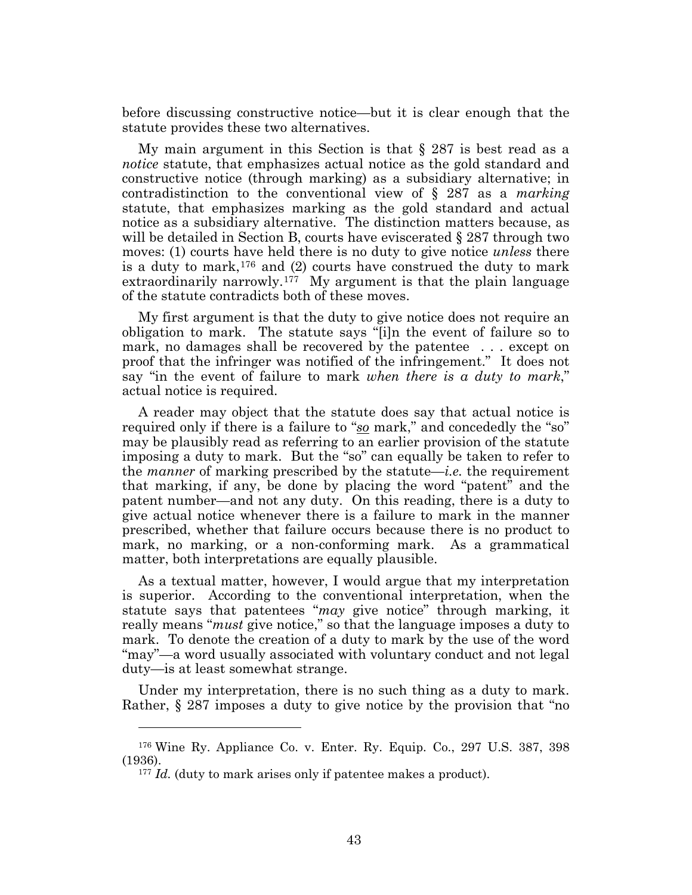before discussing constructive notice—but it is clear enough that the statute provides these two alternatives.

My main argument in this Section is that § 287 is best read as a *notice* statute, that emphasizes actual notice as the gold standard and constructive notice (through marking) as a subsidiary alternative; in contradistinction to the conventional view of § 287 as a *marking* statute, that emphasizes marking as the gold standard and actual notice as a subsidiary alternative. The distinction matters because, as will be detailed in Section B, courts have eviscerated § 287 through two moves: (1) courts have held there is no duty to give notice *unless* there is a duty to mark,[176] and (2) courts have construed the duty to mark extraordinarily narrowly.[177] My argument is that the plain language of the statute contradicts both of these moves.

My first argument is that the duty to give notice does not require an obligation to mark. The statute says "[i]n the event of failure so to mark, no damages shall be recovered by the patentee . . . except on proof that the infringer was notified of the infringement." It does not say "in the event of failure to mark *when there is a duty to mark*," actual notice is required.

A reader may object that the statute does say that actual notice is required only if there is a failure to "*<u>so</u>* mark," and concededly the "so" may be plausibly read as referring to an earlier provision of the statute imposing a duty to mark. But the "so" can equally be taken to refer to the *manner* of marking prescribed by the statute—*i.e.* the requirement that marking, if any, be done by placing the word "patent" and the patent number—and not any duty. On this reading, there is a duty to give actual notice whenever there is a failure to mark in the manner prescribed, whether that failure occurs because there is no product to mark, no marking, or a non-conforming mark. As a grammatical matter, both interpretations are equally plausible.

As a textual matter, however, I would argue that my interpretation is superior. According to the conventional interpretation, when the statute says that patentees "*may* give notice" through marking, it really means "*must* give notice," so that the language imposes a duty to mark. To denote the creation of a duty to mark by the use of the word "may"—a word usually associated with voluntary conduct and not legal duty—is at least somewhat strange.

Under my interpretation, there is no such thing as a duty to mark. Rather, § 287 imposes a duty to give notice by the provision that "no

---

[176] Wine Ry. Appliance Co. v. Enter. Ry. Equip. Co., 297 U.S. 387, 398 (1936).

[177] *Id.* (duty to mark arises only if patentee makes a product).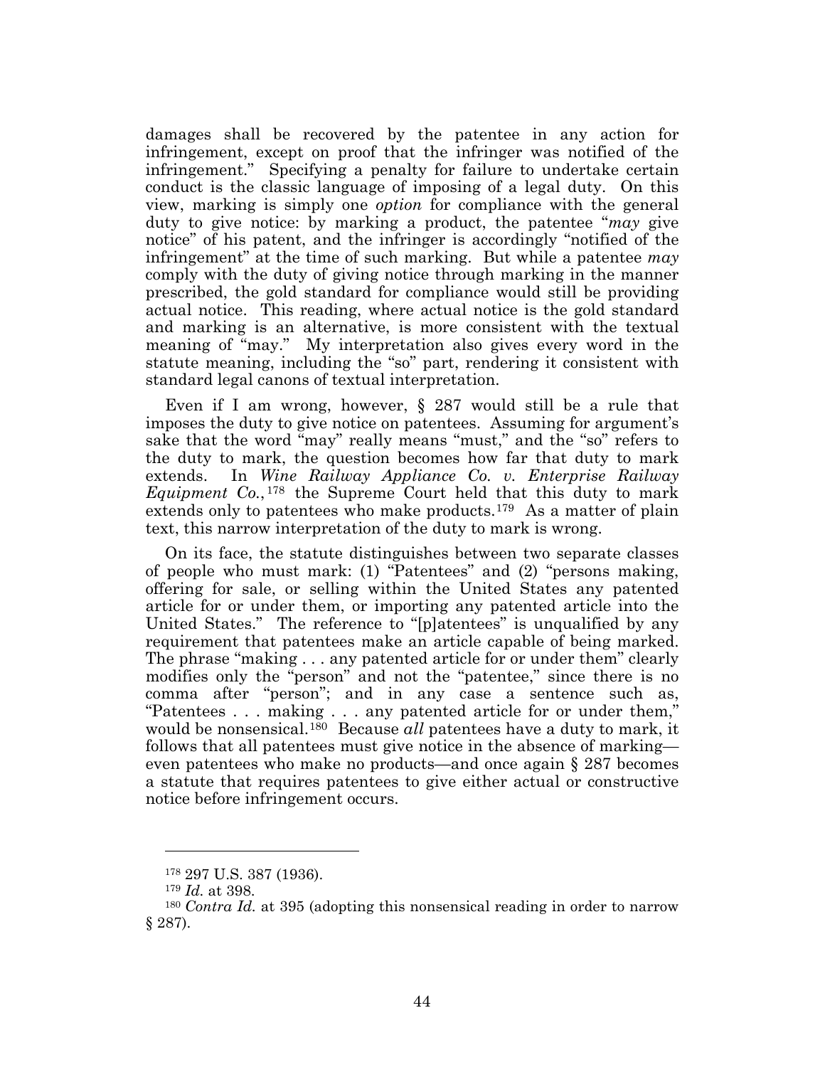damages shall be recovered by the patentee in any action for infringement, except on proof that the infringer was notified of the infringement." Specifying a penalty for failure to undertake certain conduct is the classic language of imposing of a legal duty. On this view, marking is simply one *option* for compliance with the general duty to give notice: by marking a product, the patentee "*may* give notice" of his patent, and the infringer is accordingly "notified of the infringement" at the time of such marking. But while a patentee *may* comply with the duty of giving notice through marking in the manner prescribed, the gold standard for compliance would still be providing actual notice. This reading, where actual notice is the gold standard and marking is an alternative, is more consistent with the textual meaning of "may." My interpretation also gives every word in the statute meaning, including the "so" part, rendering it consistent with standard legal canons of textual interpretation.

Even if I am wrong, however, § 287 would still be a rule that imposes the duty to give notice on patentees. Assuming for argument's sake that the word "may" really means "must," and the "so" refers to the duty to mark, the question becomes how far that duty to mark extends. In *Wine Railway Appliance Co. v. Enterprise Railway Equipment Co.*,[178] the Supreme Court held that this duty to mark extends only to patentees who make products.[179] As a matter of plain text, this narrow interpretation of the duty to mark is wrong.

On its face, the statute distinguishes between two separate classes of people who must mark: (1) "Patentees" and (2) "persons making, offering for sale, or selling within the United States any patented article for or under them, or importing any patented article into the United States." The reference to "[p]atentees" is unqualified by any requirement that patentees make an article capable of being marked. The phrase "making . . . any patented article for or under them" clearly modifies only the "person" and not the "patentee," since there is no comma after "person"; and in any case a sentence such as, "Patentees . . . making . . . any patented article for or under them," would be nonsensical.[180] Because *all* patentees have a duty to mark, it follows that all patentees must give notice in the absence of marking—even patentees who make no products—and once again § 287 becomes a statute that requires patentees to give either actual or constructive notice before infringement occurs.

---

[178] 297 U.S. 387 (1936).

[179] *Id.* at 398.

[180] *Contra Id.* at 395 (adopting this nonsensical reading in order to narrow § 287).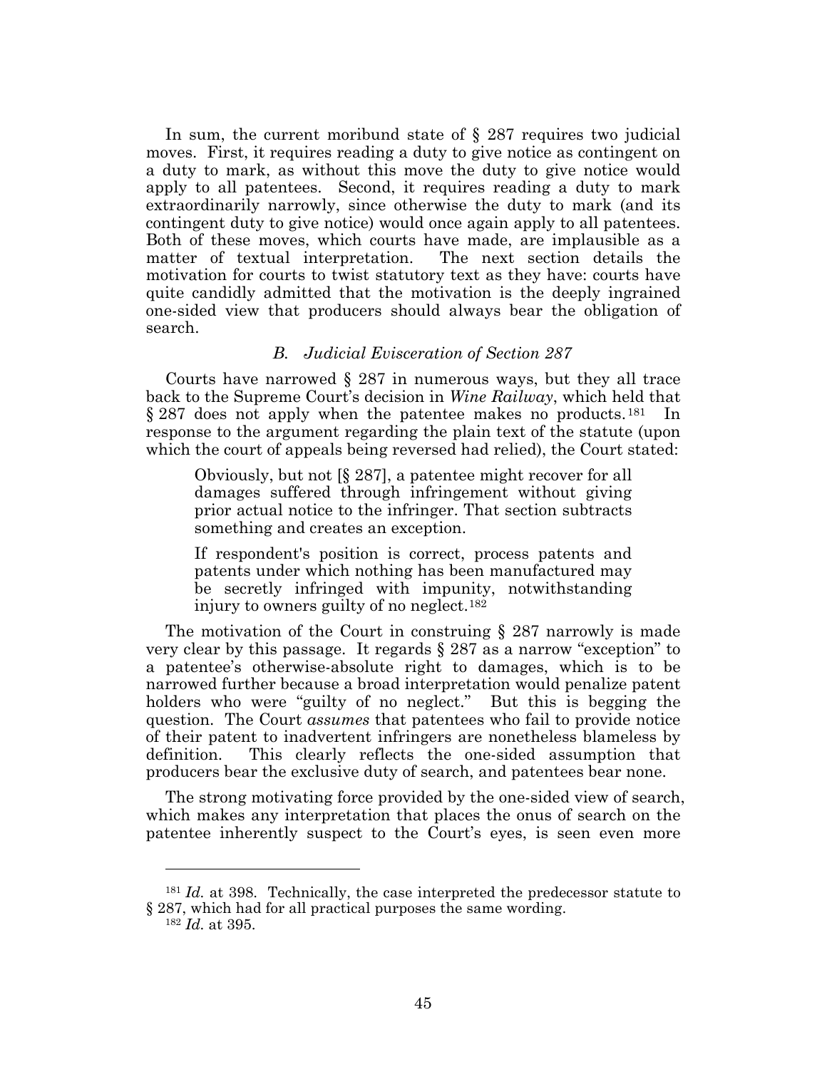In sum, the current moribund state of § 287 requires two judicial moves. First, it requires reading a duty to give notice as contingent on a duty to mark, as without this move the duty to give notice would apply to all patentees. Second, it requires reading a duty to mark extraordinarily narrowly, since otherwise the duty to mark (and its contingent duty to give notice) would once again apply to all patentees. Both of these moves, which courts have made, are implausible as a matter of textual interpretation. The next section details the motivation for courts to twist statutory text as they have: courts have quite candidly admitted that the motivation is the deeply ingrained one-sided view that producers should always bear the obligation of search.

### *B. Judicial Evisceration of Section 287*

Courts have narrowed § 287 in numerous ways, but they all trace back to the Supreme Court's decision in *Wine Railway*, which held that § 287 does not apply when the patentee makes no products.[181] In response to the argument regarding the plain text of the statute (upon which the court of appeals being reversed had relied), the Court stated:

> Obviously, but not [§ 287], a patentee might recover for all damages suffered through infringement without giving prior actual notice to the infringer. That section subtracts something and creates an exception.
>
> If respondent's position is correct, process patents and patents under which nothing has been manufactured may be secretly infringed with impunity, notwithstanding injury to owners guilty of no neglect.[182]

The motivation of the Court in construing § 287 narrowly is made very clear by this passage. It regards § 287 as a narrow "exception" to a patentee's otherwise-absolute right to damages, which is to be narrowed further because a broad interpretation would penalize patent holders who were "guilty of no neglect." But this is begging the question. The Court *assumes* that patentees who fail to provide notice of their patent to inadvertent infringers are nonetheless blameless by definition. This clearly reflects the one-sided assumption that producers bear the exclusive duty of search, and patentees bear none.

The strong motivating force provided by the one-sided view of search, which makes any interpretation that places the onus of search on the patentee inherently suspect to the Court's eyes, is seen even more

---

[181] *Id.* at 398. Technically, the case interpreted the predecessor statute to § 287, which had for all practical purposes the same wording.

[182] *Id.* at 395.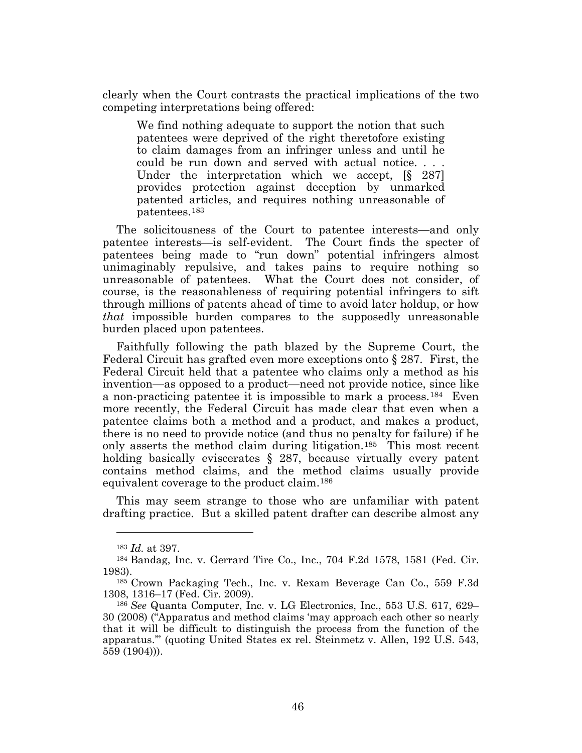clearly when the Court contrasts the practical implications of the two competing interpretations being offered:

> We find nothing adequate to support the notion that such patentees were deprived of the right theretofore existing to claim damages from an infringer unless and until he could be run down and served with actual notice. . . . Under the interpretation which we accept, [§ 287] provides protection against deception by unmarked patented articles, and requires nothing unreasonable of patentees.[183]

The solicitousness of the Court to patentee interests—and only patentee interests—is self-evident. The Court finds the specter of patentees being made to "run down" potential infringers almost unimaginably repulsive, and takes pains to require nothing so unreasonable of patentees. What the Court does not consider, of course, is the reasonableness of requiring potential infringers to sift through millions of patents ahead of time to avoid later holdup, or how *that* impossible burden compares to the supposedly unreasonable burden placed upon patentees.

Faithfully following the path blazed by the Supreme Court, the Federal Circuit has grafted even more exceptions onto § 287. First, the Federal Circuit held that a patentee who claims only a method as his invention—as opposed to a product—need not provide notice, since like a non-practicing patentee it is impossible to mark a process.[184] Even more recently, the Federal Circuit has made clear that even when a patentee claims both a method and a product, and makes a product, there is no need to provide notice (and thus no penalty for failure) if he only asserts the method claim during litigation.[185] This most recent holding basically eviscerates § 287, because virtually every patent contains method claims, and the method claims usually provide equivalent coverage to the product claim.[186]

This may seem strange to those who are unfamiliar with patent drafting practice. But a skilled patent drafter can describe almost any

---

[183] *Id.* at 397.

[184] Bandag, Inc. v. Gerrard Tire Co., Inc., 704 F.2d 1578, 1581 (Fed. Cir. 1983).

[185] Crown Packaging Tech., Inc. v. Rexam Beverage Can Co., 559 F.3d 1308, 1316–17 (Fed. Cir. 2009).

[186] *See* Quanta Computer, Inc. v. LG Electronics, Inc., 553 U.S. 617, 629–30 (2008) ("Apparatus and method claims 'may approach each other so nearly that it will be difficult to distinguish the process from the function of the apparatus.'" (quoting United States ex rel. Steinmetz v. Allen, 192 U.S. 543, 559 (1904))).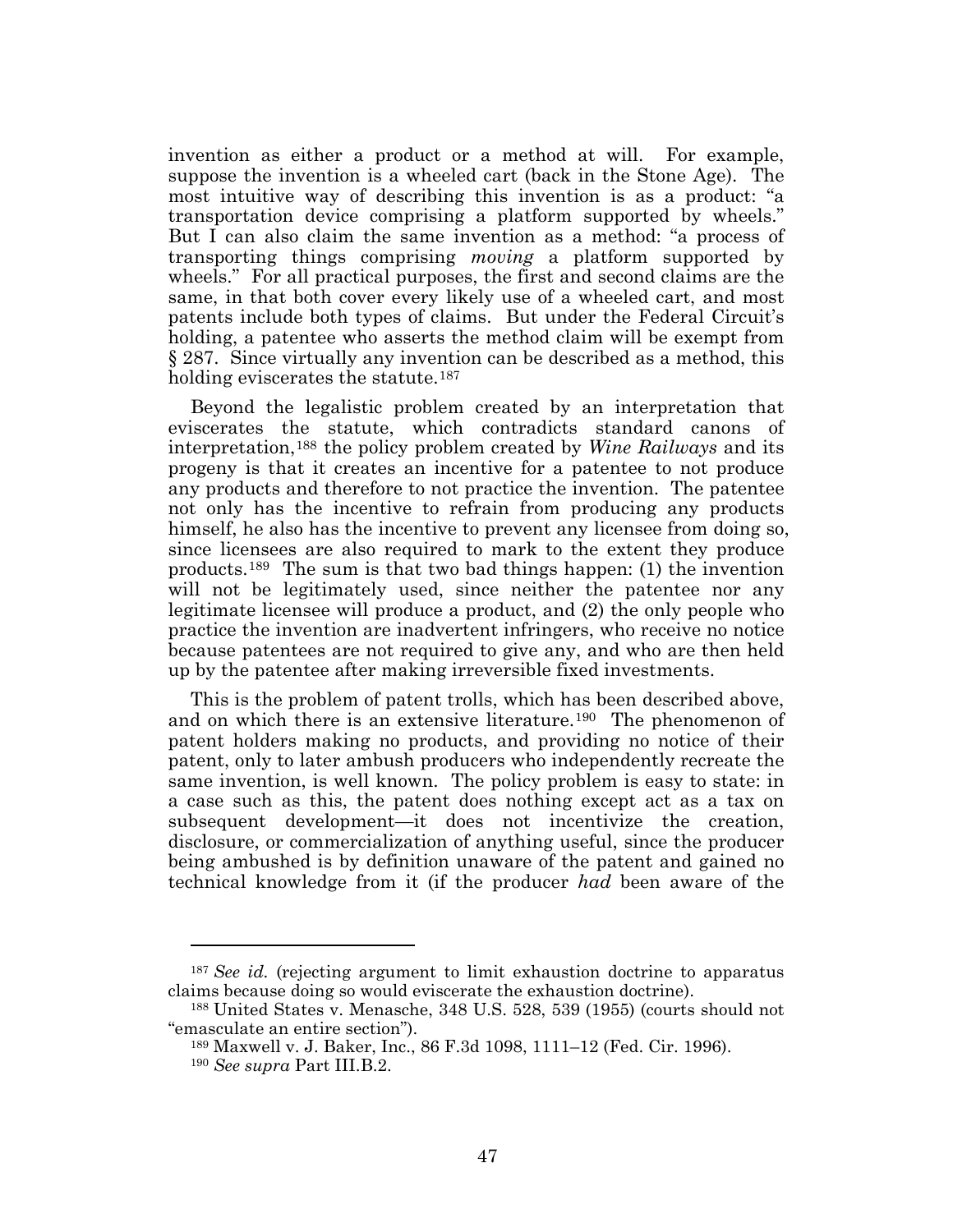invention as either a product or a method at will. For example, suppose the invention is a wheeled cart (back in the Stone Age). The most intuitive way of describing this invention is as a product: "a transportation device comprising a platform supported by wheels." But I can also claim the same invention as a method: "a process of transporting things comprising *moving* a platform supported by wheels." For all practical purposes, the first and second claims are the same, in that both cover every likely use of a wheeled cart, and most patents include both types of claims. But under the Federal Circuit's holding, a patentee who asserts the method claim will be exempt from § 287. Since virtually any invention can be described as a method, this holding eviscerates the statute.[187]

Beyond the legalistic problem created by an interpretation that eviscerates the statute, which contradicts standard canons of interpretation,[188] the policy problem created by *Wine Railways* and its progeny is that it creates an incentive for a patentee to not produce any products and therefore to not practice the invention. The patentee not only has the incentive to refrain from producing any products himself, he also has the incentive to prevent any licensee from doing so, since licensees are also required to mark to the extent they produce products.[189] The sum is that two bad things happen: (1) the invention will not be legitimately used, since neither the patentee nor any legitimate licensee will produce a product, and (2) the only people who practice the invention are inadvertent infringers, who receive no notice because patentees are not required to give any, and who are then held up by the patentee after making irreversible fixed investments.

This is the problem of patent trolls, which has been described above, and on which there is an extensive literature.[190] The phenomenon of patent holders making no products, and providing no notice of their patent, only to later ambush producers who independently recreate the same invention, is well known. The policy problem is easy to state: in a case such as this, the patent does nothing except act as a tax on subsequent development—it does not incentivize the creation, disclosure, or commercialization of anything useful, since the producer being ambushed is by definition unaware of the patent and gained no technical knowledge from it (if the producer *had* been aware of the

---

[187] *See id.* (rejecting argument to limit exhaustion doctrine to apparatus claims because doing so would eviscerate the exhaustion doctrine).

[188] United States v. Menasche, 348 U.S. 528, 539 (1955) (courts should not "emasculate an entire section").

[189] Maxwell v. J. Baker, Inc., 86 F.3d 1098, 1111–12 (Fed. Cir. 1996).

[190] *See supra* Part III.B.2.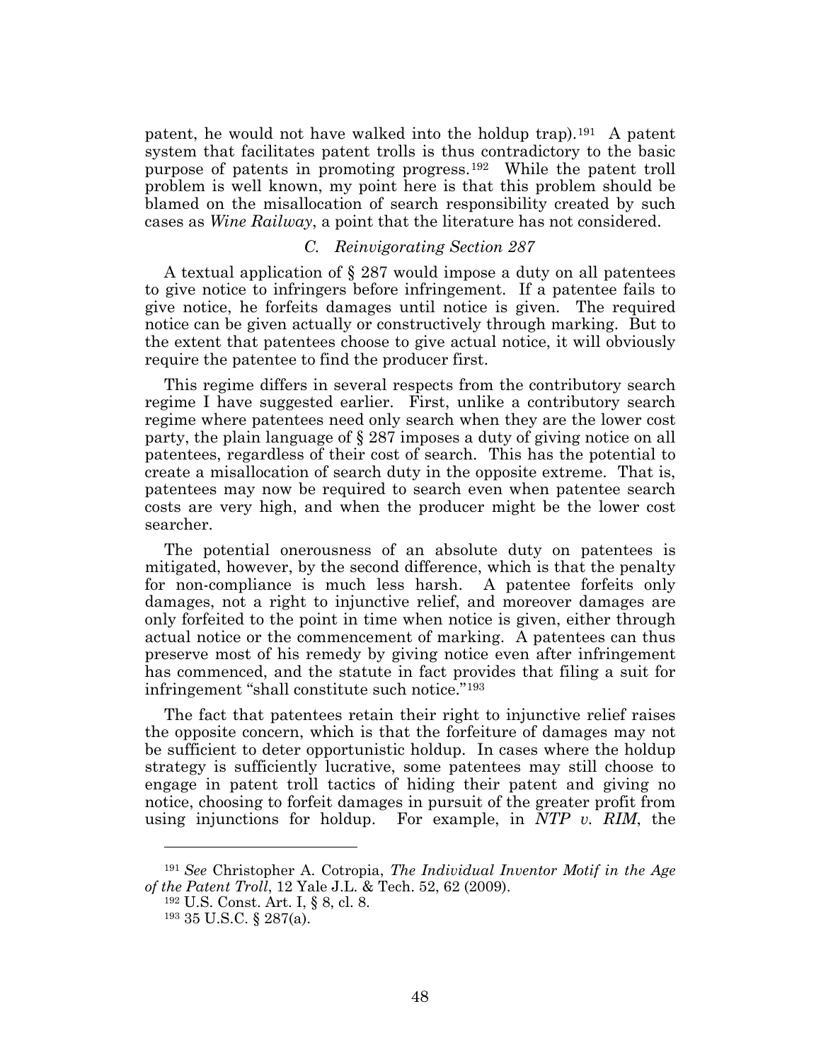patent, he would not have walked into the holdup trap).[191] A patent system that facilitates patent trolls is thus contradictory to the basic purpose of patents in promoting progress.[192] While the patent troll problem is well known, my point here is that this problem should be blamed on the misallocation of search responsibility created by such cases as *Wine Railway*, a point that the literature has not considered.

### *C. Reinvigorating Section 287*

A textual application of § 287 would impose a duty on all patentees to give notice to infringers before infringement. If a patentee fails to give notice, he forfeits damages until notice is given. The required notice can be given actually or constructively through marking. But to the extent that patentees choose to give actual notice, it will obviously require the patentee to find the producer first.

This regime differs in several respects from the contributory search regime I have suggested earlier. First, unlike a contributory search regime where patentees need only search when they are the lower cost party, the plain language of § 287 imposes a duty of giving notice on all patentees, regardless of their cost of search. This has the potential to create a misallocation of search duty in the opposite extreme. That is, patentees may now be required to search even when patentee search costs are very high, and when the producer might be the lower cost searcher.

The potential onerousness of an absolute duty on patentees is mitigated, however, by the second difference, which is that the penalty for non-compliance is much less harsh. A patentee forfeits only damages, not a right to injunctive relief, and moreover damages are only forfeited to the point in time when notice is given, either through actual notice or the commencement of marking. A patentees can thus preserve most of his remedy by giving notice even after infringement has commenced, and the statute in fact provides that filing a suit for infringement "shall constitute such notice."[193]

The fact that patentees retain their right to injunctive relief raises the opposite concern, which is that the forfeiture of damages may not be sufficient to deter opportunistic holdup. In cases where the holdup strategy is sufficiently lucrative, some patentees may still choose to engage in patent troll tactics of hiding their patent and giving no notice, choosing to forfeit damages in pursuit of the greater profit from using injunctions for holdup. For example, in *NTP v. RIM*, the

---

[191] *See* Christopher A. Cotropia, *The Individual Inventor Motif in the Age of the Patent Troll*, 12 Yale J.L. & Tech. 52, 62 (2009).

[192] U.S. Const. Art. I, § 8, cl. 8.

[193] 35 U.S.C. § 287(a).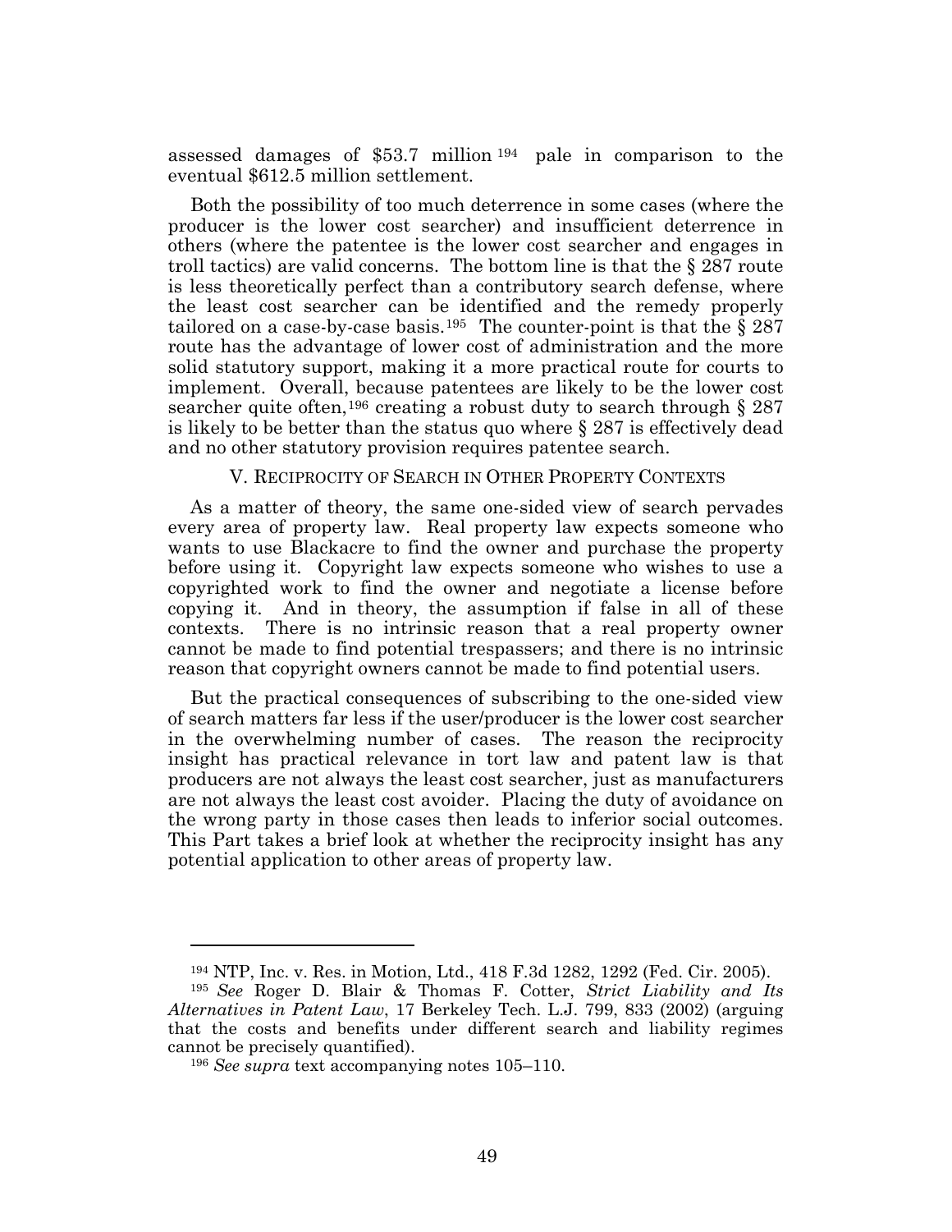assessed damages of $53.7 million[194] pale in comparison to the eventual $612.5 million settlement.

Both the possibility of too much deterrence in some cases (where the producer is the lower cost searcher) and insufficient deterrence in others (where the patentee is the lower cost searcher and engages in troll tactics) are valid concerns. The bottom line is that the § 287 route is less theoretically perfect than a contributory search defense, where the least cost searcher can be identified and the remedy properly tailored on a case-by-case basis.[195] The counter-point is that the § 287 route has the advantage of lower cost of administration and the more solid statutory support, making it a more practical route for courts to implement. Overall, because patentees are likely to be the lower cost searcher quite often,[196] creating a robust duty to search through § 287 is likely to be better than the status quo where § 287 is effectively dead and no other statutory provision requires patentee search.

## V. Reciprocity of Search in Other Property Contexts

As a matter of theory, the same one-sided view of search pervades every area of property law. Real property law expects someone who wants to use Blackacre to find the owner and purchase the property before using it. Copyright law expects someone who wishes to use a copyrighted work to find the owner and negotiate a license before copying it. And in theory, the assumption if false in all of these contexts. There is no intrinsic reason that a real property owner cannot be made to find potential trespassers; and there is no intrinsic reason that copyright owners cannot be made to find potential users.

But the practical consequences of subscribing to the one-sided view of search matters far less if the user/producer is the lower cost searcher in the overwhelming number of cases. The reason the reciprocity insight has practical relevance in tort law and patent law is that producers are not always the least cost searcher, just as manufacturers are not always the least cost avoider. Placing the duty of avoidance on the wrong party in those cases then leads to inferior social outcomes. This Part takes a brief look at whether the reciprocity insight has any potential application to other areas of property law.

---

[194] NTP, Inc. v. Res. in Motion, Ltd., 418 F.3d 1282, 1292 (Fed. Cir. 2005).

[195] *See* Roger D. Blair & Thomas F. Cotter, *Strict Liability and Its Alternatives in Patent Law*, 17 Berkeley Tech. L.J. 799, 833 (2002) (arguing that the costs and benefits under different search and liability regimes cannot be precisely quantified).

[196] *See supra* text accompanying notes 105–110.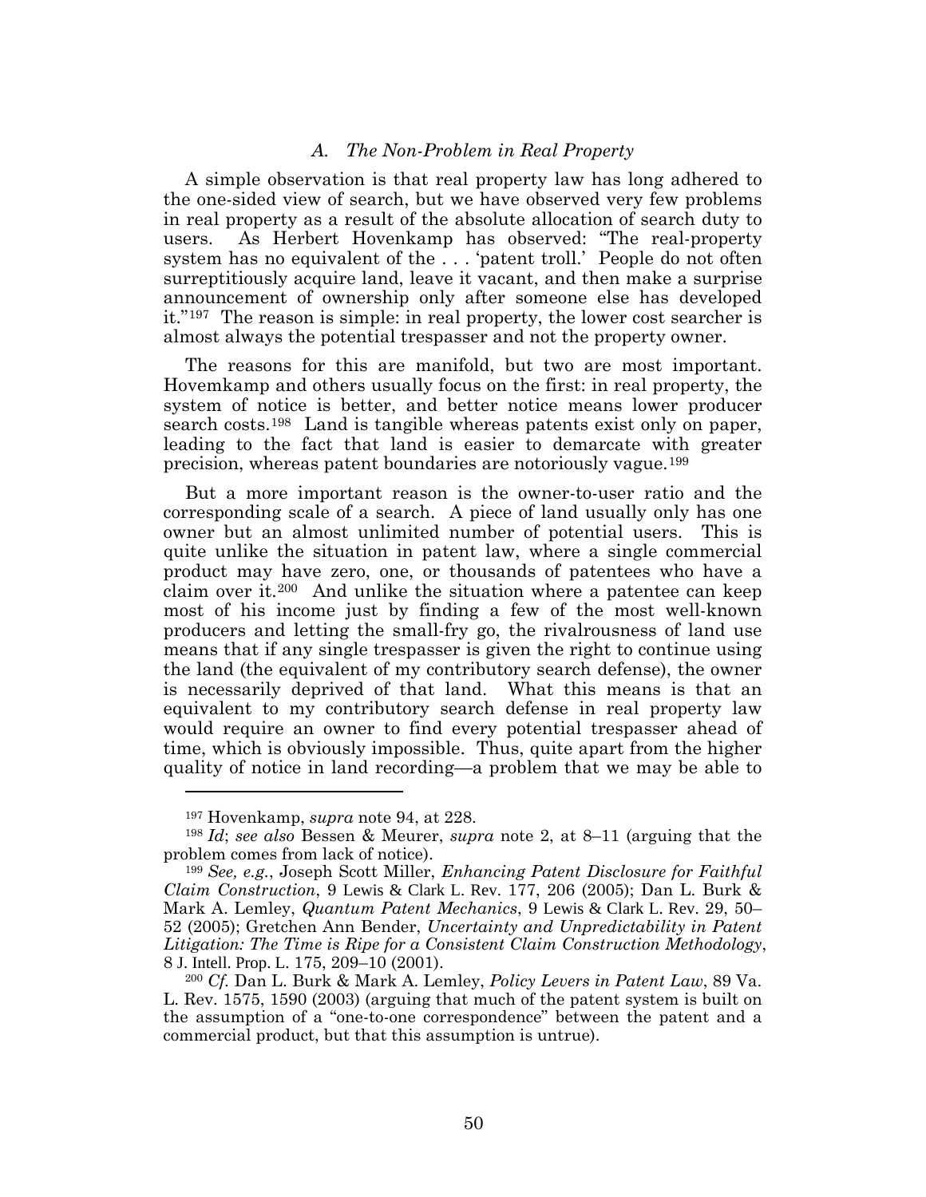### *A. The Non-Problem in Real Property*

A simple observation is that real property law has long adhered to the one-sided view of search, but we have observed very few problems in real property as a result of the absolute allocation of search duty to users. As Herbert Hovenkamp has observed: "The real-property system has no equivalent of the . . . 'patent troll.' People do not often surreptitiously acquire land, leave it vacant, and then make a surprise announcement of ownership only after someone else has developed it."[197] The reason is simple: in real property, the lower cost searcher is almost always the potential trespasser and not the property owner.

The reasons for this are manifold, but two are most important. Hovemkamp and others usually focus on the first: in real property, the system of notice is better, and better notice means lower producer search costs.[198] Land is tangible whereas patents exist only on paper, leading to the fact that land is easier to demarcate with greater precision, whereas patent boundaries are notoriously vague.[199]

But a more important reason is the owner-to-user ratio and the corresponding scale of a search. A piece of land usually only has one owner but an almost unlimited number of potential users. This is quite unlike the situation in patent law, where a single commercial product may have zero, one, or thousands of patentees who have a claim over it.[200] And unlike the situation where a patentee can keep most of his income just by finding a few of the most well-known producers and letting the small-fry go, the rivalrousness of land use means that if any single trespasser is given the right to continue using the land (the equivalent of my contributory search defense), the owner is necessarily deprived of that land. What this means is that an equivalent to my contributory search defense in real property law would require an owner to find every potential trespasser ahead of time, which is obviously impossible. Thus, quite apart from the higher quality of notice in land recording—a problem that we may be able to

---

[197] Hovenkamp, *supra* note 94, at 228.

[198] *Id*; *see also* Bessen & Meurer, *supra* note 2, at 8–11 (arguing that the problem comes from lack of notice).

[199] *See, e.g.*, Joseph Scott Miller, *Enhancing Patent Disclosure for Faithful Claim Construction*, 9 Lewis & Clark L. Rev. 177, 206 (2005); Dan L. Burk & Mark A. Lemley, *Quantum Patent Mechanics*, 9 Lewis & Clark L. Rev. 29, 50–52 (2005); Gretchen Ann Bender, *Uncertainty and Unpredictability in Patent Litigation: The Time is Ripe for a Consistent Claim Construction Methodology*, 8 J. Intell. Prop. L. 175, 209–10 (2001).

[200] *Cf.* Dan L. Burk & Mark A. Lemley, *Policy Levers in Patent Law*, 89 Va. L. Rev. 1575, 1590 (2003) (arguing that much of the patent system is built on the assumption of a "one-to-one correspondence" between the patent and a commercial product, but that this assumption is untrue).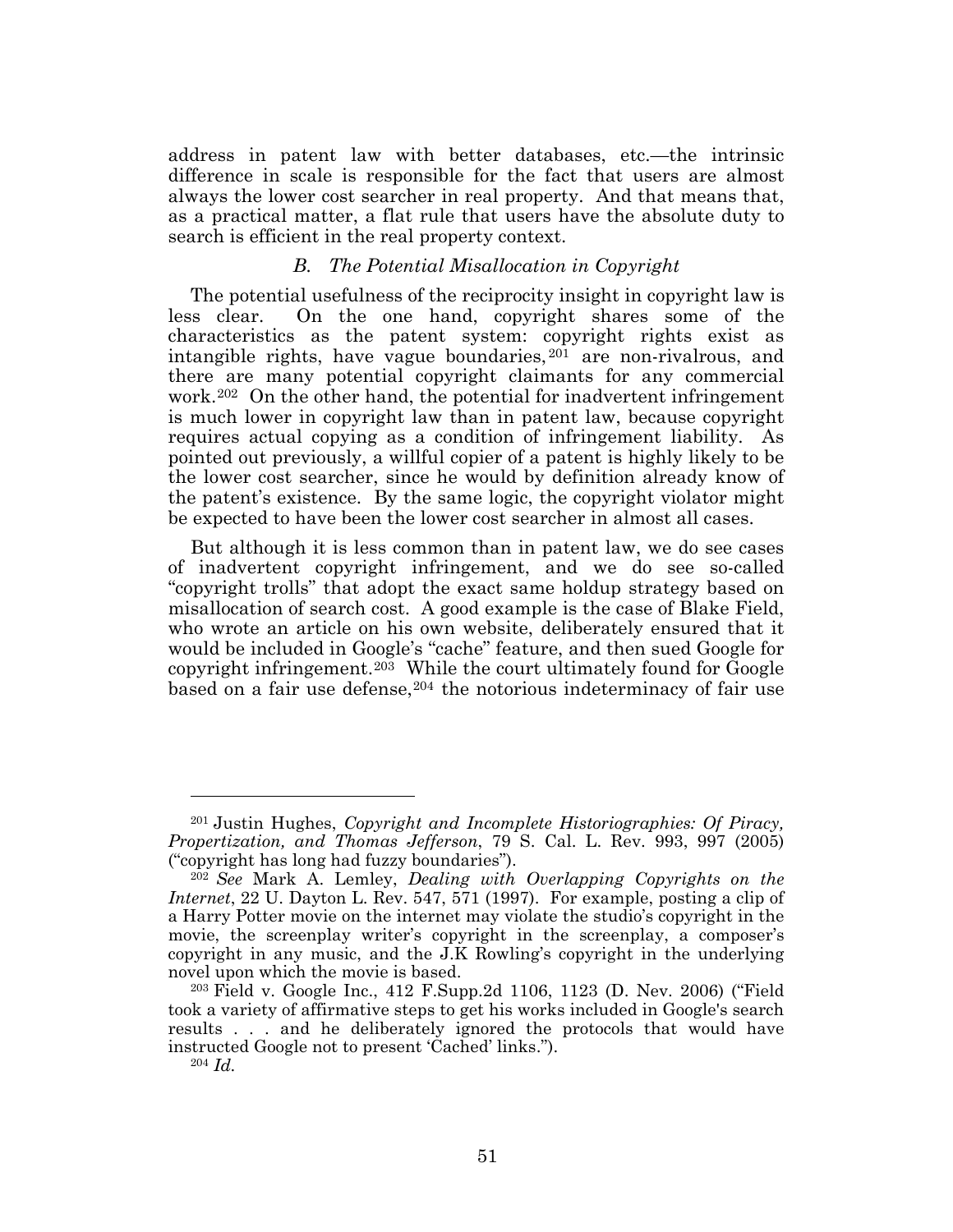address in patent law with better databases, etc.—the intrinsic difference in scale is responsible for the fact that users are almost always the lower cost searcher in real property. And that means that, as a practical matter, a flat rule that users have the absolute duty to search is efficient in the real property context.

### *B. The Potential Misallocation in Copyright*

The potential usefulness of the reciprocity insight in copyright law is less clear. On the one hand, copyright shares some of the characteristics as the patent system: copyright rights exist as intangible rights, have vague boundaries,[201] are non-rivalrous, and there are many potential copyright claimants for any commercial work.[202] On the other hand, the potential for inadvertent infringement is much lower in copyright law than in patent law, because copyright requires actual copying as a condition of infringement liability. As pointed out previously, a willful copier of a patent is highly likely to be the lower cost searcher, since he would by definition already know of the patent's existence. By the same logic, the copyright violator might be expected to have been the lower cost searcher in almost all cases.

But although it is less common than in patent law, we do see cases of inadvertent copyright infringement, and we do see so-called "copyright trolls" that adopt the exact same holdup strategy based on misallocation of search cost. A good example is the case of Blake Field, who wrote an article on his own website, deliberately ensured that it would be included in Google's "cache" feature, and then sued Google for copyright infringement.[203] While the court ultimately found for Google based on a fair use defense,[204] the notorious indeterminacy of fair use

---

[201] Justin Hughes, *Copyright and Incomplete Historiographies: Of Piracy, Propertization, and Thomas Jefferson*, 79 S. Cal. L. Rev. 993, 997 (2005) ("copyright has long had fuzzy boundaries").

[202] *See* Mark A. Lemley, *Dealing with Overlapping Copyrights on the Internet*, 22 U. Dayton L. Rev. 547, 571 (1997). For example, posting a clip of a Harry Potter movie on the internet may violate the studio's copyright in the movie, the screenplay writer's copyright in the screenplay, a composer's copyright in any music, and the J.K Rowling's copyright in the underlying novel upon which the movie is based.

[203] Field v. Google Inc., 412 F.Supp.2d 1106, 1123 (D. Nev. 2006) ("Field took a variety of affirmative steps to get his works included in Google's search results . . . and he deliberately ignored the protocols that would have instructed Google not to present 'Cached' links.").

[204] *Id.*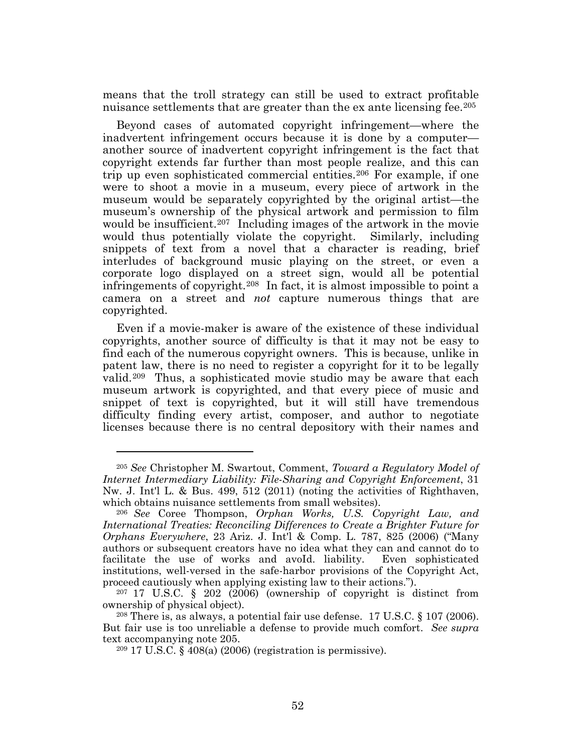means that the troll strategy can still be used to extract profitable nuisance settlements that are greater than the ex ante licensing fee.[205]

Beyond cases of automated copyright infringement—where the inadvertent infringement occurs because it is done by a computer—another source of inadvertent copyright infringement is the fact that copyright extends far further than most people realize, and this can trip up even sophisticated commercial entities.[206] For example, if one were to shoot a movie in a museum, every piece of artwork in the museum would be separately copyrighted by the original artist—the museum's ownership of the physical artwork and permission to film would be insufficient.[207] Including images of the artwork in the movie would thus potentially violate the copyright. Similarly, including snippets of text from a novel that a character is reading, brief interludes of background music playing on the street, or even a corporate logo displayed on a street sign, would all be potential infringements of copyright.[208] In fact, it is almost impossible to point a camera on a street and *not* capture numerous things that are copyrighted.

Even if a movie-maker is aware of the existence of these individual copyrights, another source of difficulty is that it may not be easy to find each of the numerous copyright owners. This is because, unlike in patent law, there is no need to register a copyright for it to be legally valid.[209] Thus, a sophisticated movie studio may be aware that each museum artwork is copyrighted, and that every piece of music and snippet of text is copyrighted, but it will still have tremendous difficulty finding every artist, composer, and author to negotiate licenses because there is no central depository with their names and

---

[205] *See* Christopher M. Swartout, Comment, *Toward a Regulatory Model of Internet Intermediary Liability: File-Sharing and Copyright Enforcement*, 31 Nw. J. Int'l L. & Bus. 499, 512 (2011) (noting the activities of Righthaven, which obtains nuisance settlements from small websites).

[206] *See* Coree Thompson, *Orphan Works, U.S. Copyright Law, and International Treaties: Reconciling Differences to Create a Brighter Future for Orphans Everywhere*, 23 Ariz. J. Int'l & Comp. L. 787, 825 (2006) ("Many authors or subsequent creators have no idea what they can and cannot do to facilitate the use of works and avoId. liability. Even sophisticated institutions, well-versed in the safe-harbor provisions of the Copyright Act, proceed cautiously when applying existing law to their actions.").

[207] 17 U.S.C. § 202 (2006) (ownership of copyright is distinct from ownership of physical object).

[208] There is, as always, a potential fair use defense. 17 U.S.C. § 107 (2006). But fair use is too unreliable a defense to provide much comfort. *See supra* text accompanying note 205.

[209] 17 U.S.C. § 408(a) (2006) (registration is permissive).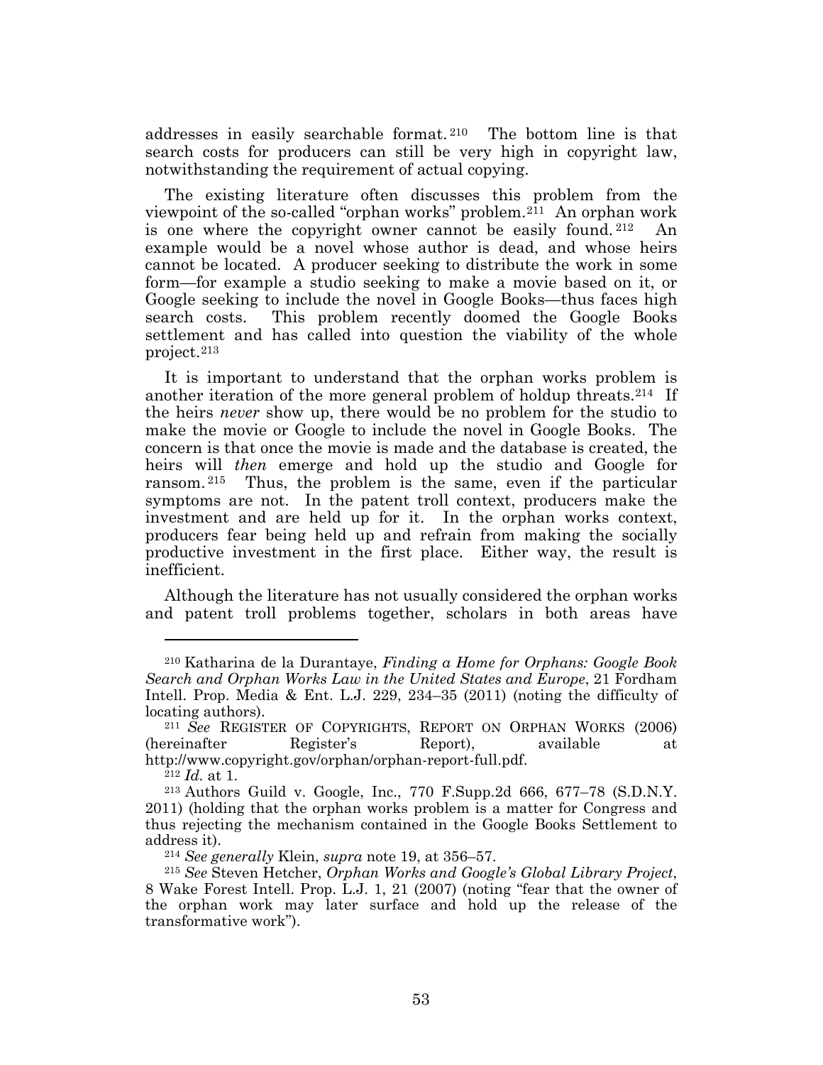addresses in easily searchable format.[210] The bottom line is that search costs for producers can still be very high in copyright law, notwithstanding the requirement of actual copying.

The existing literature often discusses this problem from the viewpoint of the so-called "orphan works" problem.[211] An orphan work is one where the copyright owner cannot be easily found.[212] An example would be a novel whose author is dead, and whose heirs cannot be located. A producer seeking to distribute the work in some form—for example a studio seeking to make a movie based on it, or Google seeking to include the novel in Google Books—thus faces high search costs. This problem recently doomed the Google Books settlement and has called into question the viability of the whole project.[213]

It is important to understand that the orphan works problem is another iteration of the more general problem of holdup threats.[214] If the heirs *never* show up, there would be no problem for the studio to make the movie or Google to include the novel in Google Books. The concern is that once the movie is made and the database is created, the heirs will *then* emerge and hold up the studio and Google for ransom.[215] Thus, the problem is the same, even if the particular symptoms are not. In the patent troll context, producers make the investment and are held up for it. In the orphan works context, producers fear being held up and refrain from making the socially productive investment in the first place. Either way, the result is inefficient.

Although the literature has not usually considered the orphan works and patent troll problems together, scholars in both areas have

---

[210] Katharina de la Durantaye, *Finding a Home for Orphans: Google Book Search and Orphan Works Law in the United States and Europe*, 21 Fordham Intell. Prop. Media & Ent. L.J. 229, 234–35 (2011) (noting the difficulty of locating authors).

[211] *See* REGISTER OF COPYRIGHTS, REPORT ON ORPHAN WORKS (2006) (hereinafter Register's Report), available at http://www.copyright.gov/orphan/orphan-report-full.pdf.

[212] *Id.* at 1.

[213] Authors Guild v. Google, Inc., 770 F.Supp.2d 666, 677–78 (S.D.N.Y. 2011) (holding that the orphan works problem is a matter for Congress and thus rejecting the mechanism contained in the Google Books Settlement to address it).

[214] *See generally* Klein, *supra* note 19, at 356–57.

[215] *See* Steven Hetcher, *Orphan Works and Google's Global Library Project*, 8 Wake Forest Intell. Prop. L.J. 1, 21 (2007) (noting "fear that the owner of the orphan work may later surface and hold up the release of the transformative work").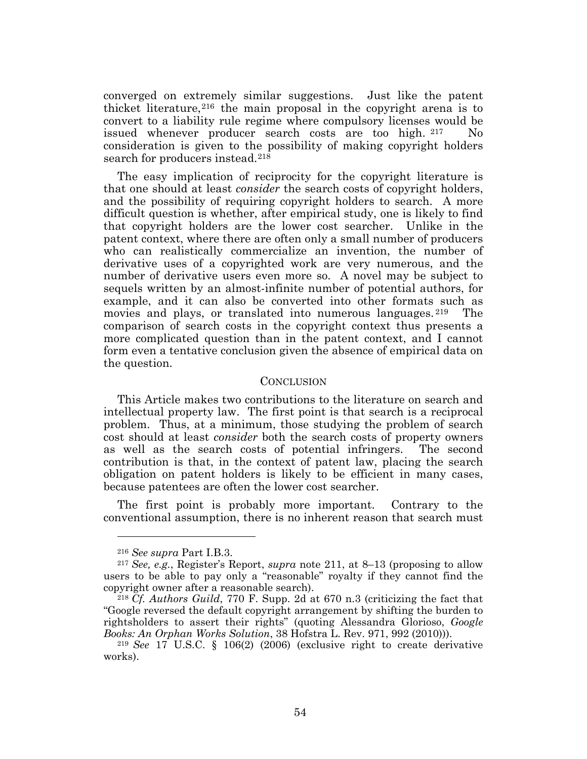converged on extremely similar suggestions. Just like the patent thicket literature,[216] the main proposal in the copyright arena is to convert to a liability rule regime where compulsory licenses would be issued whenever producer search costs are too high.[217] No consideration is given to the possibility of making copyright holders search for producers instead.[218]

The easy implication of reciprocity for the copyright literature is that one should at least *consider* the search costs of copyright holders, and the possibility of requiring copyright holders to search. A more difficult question is whether, after empirical study, one is likely to find that copyright holders are the lower cost searcher. Unlike in the patent context, where there are often only a small number of producers who can realistically commercialize an invention, the number of derivative uses of a copyrighted work are very numerous, and the number of derivative users even more so. A novel may be subject to sequels written by an almost-infinite number of potential authors, for example, and it can also be converted into other formats such as movies and plays, or translated into numerous languages.[219] The comparison of search costs in the copyright context thus presents a more complicated question than in the patent context, and I cannot form even a tentative conclusion given the absence of empirical data on the question.

## CONCLUSION

This Article makes two contributions to the literature on search and intellectual property law. The first point is that search is a reciprocal problem. Thus, at a minimum, those studying the problem of search cost should at least *consider* both the search costs of property owners as well as the search costs of potential infringers. The second contribution is that, in the context of patent law, placing the search obligation on patent holders is likely to be efficient in many cases, because patentees are often the lower cost searcher.

The first point is probably more important. Contrary to the conventional assumption, there is no inherent reason that search must

---

[216] *See supra* Part I.B.3.

[217] *See, e.g.*, Register's Report, *supra* note 211, at 8–13 (proposing to allow users to be able to pay only a "reasonable" royalty if they cannot find the copyright owner after a reasonable search).

[218] *Cf. Authors Guild*, 770 F. Supp. 2d at 670 n.3 (criticizing the fact that "Google reversed the default copyright arrangement by shifting the burden to rightsholders to assert their rights" (quoting Alessandra Glorioso, *Google Books: An Orphan Works Solution*, 38 Hofstra L. Rev. 971, 992 (2010))).

[219] *See* 17 U.S.C. § 106(2) (2006) (exclusive right to create derivative works).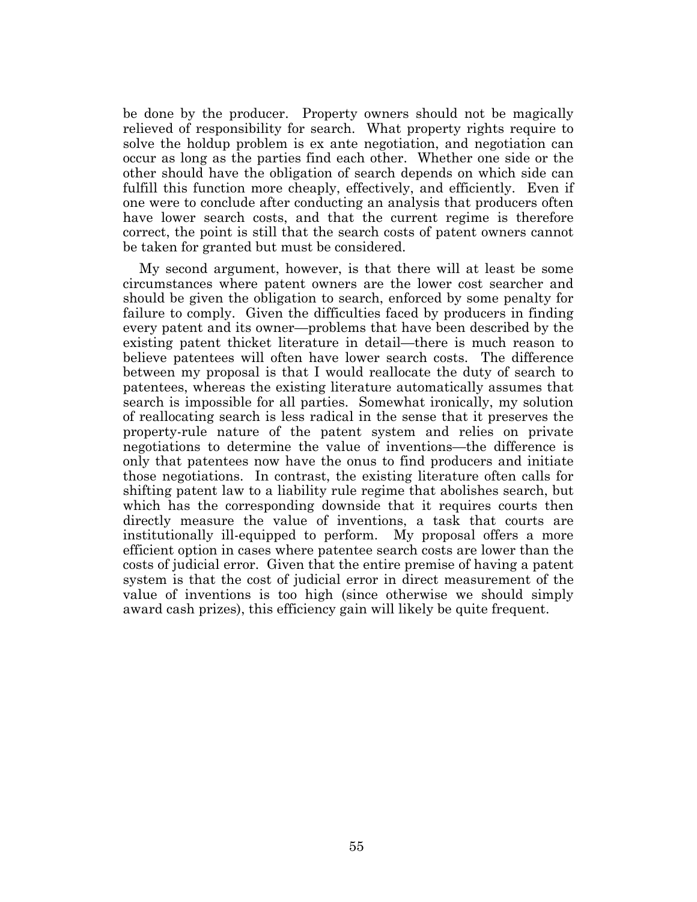be done by the producer. Property owners should not be magically relieved of responsibility for search. What property rights require to solve the holdup problem is ex ante negotiation, and negotiation can occur as long as the parties find each other. Whether one side or the other should have the obligation of search depends on which side can fulfill this function more cheaply, effectively, and efficiently. Even if one were to conclude after conducting an analysis that producers often have lower search costs, and that the current regime is therefore correct, the point is still that the search costs of patent owners cannot be taken for granted but must be considered.

My second argument, however, is that there will at least be some circumstances where patent owners are the lower cost searcher and should be given the obligation to search, enforced by some penalty for failure to comply. Given the difficulties faced by producers in finding every patent and its owner—problems that have been described by the existing patent thicket literature in detail—there is much reason to believe patentees will often have lower search costs. The difference between my proposal is that I would reallocate the duty of search to patentees, whereas the existing literature automatically assumes that search is impossible for all parties. Somewhat ironically, my solution of reallocating search is less radical in the sense that it preserves the property-rule nature of the patent system and relies on private negotiations to determine the value of inventions—the difference is only that patentees now have the onus to find producers and initiate those negotiations. In contrast, the existing literature often calls for shifting patent law to a liability rule regime that abolishes search, but which has the corresponding downside that it requires courts then directly measure the value of inventions, a task that courts are institutionally ill-equipped to perform. My proposal offers a more efficient option in cases where patentee search costs are lower than the costs of judicial error. Given that the entire premise of having a patent system is that the cost of judicial error in direct measurement of the value of inventions is too high (since otherwise we should simply award cash prizes), this efficiency gain will likely be quite frequent.